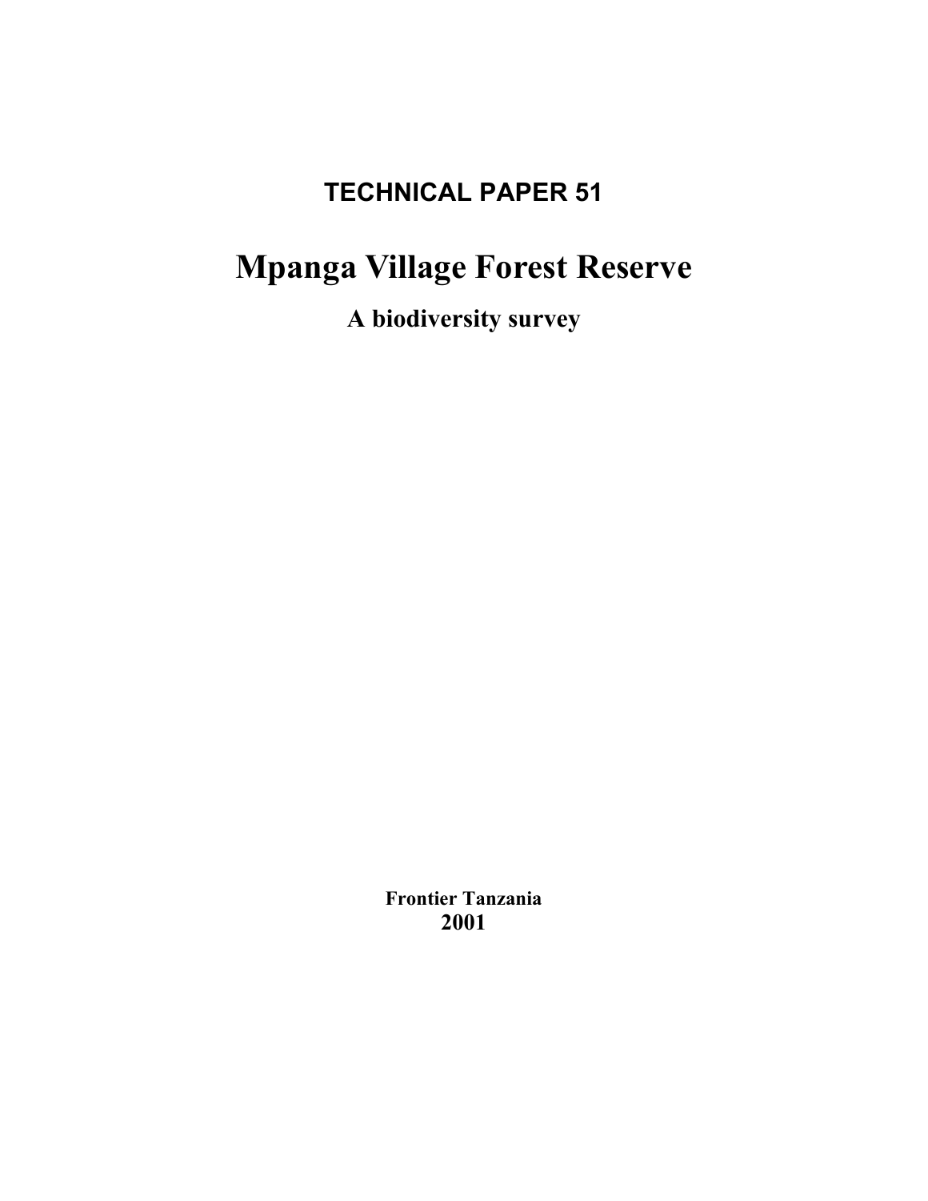**TECHNICAL PAPER 51**

# Mpanga Village Forest Reserve

## A biodiversity survey

**Frontier Tanzania**
**2001**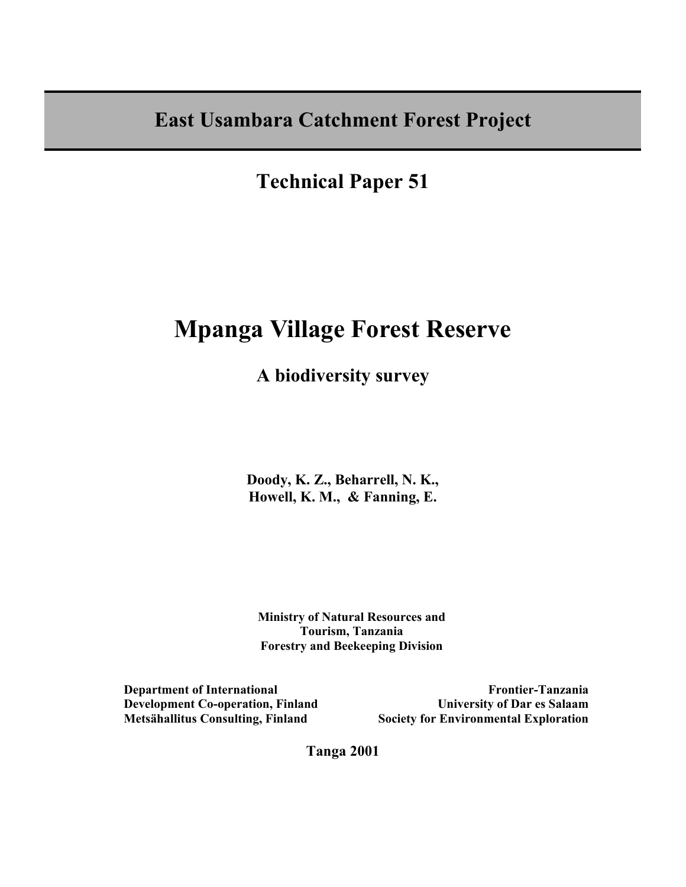# East Usambara Catchment Forest Project

## Technical Paper 51

# Mpanga Village Forest Reserve

## A biodiversity survey

**Doody, K. Z., Beharrell, N. K., Howell, K. M., & Fanning, E.**

**Ministry of Natural Resources and Tourism, Tanzania**
**Forestry and Beekeeping Division**

**Department of International Development Co-operation, Finland**
**Metsähallitus Consulting, Finland**

**Frontier-Tanzania**
**University of Dar es Salaam**
**Society for Environmental Exploration**

**Tanga 2001**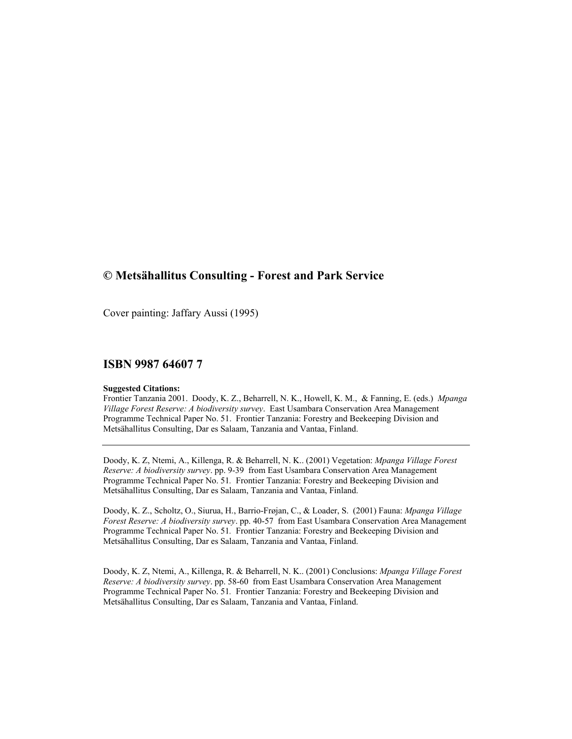**© Metsähallitus Consulting - Forest and Park Service**

Cover painting: Jaffary Aussi (1995)

**ISBN 9987 64607 7**

**Suggested Citations:**

Frontier Tanzania 2001. Doody, K. Z., Beharrell, N. K., Howell, K. M., & Fanning, E. (eds.) *Mpanga Village Forest Reserve: A biodiversity survey*. East Usambara Conservation Area Management Programme Technical Paper No. 51. Frontier Tanzania: Forestry and Beekeeping Division and Metsähallitus Consulting, Dar es Salaam, Tanzania and Vantaa, Finland.

---

Doody, K. Z, Ntemi, A., Killenga, R. & Beharrell, N. K.. (2001) Vegetation: *Mpanga Village Forest Reserve: A biodiversity survey*. pp. 9-39 from East Usambara Conservation Area Management Programme Technical Paper No. 51. Frontier Tanzania: Forestry and Beekeeping Division and Metsähallitus Consulting, Dar es Salaam, Tanzania and Vantaa, Finland.

Doody, K. Z., Scholtz, O., Siurua, H., Barrio-Frøjan, C., & Loader, S. (2001) Fauna: *Mpanga Village Forest Reserve: A biodiversity survey*. pp. 40-57 from East Usambara Conservation Area Management Programme Technical Paper No. 51. Frontier Tanzania: Forestry and Beekeeping Division and Metsähallitus Consulting, Dar es Salaam, Tanzania and Vantaa, Finland.

Doody, K. Z, Ntemi, A., Killenga, R. & Beharrell, N. K.. (2001) Conclusions: *Mpanga Village Forest Reserve: A biodiversity survey*. pp. 58-60 from East Usambara Conservation Area Management Programme Technical Paper No. 51. Frontier Tanzania: Forestry and Beekeeping Division and Metsähallitus Consulting, Dar es Salaam, Tanzania and Vantaa, Finland.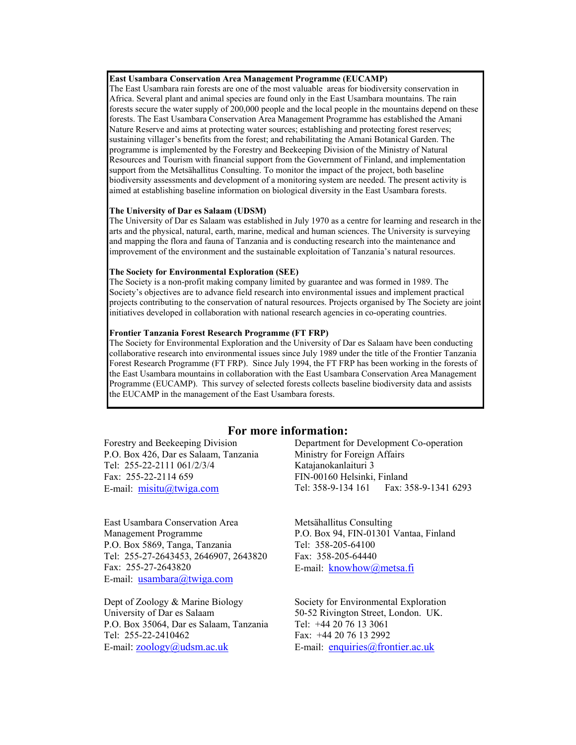**East Usambara Conservation Area Management Programme (EUCAMP)**
The East Usambara rain forests are one of the most valuable areas for biodiversity conservation in Africa. Several plant and animal species are found only in the East Usambara mountains. The rain forests secure the water supply of 200,000 people and the local people in the mountains depend on these forests. The East Usambara Conservation Area Management Programme has established the Amani Nature Reserve and aims at protecting water sources; establishing and protecting forest reserves; sustaining villager's benefits from the forest; and rehabilitating the Amani Botanical Garden. The programme is implemented by the Forestry and Beekeeping Division of the Ministry of Natural Resources and Tourism with financial support from the Government of Finland, and implementation support from the Metsähallitus Consulting. To monitor the impact of the project, both baseline biodiversity assessments and development of a monitoring system are needed. The present activity is aimed at establishing baseline information on biological diversity in the East Usambara forests.

**The University of Dar es Salaam (UDSM)**
The University of Dar es Salaam was established in July 1970 as a centre for learning and research in the arts and the physical, natural, earth, marine, medical and human sciences. The University is surveying and mapping the flora and fauna of Tanzania and is conducting research into the maintenance and improvement of the environment and the sustainable exploitation of Tanzania's natural resources.

**The Society for Environmental Exploration (SEE)**
The Society is a non-profit making company limited by guarantee and was formed in 1989. The Society's objectives are to advance field research into environmental issues and implement practical projects contributing to the conservation of natural resources. Projects organised by The Society are joint initiatives developed in collaboration with national research agencies in co-operating countries.

**Frontier Tanzania Forest Research Programme (FT FRP)**
The Society for Environmental Exploration and the University of Dar es Salaam have been conducting collaborative research into environmental issues since July 1989 under the title of the Frontier Tanzania Forest Research Programme (FT FRP). Since July 1994, the FT FRP has been working in the forests of the East Usambara mountains in collaboration with the East Usambara Conservation Area Management Programme (EUCAMP). This survey of selected forests collects baseline biodiversity data and assists the EUCAMP in the management of the East Usambara forests.

## For more information:

Forestry and Beekeeping Division
P.O. Box 426, Dar es Salaam, Tanzania
Tel: 255-22-2111 061/2/3/4
Fax: 255-22-2114 659
E-mail: misitu@twiga.com

Department for Development Co-operation
Ministry for Foreign Affairs
Katajanokanlaituri 3
FIN-00160 Helsinki, Finland
Tel: 358-9-134 161 Fax: 358-9-1341 6293

East Usambara Conservation Area Management Programme
P.O. Box 5869, Tanga, Tanzania
Tel: 255-27-2643453, 2646907, 2643820
Fax: 255-27-2643820
E-mail: usambara@twiga.com

Metsähallitus Consulting
P.O. Box 94, FIN-01301 Vantaa, Finland
Tel: 358-205-64100
Fax: 358-205-64440
E-mail: knowhow@metsa.fi

Dept of Zoology & Marine Biology
University of Dar es Salaam
P.O. Box 35064, Dar es Salaam, Tanzania
Tel: 255-22-2410462
E-mail: zoology@udsm.ac.uk

Society for Environmental Exploration
50-52 Rivington Street, London. UK.
Tel: +44 20 76 13 3061
Fax: +44 20 76 13 2992
E-mail: enquiries@frontier.ac.uk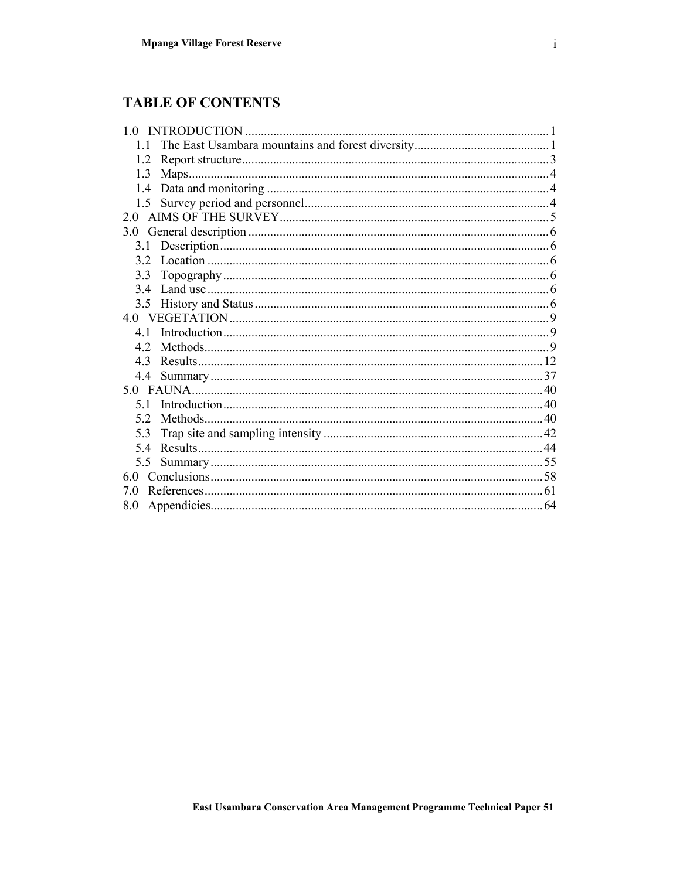# TABLE OF CONTENTS

1.0 INTRODUCTION ........................................................................................ 1
  1.1 The East Usambara mountains and forest diversity ........................................ 1
  1.2 Report structure ........................................................................................ 3
  1.3 Maps ........................................................................................................ 4
  1.4 Data and monitoring .................................................................................. 4
  1.5 Survey period and personnel ...................................................................... 4
2.0 AIMS OF THE SURVEY ................................................................................ 5
3.0 General description ........................................................................................ 6
  3.1 Description ................................................................................................ 6
  3.2 Location .................................................................................................... 6
  3.3 Topography ................................................................................................ 6
  3.4 Land use .................................................................................................... 6
  3.5 History and Status ...................................................................................... 6
4.0 VEGETATION ................................................................................................ 9
  4.1 Introduction ................................................................................................ 9
  4.2 Methods ..................................................................................................... 9
  4.3 Results ..................................................................................................... 12
  4.4 Summary .................................................................................................. 37
5.0 FAUNA ........................................................................................................ 40
  5.1 Introduction .............................................................................................. 40
  5.2 Methods ................................................................................................... 40
  5.3 Trap site and sampling intensity ................................................................ 42
  5.4 Results ..................................................................................................... 44
  5.5 Summary .................................................................................................. 55
6.0 Conclusions .................................................................................................. 58
7.0 References .................................................................................................... 61
8.0 Appendicies .................................................................................................. 64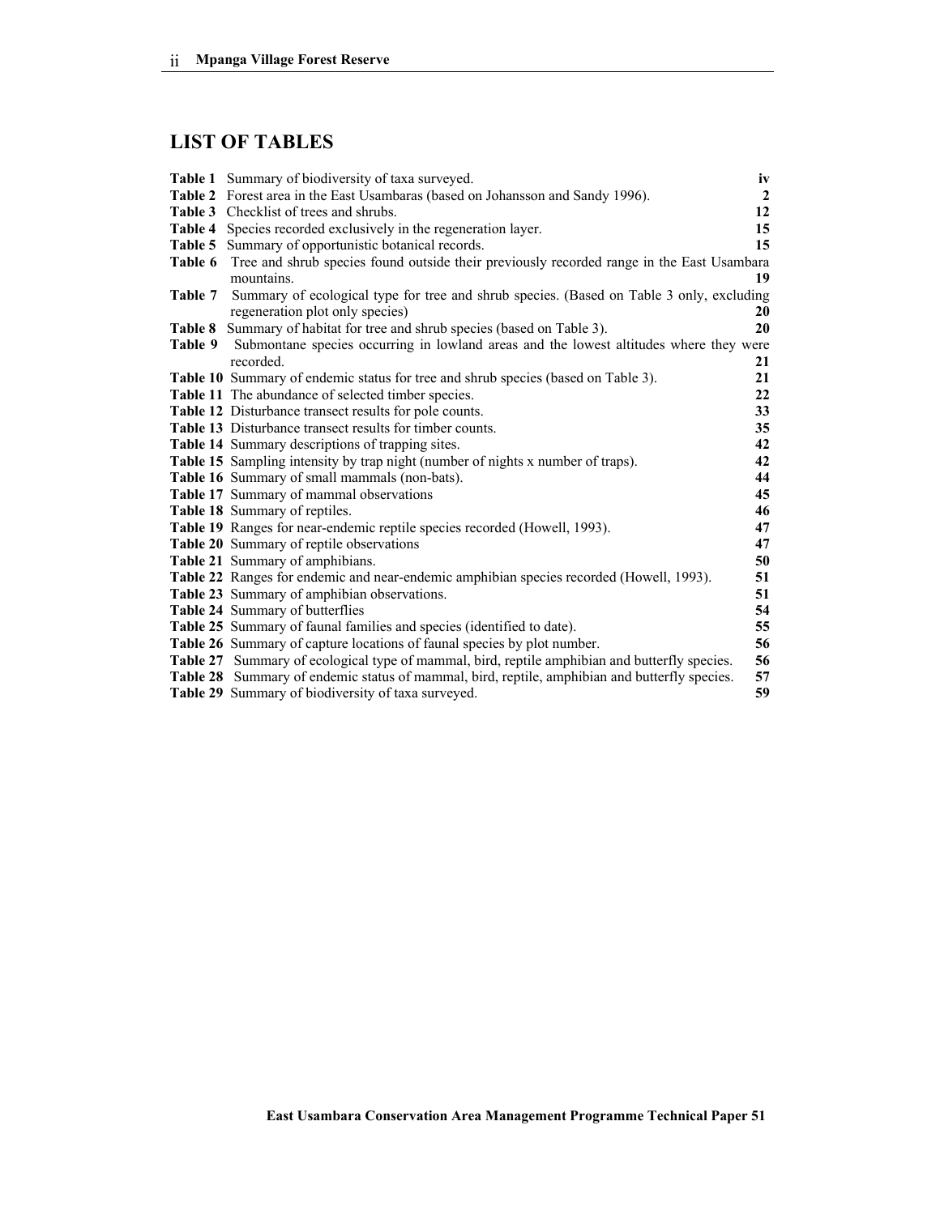## LIST OF TABLES

| | | |
|---|---|---|
| **Table 1** | Summary of biodiversity of taxa surveyed. | **iv** |
| **Table 2** | Forest area in the East Usambaras (based on Johansson and Sandy 1996). | **2** |
| **Table 3** | Checklist of trees and shrubs. | **12** |
| **Table 4** | Species recorded exclusively in the regeneration layer. | **15** |
| **Table 5** | Summary of opportunistic botanical records. | **15** |
| **Table 6** | Tree and shrub species found outside their previously recorded range in the East Usambara mountains. | **19** |
| **Table 7** | Summary of ecological type for tree and shrub species. (Based on Table 3 only, excluding regeneration plot only species) | **20** |
| **Table 8** | Summary of habitat for tree and shrub species (based on Table 3). | **20** |
| **Table 9** | Submontane species occurring in lowland areas and the lowest altitudes where they were recorded. | **21** |
| **Table 10** | Summary of endemic status for tree and shrub species (based on Table 3). | **21** |
| **Table 11** | The abundance of selected timber species. | **22** |
| **Table 12** | Disturbance transect results for pole counts. | **33** |
| **Table 13** | Disturbance transect results for timber counts. | **35** |
| **Table 14** | Summary descriptions of trapping sites. | **42** |
| **Table 15** | Sampling intensity by trap night (number of nights x number of traps). | **42** |
| **Table 16** | Summary of small mammals (non-bats). | **44** |
| **Table 17** | Summary of mammal observations | **45** |
| **Table 18** | Summary of reptiles. | **46** |
| **Table 19** | Ranges for near-endemic reptile species recorded (Howell, 1993). | **47** |
| **Table 20** | Summary of reptile observations | **47** |
| **Table 21** | Summary of amphibians. | **50** |
| **Table 22** | Ranges for endemic and near-endemic amphibian species recorded (Howell, 1993). | **51** |
| **Table 23** | Summary of amphibian observations. | **51** |
| **Table 24** | Summary of butterflies | **54** |
| **Table 25** | Summary of faunal families and species (identified to date). | **55** |
| **Table 26** | Summary of capture locations of faunal species by plot number. | **56** |
| **Table 27** | Summary of ecological type of mammal, bird, reptile amphibian and butterfly species. | **56** |
| **Table 28** | Summary of endemic status of mammal, bird, reptile, amphibian and butterfly species. | **57** |
| **Table 29** | Summary of biodiversity of taxa surveyed. | **59** |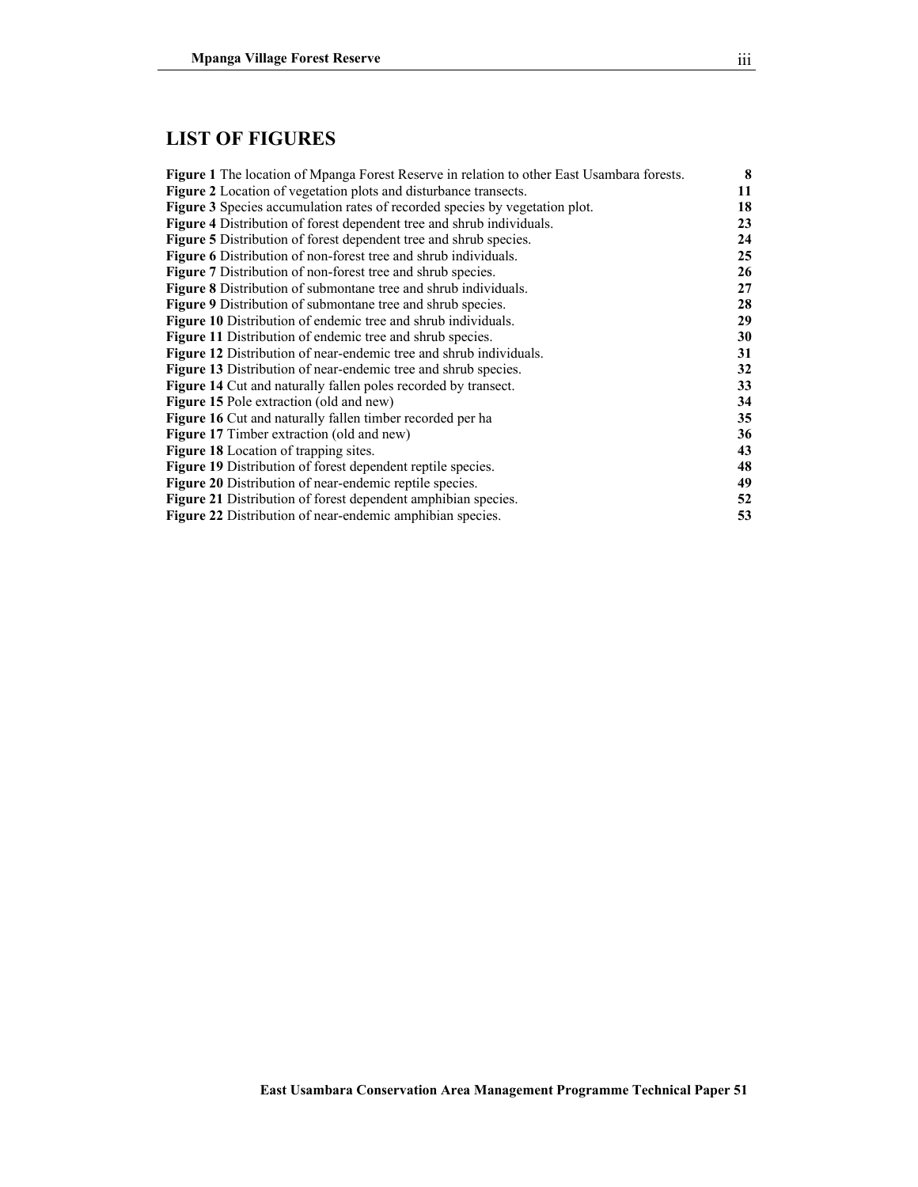## LIST OF FIGURES

**Figure 1** The location of Mpanga Forest Reserve in relation to other East Usambara forests. **8**
**Figure 2** Location of vegetation plots and disturbance transects. **11**
**Figure 3** Species accumulation rates of recorded species by vegetation plot. **18**
**Figure 4** Distribution of forest dependent tree and shrub individuals. **23**
**Figure 5** Distribution of forest dependent tree and shrub species. **24**
**Figure 6** Distribution of non-forest tree and shrub individuals. **25**
**Figure 7** Distribution of non-forest tree and shrub species. **26**
**Figure 8** Distribution of submontane tree and shrub individuals. **27**
**Figure 9** Distribution of submontane tree and shrub species. **28**
**Figure 10** Distribution of endemic tree and shrub individuals. **29**
**Figure 11** Distribution of endemic tree and shrub species. **30**
**Figure 12** Distribution of near-endemic tree and shrub individuals. **31**
**Figure 13** Distribution of near-endemic tree and shrub species. **32**
**Figure 14** Cut and naturally fallen poles recorded by transect. **33**
**Figure 15** Pole extraction (old and new) **34**
**Figure 16** Cut and naturally fallen timber recorded per ha **35**
**Figure 17** Timber extraction (old and new) **36**
**Figure 18** Location of trapping sites. **43**
**Figure 19** Distribution of forest dependent reptile species. **48**
**Figure 20** Distribution of near-endemic reptile species. **49**
**Figure 21** Distribution of forest dependent amphibian species. **52**
**Figure 22** Distribution of near-endemic amphibian species. **53**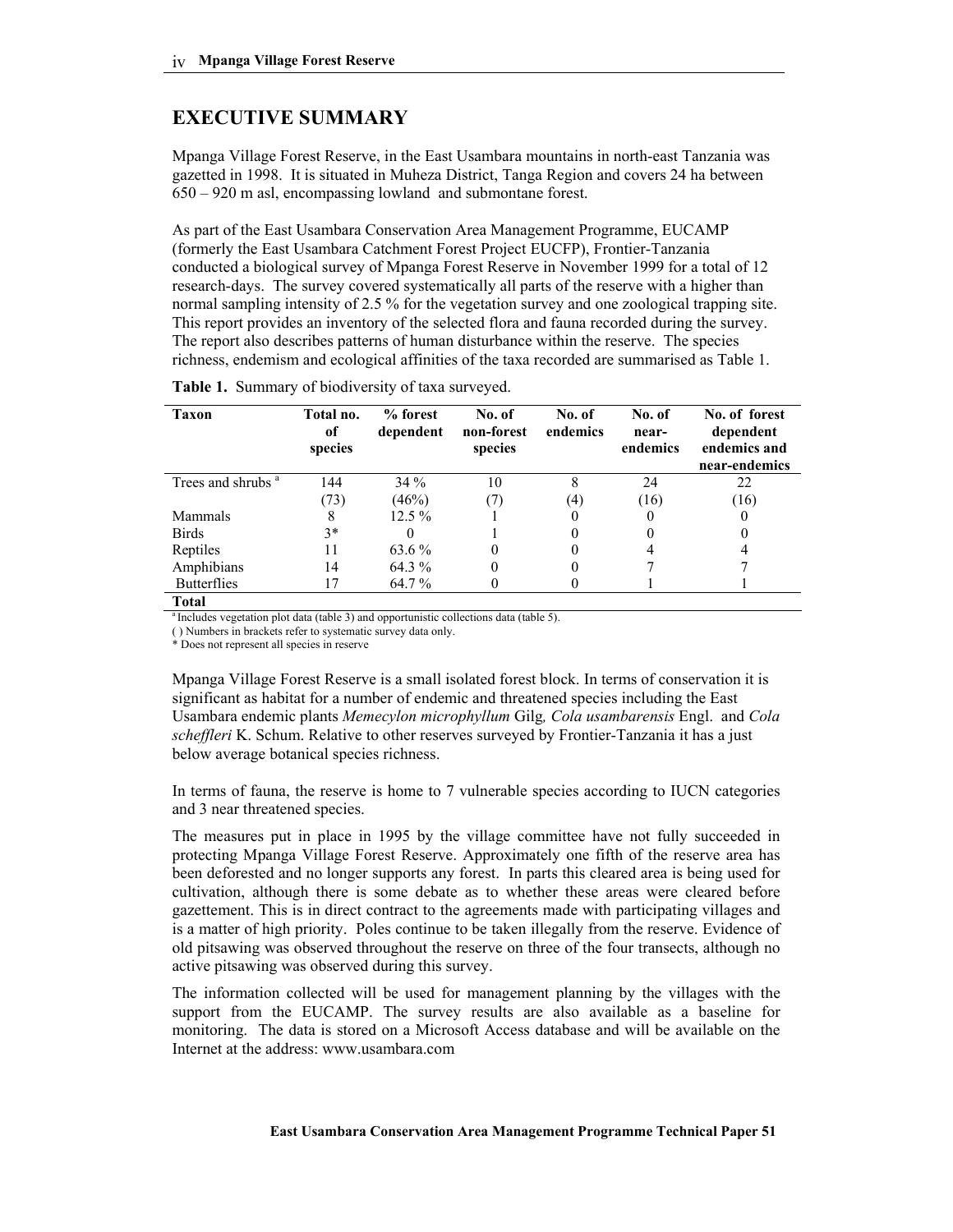# EXECUTIVE SUMMARY

Mpanga Village Forest Reserve, in the East Usambara mountains in north-east Tanzania was gazetted in 1998. It is situated in Muheza District, Tanga Region and covers 24 ha between 650 – 920 m asl, encompassing lowland and submontane forest.

As part of the East Usambara Conservation Area Management Programme, EUCAMP (formerly the East Usambara Catchment Forest Project EUCFP), Frontier-Tanzania conducted a biological survey of Mpanga Forest Reserve in November 1999 for a total of 12 research-days. The survey covered systematically all parts of the reserve with a higher than normal sampling intensity of 2.5 % for the vegetation survey and one zoological trapping site. This report provides an inventory of the selected flora and fauna recorded during the survey. The report also describes patterns of human disturbance within the reserve. The species richness, endemism and ecological affinities of the taxa recorded are summarised as Table 1.

**Table 1.** Summary of biodiversity of taxa surveyed.

| Taxon | Total no. of species | % forest dependent | No. of non-forest species | No. of endemics | No. of near-endemics | No. of forest dependent endemics and near-endemics |
|---|---|---|---|---|---|---|
| Trees and shrubs [a] | 144 | 34 % | 10 | 8 | 24 | 22 |
| | (73) | (46%) | (7) | (4) | (16) | (16) |
| Mammals | 8 | 12.5 % | 1 | 0 | 0 | 0 |
| Birds | 3* | 0 | 1 | 0 | 0 | 0 |
| Reptiles | 11 | 63.6 % | 0 | 0 | 4 | 4 |
| Amphibians | 14 | 64.3 % | 0 | 0 | 7 | 7 |
| Butterflies | 17 | 64.7 % | 0 | 0 | 1 | 1 |
| **Total** | | | | | | |

[a] Includes vegetation plot data (table 3) and opportunistic collections data (table 5).
( ) Numbers in brackets refer to systematic survey data only.
\* Does not represent all species in reserve

Mpanga Village Forest Reserve is a small isolated forest block. In terms of conservation it is significant as habitat for a number of endemic and threatened species including the East Usambara endemic plants *Memecylon microphyllum* Gilg*, Cola usambarensis* Engl. and *Cola scheffleri* K. Schum. Relative to other reserves surveyed by Frontier-Tanzania it has a just below average botanical species richness.

In terms of fauna, the reserve is home to 7 vulnerable species according to IUCN categories and 3 near threatened species.

The measures put in place in 1995 by the village committee have not fully succeeded in protecting Mpanga Village Forest Reserve. Approximately one fifth of the reserve area has been deforested and no longer supports any forest. In parts this cleared area is being used for cultivation, although there is some debate as to whether these areas were cleared before gazettement. This is in direct contract to the agreements made with participating villages and is a matter of high priority. Poles continue to be taken illegally from the reserve. Evidence of old pitsawing was observed throughout the reserve on three of the four transects, although no active pitsawing was observed during this survey.

The information collected will be used for management planning by the villages with the support from the EUCAMP. The survey results are also available as a baseline for monitoring. The data is stored on a Microsoft Access database and will be available on the Internet at the address: www.usambara.com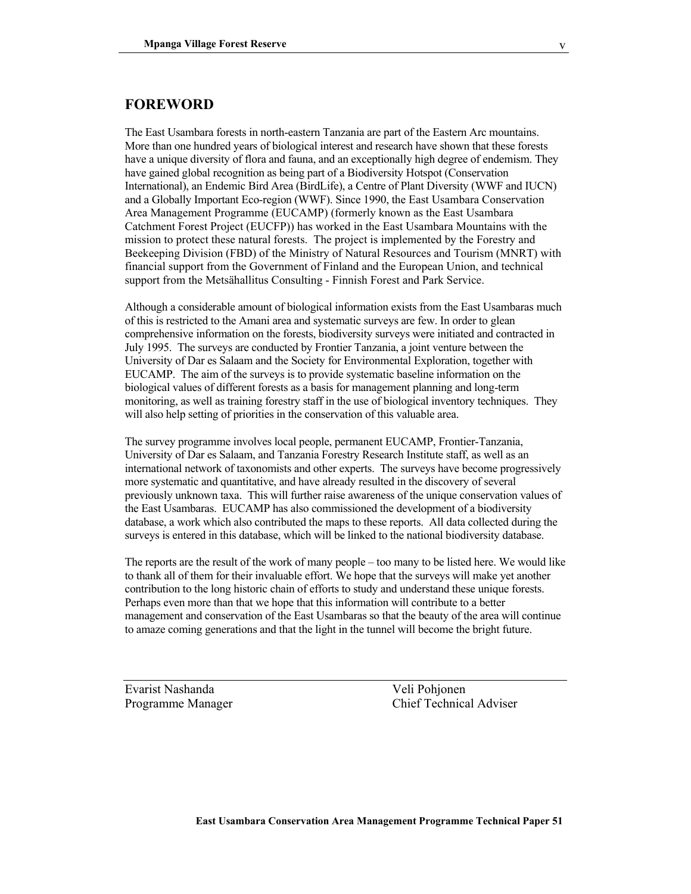## FOREWORD

The East Usambara forests in north-eastern Tanzania are part of the Eastern Arc mountains. More than one hundred years of biological interest and research have shown that these forests have a unique diversity of flora and fauna, and an exceptionally high degree of endemism. They have gained global recognition as being part of a Biodiversity Hotspot (Conservation International), an Endemic Bird Area (BirdLife), a Centre of Plant Diversity (WWF and IUCN) and a Globally Important Eco-region (WWF). Since 1990, the East Usambara Conservation Area Management Programme (EUCAMP) (formerly known as the East Usambara Catchment Forest Project (EUCFP)) has worked in the East Usambara Mountains with the mission to protect these natural forests. The project is implemented by the Forestry and Beekeeping Division (FBD) of the Ministry of Natural Resources and Tourism (MNRT) with financial support from the Government of Finland and the European Union, and technical support from the Metsähallitus Consulting - Finnish Forest and Park Service.

Although a considerable amount of biological information exists from the East Usambaras much of this is restricted to the Amani area and systematic surveys are few. In order to glean comprehensive information on the forests, biodiversity surveys were initiated and contracted in July 1995. The surveys are conducted by Frontier Tanzania, a joint venture between the University of Dar es Salaam and the Society for Environmental Exploration, together with EUCAMP. The aim of the surveys is to provide systematic baseline information on the biological values of different forests as a basis for management planning and long-term monitoring, as well as training forestry staff in the use of biological inventory techniques. They will also help setting of priorities in the conservation of this valuable area.

The survey programme involves local people, permanent EUCAMP, Frontier-Tanzania, University of Dar es Salaam, and Tanzania Forestry Research Institute staff, as well as an international network of taxonomists and other experts. The surveys have become progressively more systematic and quantitative, and have already resulted in the discovery of several previously unknown taxa. This will further raise awareness of the unique conservation values of the East Usambaras. EUCAMP has also commissioned the development of a biodiversity database, a work which also contributed the maps to these reports. All data collected during the surveys is entered in this database, which will be linked to the national biodiversity database.

The reports are the result of the work of many people – too many to be listed here. We would like to thank all of them for their invaluable effort. We hope that the surveys will make yet another contribution to the long historic chain of efforts to study and understand these unique forests. Perhaps even more than that we hope that this information will contribute to a better management and conservation of the East Usambaras so that the beauty of the area will continue to amaze coming generations and that the light in the tunnel will become the bright future.

| Evarist Nashanda | Veli Pohjonen |
| --- | --- |
| Programme Manager | Chief Technical Adviser |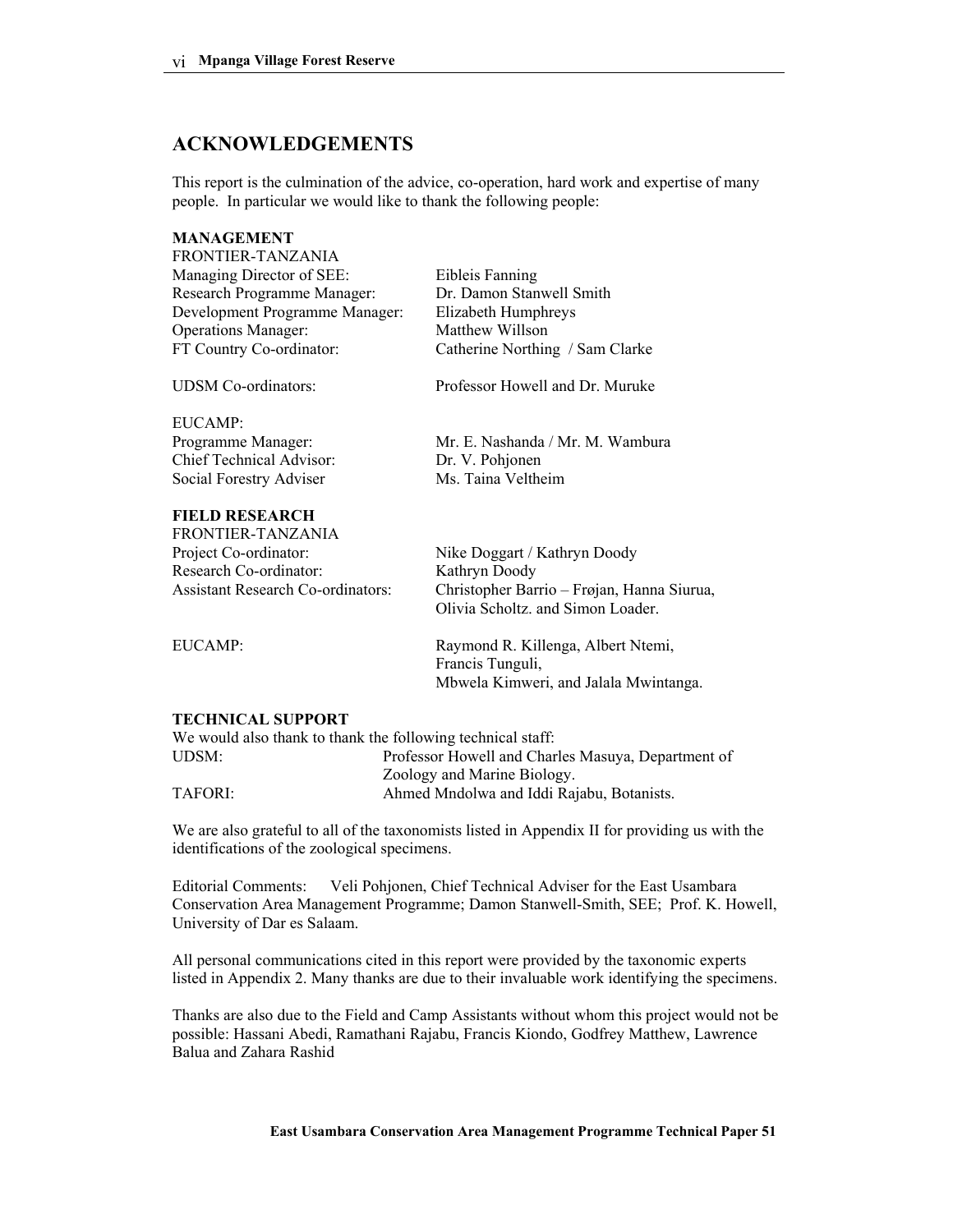## ACKNOWLEDGEMENTS

This report is the culmination of the advice, co-operation, hard work and expertise of many people. In particular we would like to thank the following people:

**MANAGEMENT**

FRONTIER-TANZANIA

| | |
|---|---|
| Managing Director of SEE: | Eibleis Fanning |
| Research Programme Manager: | Dr. Damon Stanwell Smith |
| Development Programme Manager: | Elizabeth Humphreys |
| Operations Manager: | Matthew Willson |
| FT Country Co-ordinator: | Catherine Northing / Sam Clarke |
| UDSM Co-ordinators: | Professor Howell and Dr. Muruke |

EUCAMP:

| | |
|---|---|
| Programme Manager: | Mr. E. Nashanda / Mr. M. Wambura |
| Chief Technical Advisor: | Dr. V. Pohjonen |
| Social Forestry Adviser | Ms. Taina Veltheim |

**FIELD RESEARCH**

FRONTIER-TANZANIA

| | |
|---|---|
| Project Co-ordinator: | Nike Doggart / Kathryn Doody |
| Research Co-ordinator: | Kathryn Doody |
| Assistant Research Co-ordinators: | Christopher Barrio – Frøjan, Hanna Siurua, Olivia Scholtz. and Simon Loader. |
| EUCAMP: | Raymond R. Killenga, Albert Ntemi, Francis Tunguli, Mbwela Kimweri, and Jalala Mwintanga. |

**TECHNICAL SUPPORT**

We would also thank to thank the following technical staff:

| | |
|---|---|
| UDSM: | Professor Howell and Charles Masuya, Department of Zoology and Marine Biology. |
| TAFORI: | Ahmed Mndolwa and Iddi Rajabu, Botanists. |

We are also grateful to all of the taxonomists listed in Appendix II for providing us with the identifications of the zoological specimens.

Editorial Comments: Veli Pohjonen, Chief Technical Adviser for the East Usambara Conservation Area Management Programme; Damon Stanwell-Smith, SEE; Prof. K. Howell, University of Dar es Salaam.

All personal communications cited in this report were provided by the taxonomic experts listed in Appendix 2. Many thanks are due to their invaluable work identifying the specimens.

Thanks are also due to the Field and Camp Assistants without whom this project would not be possible: Hassani Abedi, Ramathani Rajabu, Francis Kiondo, Godfrey Matthew, Lawrence Balua and Zahara Rashid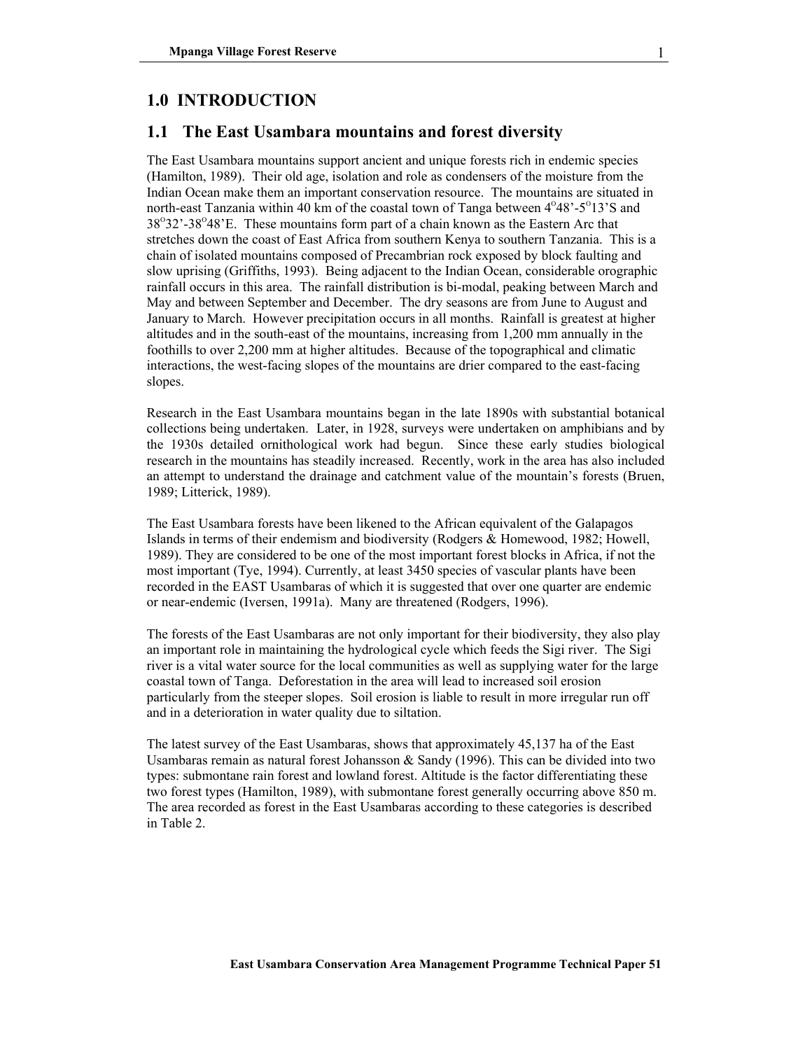# 1.0 INTRODUCTION

## 1.1 The East Usambara mountains and forest diversity

The East Usambara mountains support ancient and unique forests rich in endemic species (Hamilton, 1989). Their old age, isolation and role as condensers of the moisture from the Indian Ocean make them an important conservation resource. The mountains are situated in north-east Tanzania within 40 km of the coastal town of Tanga between 4°48'-5°13'S and 38°32'-38°48'E. These mountains form part of a chain known as the Eastern Arc that stretches down the coast of East Africa from southern Kenya to southern Tanzania. This is a chain of isolated mountains composed of Precambrian rock exposed by block faulting and slow uprising (Griffiths, 1993). Being adjacent to the Indian Ocean, considerable orographic rainfall occurs in this area. The rainfall distribution is bi-modal, peaking between March and May and between September and December. The dry seasons are from June to August and January to March. However precipitation occurs in all months. Rainfall is greatest at higher altitudes and in the south-east of the mountains, increasing from 1,200 mm annually in the foothills to over 2,200 mm at higher altitudes. Because of the topographical and climatic interactions, the west-facing slopes of the mountains are drier compared to the east-facing slopes.

Research in the East Usambara mountains began in the late 1890s with substantial botanical collections being undertaken. Later, in 1928, surveys were undertaken on amphibians and by the 1930s detailed ornithological work had begun. Since these early studies biological research in the mountains has steadily increased. Recently, work in the area has also included an attempt to understand the drainage and catchment value of the mountain's forests (Bruen, 1989; Litterick, 1989).

The East Usambara forests have been likened to the African equivalent of the Galapagos Islands in terms of their endemism and biodiversity (Rodgers & Homewood, 1982; Howell, 1989). They are considered to be one of the most important forest blocks in Africa, if not the most important (Tye, 1994). Currently, at least 3450 species of vascular plants have been recorded in the EAST Usambaras of which it is suggested that over one quarter are endemic or near-endemic (Iversen, 1991a). Many are threatened (Rodgers, 1996).

The forests of the East Usambaras are not only important for their biodiversity, they also play an important role in maintaining the hydrological cycle which feeds the Sigi river. The Sigi river is a vital water source for the local communities as well as supplying water for the large coastal town of Tanga. Deforestation in the area will lead to increased soil erosion particularly from the steeper slopes. Soil erosion is liable to result in more irregular run off and in a deterioration in water quality due to siltation.

The latest survey of the East Usambaras, shows that approximately 45,137 ha of the East Usambaras remain as natural forest Johansson & Sandy (1996). This can be divided into two types: submontane rain forest and lowland forest. Altitude is the factor differentiating these two forest types (Hamilton, 1989), with submontane forest generally occurring above 850 m. The area recorded as forest in the East Usambaras according to these categories is described in Table 2.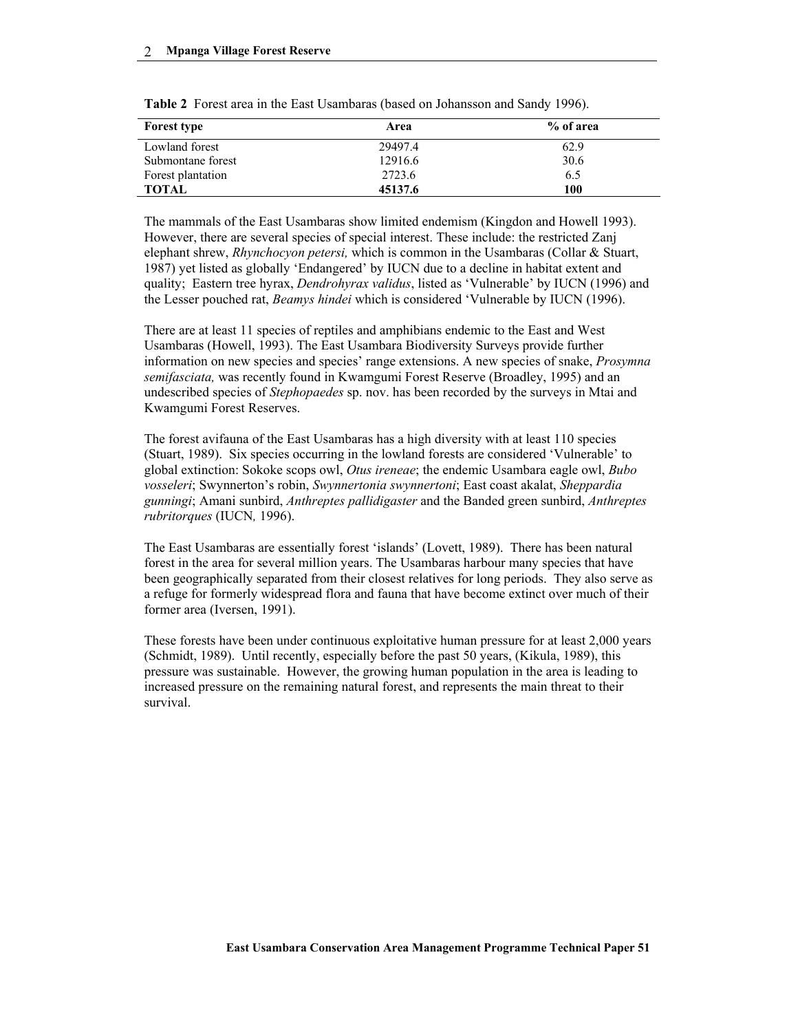**Table 2** Forest area in the East Usambaras (based on Johansson and Sandy 1996).

| Forest type | Area | % of area |
|---|---|---|
| Lowland forest | 29497.4 | 62.9 |
| Submontane forest | 12916.6 | 30.6 |
| Forest plantation | 2723.6 | 6.5 |
| **TOTAL** | **45137.6** | **100** |

The mammals of the East Usambaras show limited endemism (Kingdon and Howell 1993). However, there are several species of special interest. These include: the restricted Zanj elephant shrew, *Rhynchocyon petersi,* which is common in the Usambaras (Collar & Stuart, 1987) yet listed as globally 'Endangered' by IUCN due to a decline in habitat extent and quality; Eastern tree hyrax, *Dendrohyrax validus*, listed as 'Vulnerable' by IUCN (1996) and the Lesser pouched rat, *Beamys hindei* which is considered 'Vulnerable by IUCN (1996).

There are at least 11 species of reptiles and amphibians endemic to the East and West Usambaras (Howell, 1993). The East Usambara Biodiversity Surveys provide further information on new species and species' range extensions. A new species of snake, *Prosymna semifasciata,* was recently found in Kwamgumi Forest Reserve (Broadley, 1995) and an undescribed species of *Stephopaedes* sp. nov. has been recorded by the surveys in Mtai and Kwamgumi Forest Reserves.

The forest avifauna of the East Usambaras has a high diversity with at least 110 species (Stuart, 1989). Six species occurring in the lowland forests are considered 'Vulnerable' to global extinction: Sokoke scops owl, *Otus ireneae*; the endemic Usambara eagle owl, *Bubo vosseleri*; Swynnerton's robin, *Swynnertonia swynnertoni*; East coast akalat, *Sheppardia gunningi*; Amani sunbird, *Anthreptes pallidigaster* and the Banded green sunbird, *Anthreptes rubritorques* (IUCN*,* 1996).

The East Usambaras are essentially forest 'islands' (Lovett, 1989). There has been natural forest in the area for several million years. The Usambaras harbour many species that have been geographically separated from their closest relatives for long periods. They also serve as a refuge for formerly widespread flora and fauna that have become extinct over much of their former area (Iversen, 1991).

These forests have been under continuous exploitative human pressure for at least 2,000 years (Schmidt, 1989). Until recently, especially before the past 50 years, (Kikula, 1989), this pressure was sustainable. However, the growing human population in the area is leading to increased pressure on the remaining natural forest, and represents the main threat to their survival.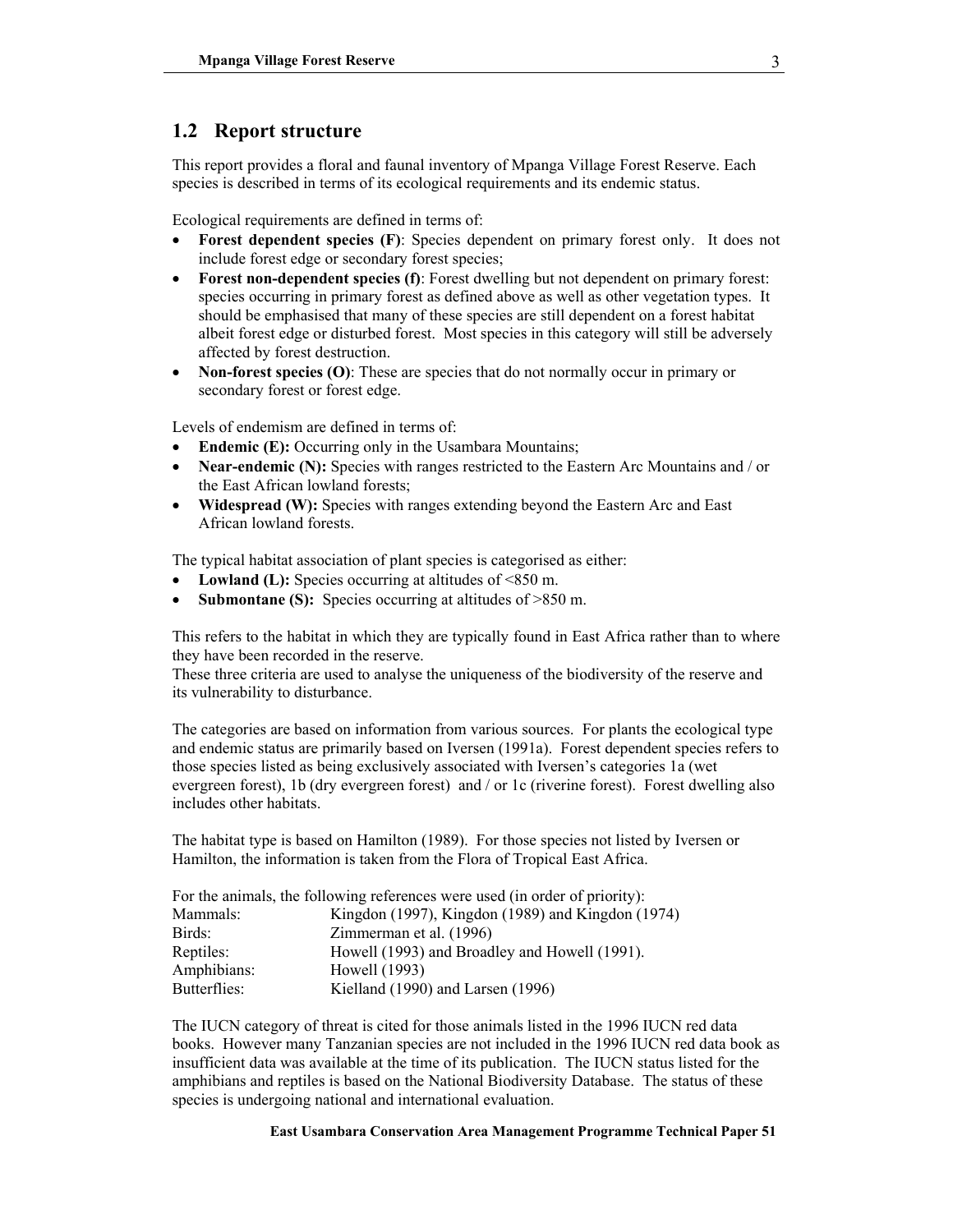## 1.2 Report structure

This report provides a floral and faunal inventory of Mpanga Village Forest Reserve. Each species is described in terms of its ecological requirements and its endemic status.

Ecological requirements are defined in terms of:

- **Forest dependent species (F)**: Species dependent on primary forest only. It does not include forest edge or secondary forest species;
- **Forest non-dependent species (f)**: Forest dwelling but not dependent on primary forest: species occurring in primary forest as defined above as well as other vegetation types. It should be emphasised that many of these species are still dependent on a forest habitat albeit forest edge or disturbed forest. Most species in this category will still be adversely affected by forest destruction.
- **Non-forest species (O)**: These are species that do not normally occur in primary or secondary forest or forest edge.

Levels of endemism are defined in terms of:

- **Endemic (E):** Occurring only in the Usambara Mountains;
- **Near-endemic (N):** Species with ranges restricted to the Eastern Arc Mountains and / or the East African lowland forests;
- **Widespread (W):** Species with ranges extending beyond the Eastern Arc and East African lowland forests.

The typical habitat association of plant species is categorised as either:

- **Lowland (L):** Species occurring at altitudes of <850 m.
- **Submontane (S):** Species occurring at altitudes of >850 m.

This refers to the habitat in which they are typically found in East Africa rather than to where they have been recorded in the reserve.
These three criteria are used to analyse the uniqueness of the biodiversity of the reserve and its vulnerability to disturbance.

The categories are based on information from various sources. For plants the ecological type and endemic status are primarily based on Iversen (1991a). Forest dependent species refers to those species listed as being exclusively associated with Iversen's categories 1a (wet evergreen forest), 1b (dry evergreen forest) and / or 1c (riverine forest). Forest dwelling also includes other habitats.

The habitat type is based on Hamilton (1989). For those species not listed by Iversen or Hamilton, the information is taken from the Flora of Tropical East Africa.

For the animals, the following references were used (in order of priority):

| | |
|---|---|
| Mammals: | Kingdon (1997), Kingdon (1989) and Kingdon (1974) |
| Birds: | Zimmerman et al. (1996) |
| Reptiles: | Howell (1993) and Broadley and Howell (1991). |
| Amphibians: | Howell (1993) |
| Butterflies: | Kielland (1990) and Larsen (1996) |

The IUCN category of threat is cited for those animals listed in the 1996 IUCN red data books. However many Tanzanian species are not included in the 1996 IUCN red data book as insufficient data was available at the time of its publication. The IUCN status listed for the amphibians and reptiles is based on the National Biodiversity Database. The status of these species is undergoing national and international evaluation.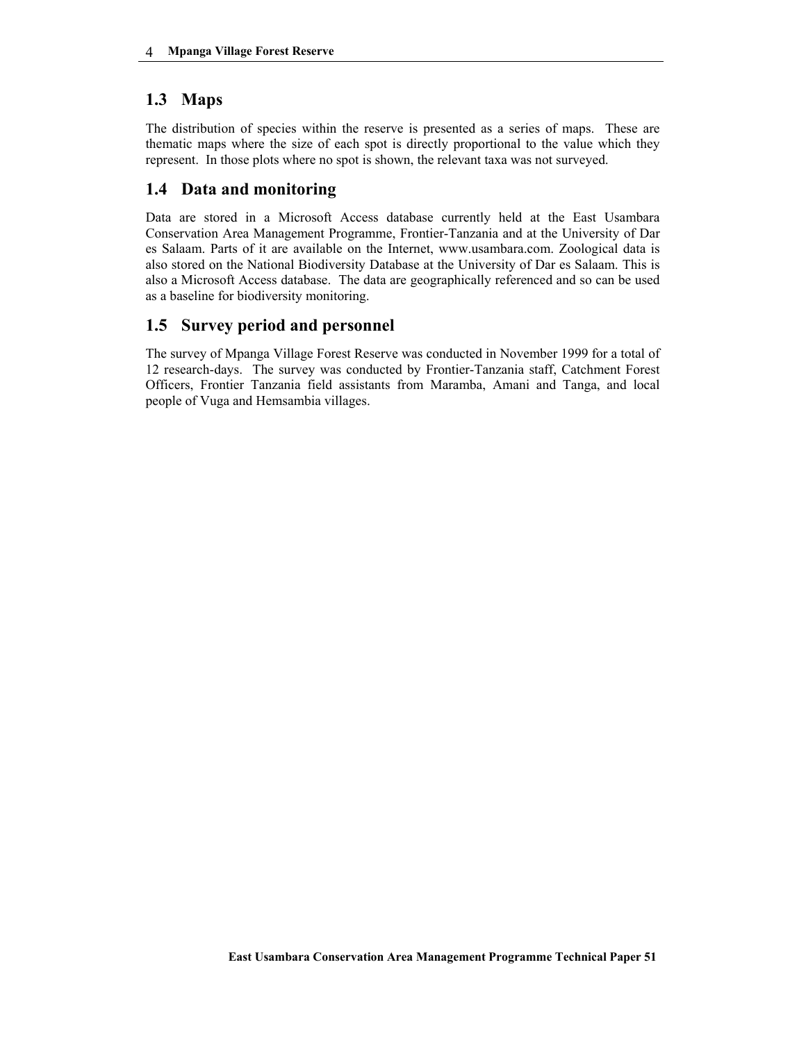## 1.3 Maps

The distribution of species within the reserve is presented as a series of maps. These are thematic maps where the size of each spot is directly proportional to the value which they represent. In those plots where no spot is shown, the relevant taxa was not surveyed.

## 1.4 Data and monitoring

Data are stored in a Microsoft Access database currently held at the East Usambara Conservation Area Management Programme, Frontier-Tanzania and at the University of Dar es Salaam. Parts of it are available on the Internet, www.usambara.com. Zoological data is also stored on the National Biodiversity Database at the University of Dar es Salaam. This is also a Microsoft Access database. The data are geographically referenced and so can be used as a baseline for biodiversity monitoring.

## 1.5 Survey period and personnel

The survey of Mpanga Village Forest Reserve was conducted in November 1999 for a total of 12 research-days. The survey was conducted by Frontier-Tanzania staff, Catchment Forest Officers, Frontier Tanzania field assistants from Maramba, Amani and Tanga, and local people of Vuga and Hemsambia villages.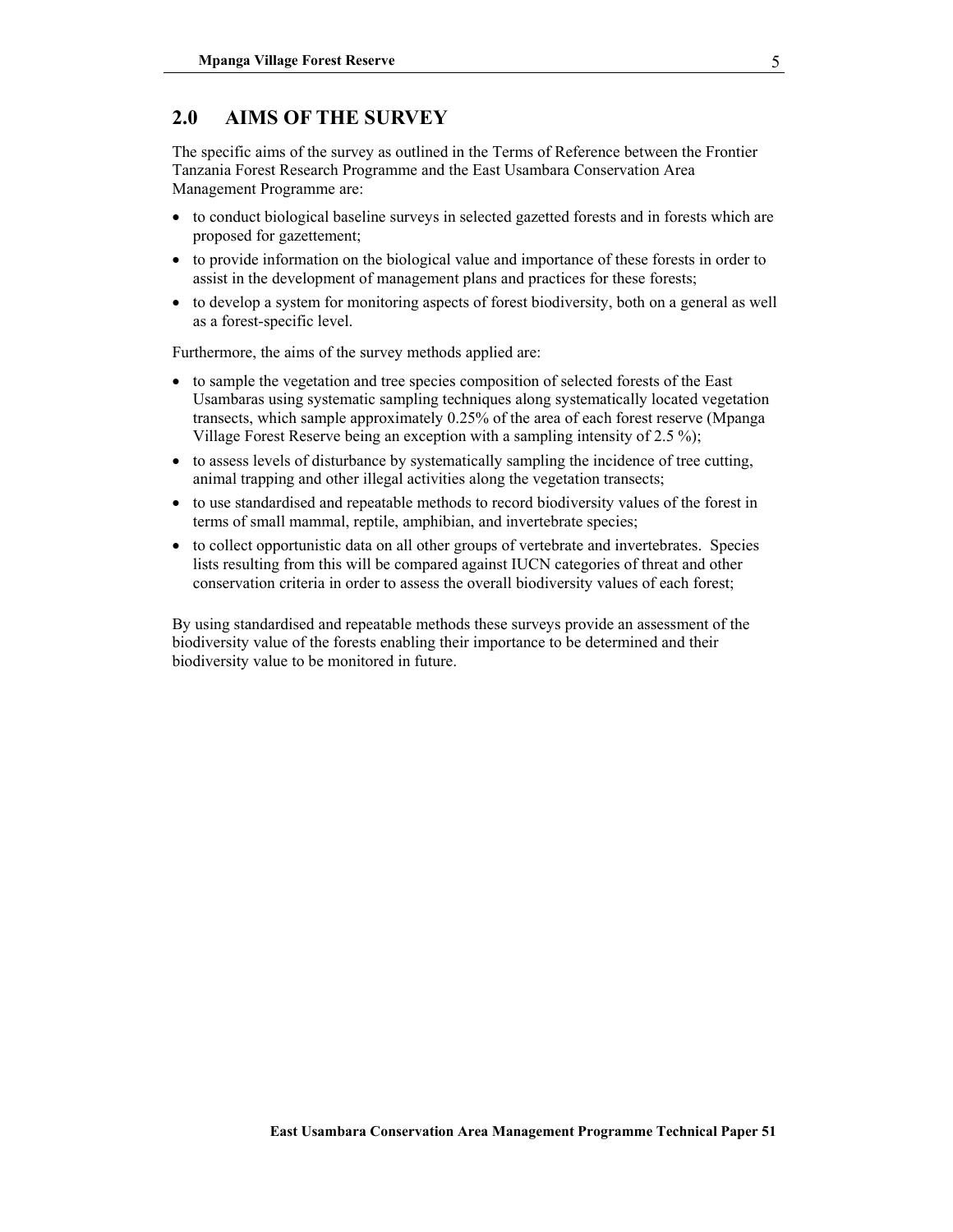## 2.0 AIMS OF THE SURVEY

The specific aims of the survey as outlined in the Terms of Reference between the Frontier Tanzania Forest Research Programme and the East Usambara Conservation Area Management Programme are:

- to conduct biological baseline surveys in selected gazetted forests and in forests which are proposed for gazettement;
- to provide information on the biological value and importance of these forests in order to assist in the development of management plans and practices for these forests;
- to develop a system for monitoring aspects of forest biodiversity, both on a general as well as a forest-specific level.

Furthermore, the aims of the survey methods applied are:

- to sample the vegetation and tree species composition of selected forests of the East Usambaras using systematic sampling techniques along systematically located vegetation transects, which sample approximately 0.25% of the area of each forest reserve (Mpanga Village Forest Reserve being an exception with a sampling intensity of 2.5 %);
- to assess levels of disturbance by systematically sampling the incidence of tree cutting, animal trapping and other illegal activities along the vegetation transects;
- to use standardised and repeatable methods to record biodiversity values of the forest in terms of small mammal, reptile, amphibian, and invertebrate species;
- to collect opportunistic data on all other groups of vertebrate and invertebrates. Species lists resulting from this will be compared against IUCN categories of threat and other conservation criteria in order to assess the overall biodiversity values of each forest;

By using standardised and repeatable methods these surveys provide an assessment of the biodiversity value of the forests enabling their importance to be determined and their biodiversity value to be monitored in future.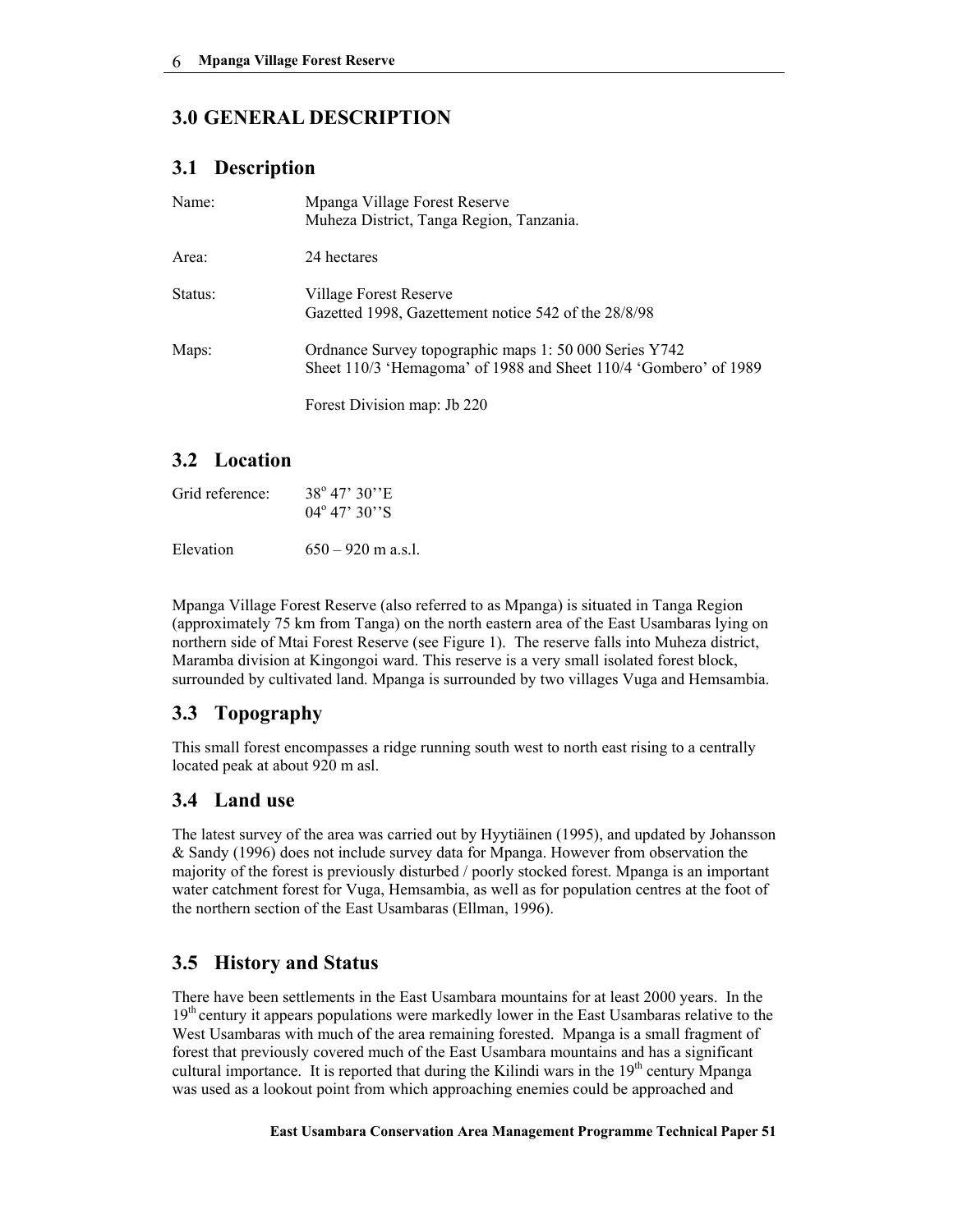## 3.0 GENERAL DESCRIPTION

### 3.1 Description

| | |
|---|---|
| Name: | Mpanga Village Forest Reserve<br>Muheza District, Tanga Region, Tanzania. |
| Area: | 24 hectares |
| Status: | Village Forest Reserve<br>Gazetted 1998, Gazettement notice 542 of the 28/8/98 |
| Maps: | Ordnance Survey topographic maps 1: 50 000 Series Y742<br>Sheet 110/3 'Hemagoma' of 1988 and Sheet 110/4 'Gombero' of 1989<br><br>Forest Division map: Jb 220 |

### 3.2 Location

| | |
|---|---|
| Grid reference: | 38° 47' 30''E<br>04° 47' 30''S |
| Elevation | 650 – 920 m a.s.l. |

Mpanga Village Forest Reserve (also referred to as Mpanga) is situated in Tanga Region (approximately 75 km from Tanga) on the north eastern area of the East Usambaras lying on northern side of Mtai Forest Reserve (see Figure 1). The reserve falls into Muheza district, Maramba division at Kingongoi ward. This reserve is a very small isolated forest block, surrounded by cultivated land. Mpanga is surrounded by two villages Vuga and Hemsambia.

### 3.3 Topography

This small forest encompasses a ridge running south west to north east rising to a centrally located peak at about 920 m asl.

### 3.4 Land use

The latest survey of the area was carried out by Hyytiäinen (1995), and updated by Johansson & Sandy (1996) does not include survey data for Mpanga. However from observation the majority of the forest is previously disturbed / poorly stocked forest. Mpanga is an important water catchment forest for Vuga, Hemsambia, as well as for population centres at the foot of the northern section of the East Usambaras (Ellman, 1996).

### 3.5 History and Status

There have been settlements in the East Usambara mountains for at least 2000 years. In the 19th century it appears populations were markedly lower in the East Usambaras relative to the West Usambaras with much of the area remaining forested. Mpanga is a small fragment of forest that previously covered much of the East Usambara mountains and has a significant cultural importance. It is reported that during the Kilindi wars in the 19th century Mpanga was used as a lookout point from which approaching enemies could be approached and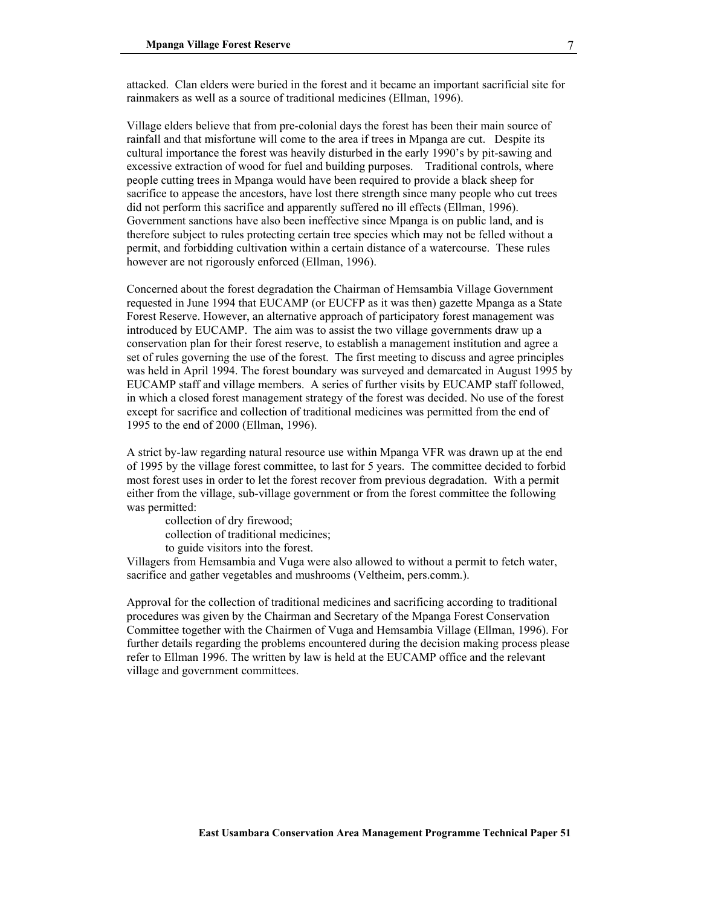attacked. Clan elders were buried in the forest and it became an important sacrificial site for rainmakers as well as a source of traditional medicines (Ellman, 1996).

Village elders believe that from pre-colonial days the forest has been their main source of rainfall and that misfortune will come to the area if trees in Mpanga are cut. Despite its cultural importance the forest was heavily disturbed in the early 1990's by pit-sawing and excessive extraction of wood for fuel and building purposes. Traditional controls, where people cutting trees in Mpanga would have been required to provide a black sheep for sacrifice to appease the ancestors, have lost there strength since many people who cut trees did not perform this sacrifice and apparently suffered no ill effects (Ellman, 1996). Government sanctions have also been ineffective since Mpanga is on public land, and is therefore subject to rules protecting certain tree species which may not be felled without a permit, and forbidding cultivation within a certain distance of a watercourse. These rules however are not rigorously enforced (Ellman, 1996).

Concerned about the forest degradation the Chairman of Hemsambia Village Government requested in June 1994 that EUCAMP (or EUCFP as it was then) gazette Mpanga as a State Forest Reserve. However, an alternative approach of participatory forest management was introduced by EUCAMP. The aim was to assist the two village governments draw up a conservation plan for their forest reserve, to establish a management institution and agree a set of rules governing the use of the forest. The first meeting to discuss and agree principles was held in April 1994. The forest boundary was surveyed and demarcated in August 1995 by EUCAMP staff and village members. A series of further visits by EUCAMP staff followed, in which a closed forest management strategy of the forest was decided. No use of the forest except for sacrifice and collection of traditional medicines was permitted from the end of 1995 to the end of 2000 (Ellman, 1996).

A strict by-law regarding natural resource use within Mpanga VFR was drawn up at the end of 1995 by the village forest committee, to last for 5 years. The committee decided to forbid most forest uses in order to let the forest recover from previous degradation. With a permit either from the village, sub-village government or from the forest committee the following was permitted:

- collection of dry firewood;
- collection of traditional medicines;
- to guide visitors into the forest.

Villagers from Hemsambia and Vuga were also allowed to without a permit to fetch water, sacrifice and gather vegetables and mushrooms (Veltheim, pers.comm.).

Approval for the collection of traditional medicines and sacrificing according to traditional procedures was given by the Chairman and Secretary of the Mpanga Forest Conservation Committee together with the Chairmen of Vuga and Hemsambia Village (Ellman, 1996). For further details regarding the problems encountered during the decision making process please refer to Ellman 1996. The written by law is held at the EUCAMP office and the relevant village and government committees.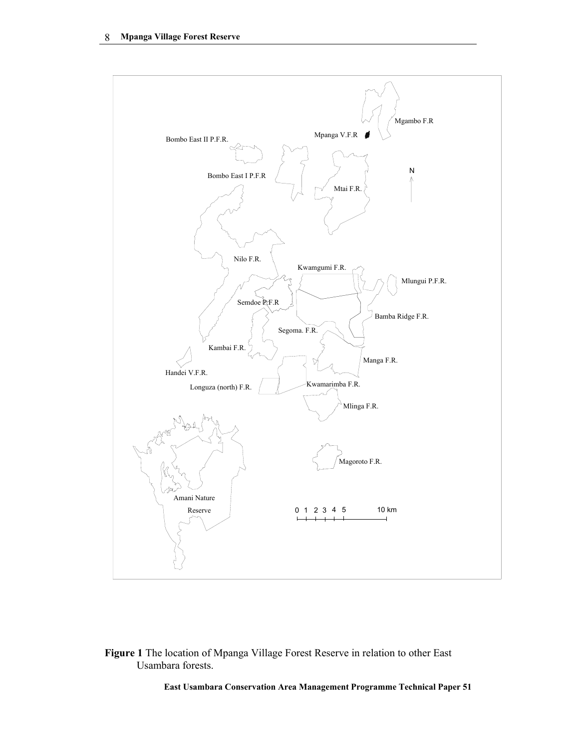**Figure 1** The location of Mpanga Village Forest Reserve in relation to other East Usambara forests.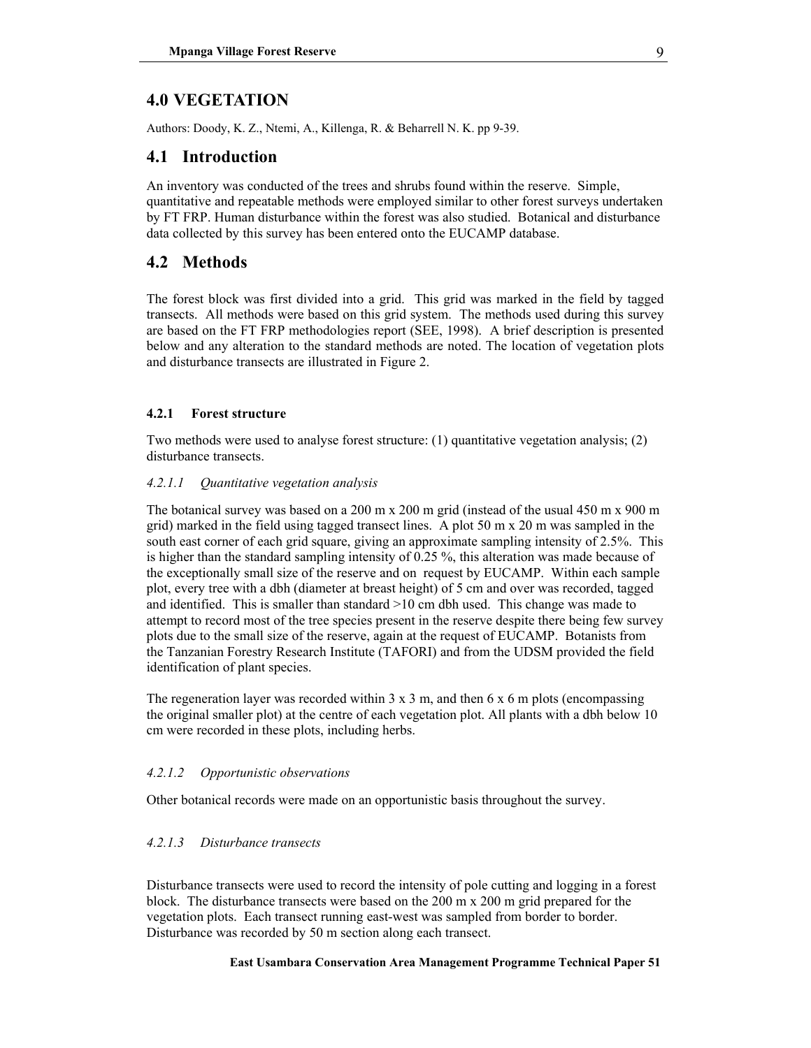# 4.0 VEGETATION

Authors: Doody, K. Z., Ntemi, A., Killenga, R. & Beharrell N. K. pp 9-39.

## 4.1 Introduction

An inventory was conducted of the trees and shrubs found within the reserve. Simple, quantitative and repeatable methods were employed similar to other forest surveys undertaken by FT FRP. Human disturbance within the forest was also studied. Botanical and disturbance data collected by this survey has been entered onto the EUCAMP database.

## 4.2 Methods

The forest block was first divided into a grid. This grid was marked in the field by tagged transects. All methods were based on this grid system. The methods used during this survey are based on the FT FRP methodologies report (SEE, 1998). A brief description is presented below and any alteration to the standard methods are noted. The location of vegetation plots and disturbance transects are illustrated in Figure 2.

### 4.2.1 Forest structure

Two methods were used to analyse forest structure: (1) quantitative vegetation analysis; (2) disturbance transects.

#### *4.2.1.1 Quantitative vegetation analysis*

The botanical survey was based on a 200 m x 200 m grid (instead of the usual 450 m x 900 m grid) marked in the field using tagged transect lines. A plot 50 m x 20 m was sampled in the south east corner of each grid square, giving an approximate sampling intensity of 2.5%. This is higher than the standard sampling intensity of 0.25 %, this alteration was made because of the exceptionally small size of the reserve and on request by EUCAMP. Within each sample plot, every tree with a dbh (diameter at breast height) of 5 cm and over was recorded, tagged and identified. This is smaller than standard >10 cm dbh used. This change was made to attempt to record most of the tree species present in the reserve despite there being few survey plots due to the small size of the reserve, again at the request of EUCAMP. Botanists from the Tanzanian Forestry Research Institute (TAFORI) and from the UDSM provided the field identification of plant species.

The regeneration layer was recorded within 3 x 3 m, and then 6 x 6 m plots (encompassing the original smaller plot) at the centre of each vegetation plot. All plants with a dbh below 10 cm were recorded in these plots, including herbs.

#### *4.2.1.2 Opportunistic observations*

Other botanical records were made on an opportunistic basis throughout the survey.

#### *4.2.1.3 Disturbance transects*

Disturbance transects were used to record the intensity of pole cutting and logging in a forest block. The disturbance transects were based on the 200 m x 200 m grid prepared for the vegetation plots. Each transect running east-west was sampled from border to border. Disturbance was recorded by 50 m section along each transect.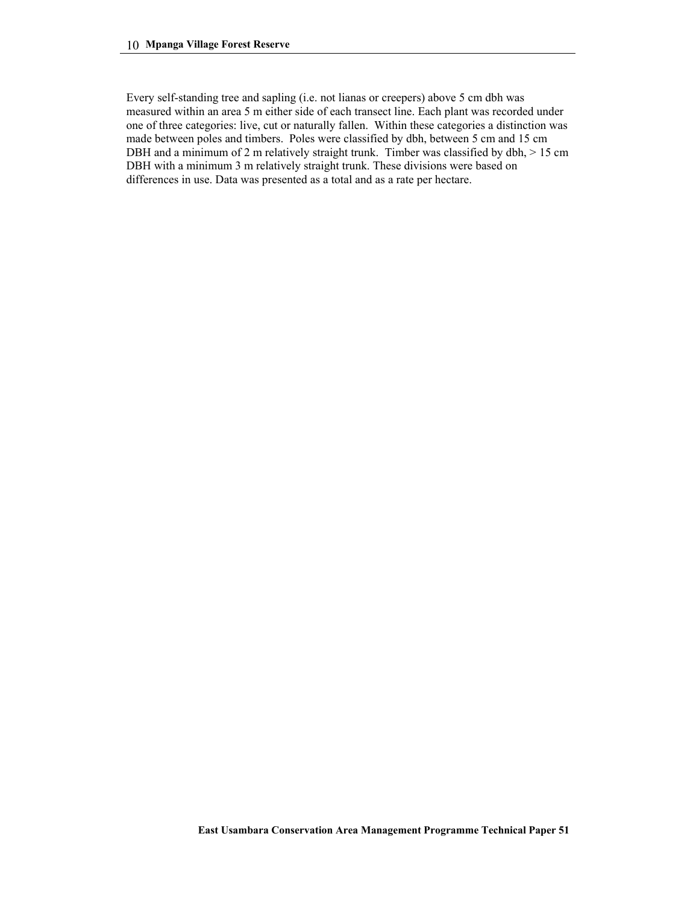Every self-standing tree and sapling (i.e. not lianas or creepers) above 5 cm dbh was measured within an area 5 m either side of each transect line. Each plant was recorded under one of three categories: live, cut or naturally fallen. Within these categories a distinction was made between poles and timbers. Poles were classified by dbh, between 5 cm and 15 cm DBH and a minimum of 2 m relatively straight trunk. Timber was classified by dbh, > 15 cm DBH with a minimum 3 m relatively straight trunk. These divisions were based on differences in use. Data was presented as a total and as a rate per hectare.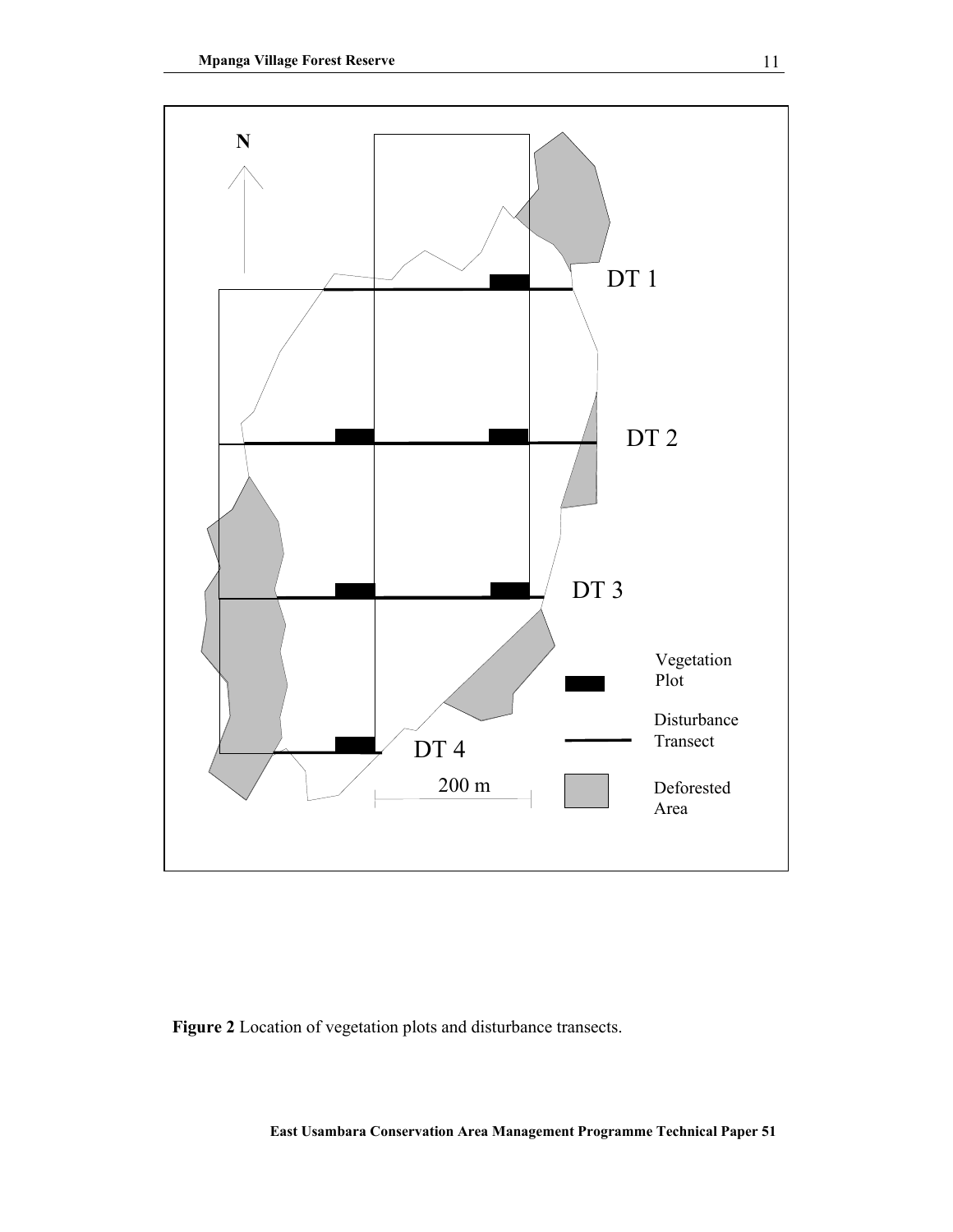**Figure 2** Location of vegetation plots and disturbance transects.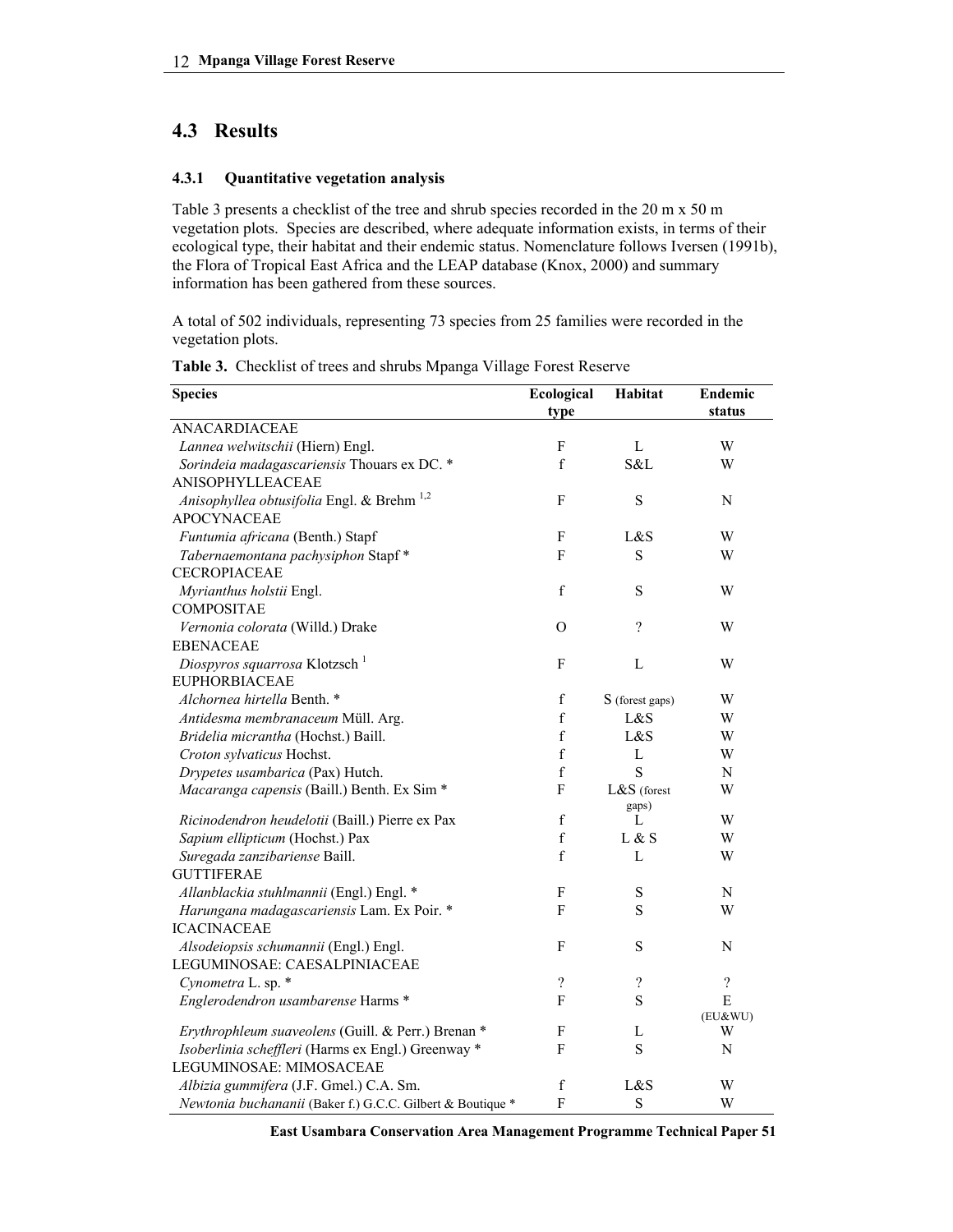## 4.3 Results

### 4.3.1 Quantitative vegetation analysis

Table 3 presents a checklist of the tree and shrub species recorded in the 20 m x 50 m vegetation plots. Species are described, where adequate information exists, in terms of their ecological type, their habitat and their endemic status. Nomenclature follows Iversen (1991b), the Flora of Tropical East Africa and the LEAP database (Knox, 2000) and summary information has been gathered from these sources.

A total of 502 individuals, representing 73 species from 25 families were recorded in the vegetation plots.

**Table 3.** Checklist of trees and shrubs Mpanga Village Forest Reserve

| Species | Ecological type | Habitat | Endemic status |
|---|---|---|---|
| ANACARDIACEAE | | | |
| *Lannea welwitschii* (Hiern) Engl. | F | L | W |
| *Sorindeia madagascariensis* Thouars ex DC. * | f | S&L | W |
| ANISOPHYLLEACEAE | | | |
| *Anisophyllea obtusifolia* Engl. & Brehm [1,2] | F | S | N |
| APOCYNACEAE | | | |
| *Funtumia africana* (Benth.) Stapf | F | L&S | W |
| *Tabernaemontana pachysiphon* Stapf * | F | S | W |
| CECROPIACEAE | | | |
| *Myrianthus holstii* Engl. | f | S | W |
| COMPOSITAE | | | |
| *Vernonia colorata* (Willd.) Drake | O | ? | W |
| EBENACEAE | | | |
| *Diospyros squarrosa* Klotzsch [1] | F | L | W |
| EUPHORBIACEAE | | | |
| *Alchornea hirtella* Benth. * | f | S (forest gaps) | W |
| *Antidesma membranaceum* Müll. Arg. | f | L&S | W |
| *Bridelia micrantha* (Hochst.) Baill. | f | L&S | W |
| *Croton sylvaticus* Hochst. | f | L | W |
| *Drypetes usambarica* (Pax) Hutch. | f | S | N |
| *Macaranga capensis* (Baill.) Benth. Ex Sim * | F | L&S (forest gaps) | W |
| *Ricinodendron heudelotii* (Baill.) Pierre ex Pax | f | L | W |
| *Sapium ellipticum* (Hochst.) Pax | f | L & S | W |
| *Suregada zanzibariense* Baill. | f | L | W |
| GUTTIFERAE | | | |
| *Allanblackia stuhlmannii* (Engl.) Engl. * | F | S | N |
| *Harungana madagascariensis* Lam. Ex Poir. * | F | S | W |
| ICACINACEAE | | | |
| *Alsodeiopsis schumannii* (Engl.) Engl. | F | S | N |
| LEGUMINOSAE: CAESALPINIACEAE | | | |
| *Cynometra* L. sp. * | ? | ? | ? |
| *Englerodendron usambarense* Harms * | F | S | E (EU&WU) |
| *Erythrophleum suaveolens* (Guill. & Perr.) Brenan * | F | L | W |
| *Isoberlinia scheffleri* (Harms ex Engl.) Greenway * | F | S | N |
| LEGUMINOSAE: MIMOSACEAE | | | |
| *Albizia gummifera* (J.F. Gmel.) C.A. Sm. | f | L&S | W |
| *Newtonia buchananii* (Baker f.) G.C.C. Gilbert & Boutique * | F | S | W |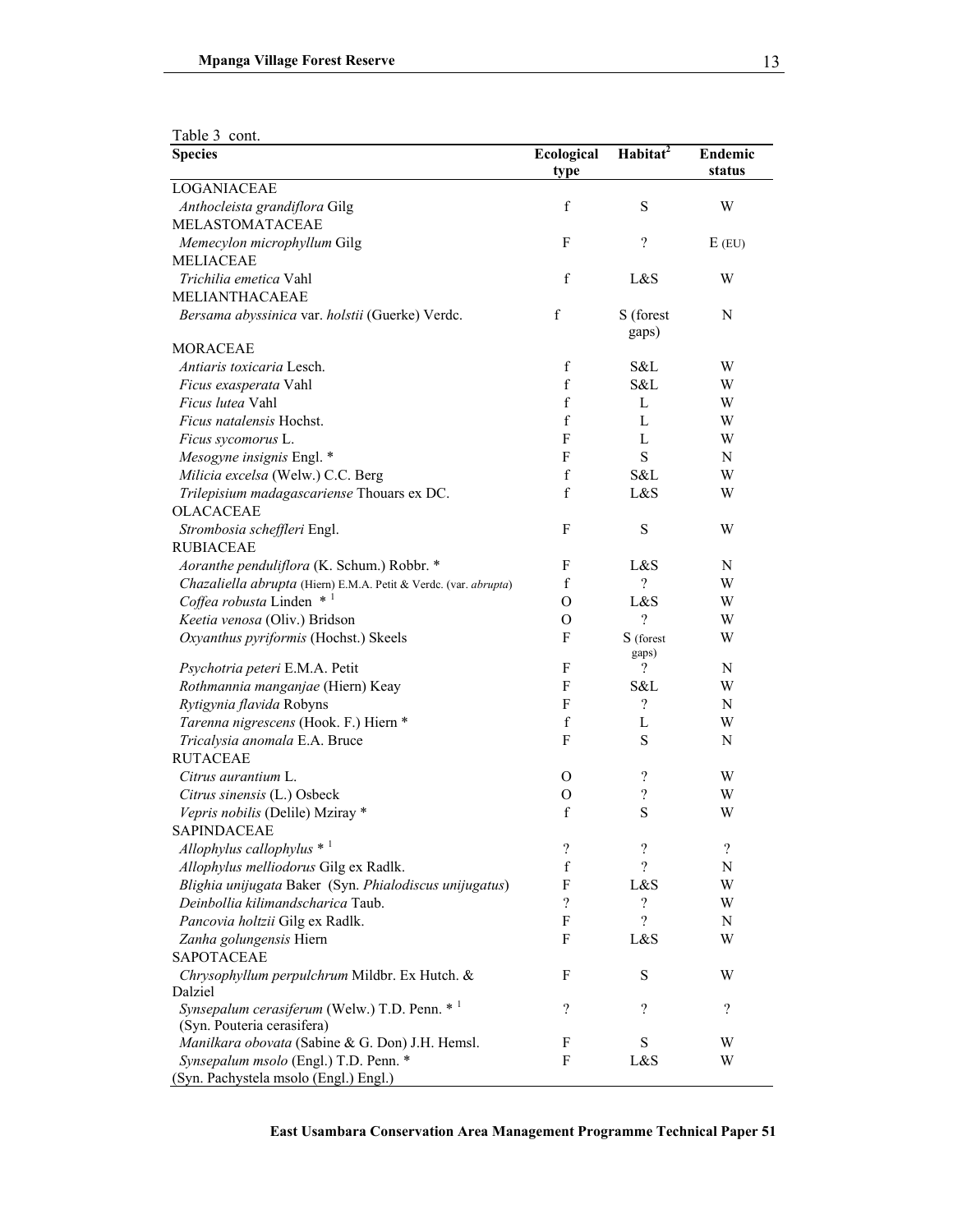Table 3 cont.

| Species | Ecological type | Habitat[2] | Endemic status |
|---|---|---|---|
| LOGANIACEAE | | | |
| *Anthocleista grandiflora* Gilg | f | S | W |
| MELASTOMATACEAE | | | |
| *Memecylon microphyllum* Gilg | F | ? | E (EU) |
| MELIACEAE | | | |
| *Trichilia emetica* Vahl | f | L&S | W |
| MELIANTHACAEAE | | | |
| *Bersama abyssinica* var. *holstii* (Guerke) Verdc. | f | S (forest gaps) | N |
| MORACEAE | | | |
| *Antiaris toxicaria* Lesch. | f | S&L | W |
| *Ficus exasperata* Vahl | f | S&L | W |
| *Ficus lutea* Vahl | f | L | W |
| *Ficus natalensis* Hochst. | f | L | W |
| *Ficus sycomorus* L. | F | L | W |
| *Mesogyne insignis* Engl. * | F | S | N |
| *Milicia excelsa* (Welw.) C.C. Berg | f | S&L | W |
| *Trilepisium madagascariense* Thouars ex DC. | f | L&S | W |
| OLACACEAE | | | |
| *Strombosia scheffleri* Engl. | F | S | W |
| RUBIACEAE | | | |
| *Aoranthe penduliflora* (K. Schum.) Robbr. * | F | L&S | N |
| *Chazaliella abrupta* (Hiern) E.M.A. Petit & Verdc. (var. *abrupta*) | f | ? | W |
| *Coffea robusta* Linden *[1] | O | L&S | W |
| *Keetia venosa* (Oliv.) Bridson | O | ? | W |
| *Oxyanthus pyriformis* (Hochst.) Skeels | F | S (forest gaps) | W |
| *Psychotria peteri* E.M.A. Petit | F | ? | N |
| *Rothmannia manganjae* (Hiern) Keay | F | S&L | W |
| *Rytigynia flavida* Robyns | F | ? | N |
| *Tarenna nigrescens* (Hook. F.) Hiern * | f | L | W |
| *Tricalysia anomala* E.A. Bruce | F | S | N |
| RUTACEAE | | | |
| *Citrus aurantium* L. | O | ? | W |
| *Citrus sinensis* (L.) Osbeck | O | ? | W |
| *Vepris nobilis* (Delile) Mziray * | f | S | W |
| SAPINDACEAE | | | |
| *Allophylus callophylus* *[1] | ? | ? | ? |
| *Allophylus melliodorus* Gilg ex Radlk. | f | ? | N |
| *Blighia unijugata* Baker (Syn. *Phialodiscus unijugatus*) | F | L&S | W |
| *Deinbollia kilimandscharica* Taub. | ? | ? | W |
| *Pancovia holtzii* Gilg ex Radlk. | F | ? | N |
| *Zanha golungensis* Hiern | F | L&S | W |
| SAPOTACEAE | | | |
| *Chrysophyllum perpulchrum* Mildbr. Ex Hutch. & Dalziel | F | S | W |
| *Synsepalum cerasiferum* (Welw.) T.D. Penn. *[1] (Syn. Pouteria cerasifera) | ? | ? | ? |
| *Manilkara obovata* (Sabine & G. Don) J.H. Hemsl. | F | S | W |
| *Synsepalum msolo* (Engl.) T.D. Penn. * (Syn. Pachystela msolo (Engl.) Engl.) | F | L&S | W |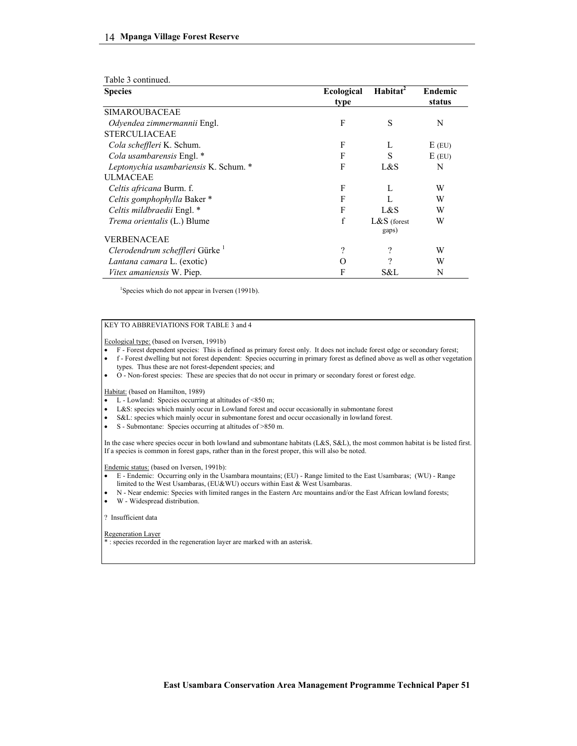Table 3 continued.

| Species | Ecological type | Habitat[2] | Endemic status |
|---|---|---|---|
| SIMAROUBACEAE | | | |
| *Odyendea zimmermannii* Engl. | F | S | N |
| STERCULIACEAE | | | |
| *Cola scheffleri* K. Schum. | F | L | E (EU) |
| *Cola usambarensis* Engl. * | F | S | E (EU) |
| *Leptonychia usambariensis* K. Schum. * | F | L&S | N |
| ULMACEAE | | | |
| *Celtis africana* Burm. f. | F | L | W |
| *Celtis gomphophylla* Baker * | F | L | W |
| *Celtis mildbraedii* Engl. * | F | L&S | W |
| *Trema orientalis* (L.) Blume | f | L&S (forest gaps) | W |
| VERBENACEAE | | | |
| *Clerodendrum scheffleri* Gürke [1] | ? | ? | W |
| *Lantana camara* L. (exotic) | O | ? | W |
| *Vitex amaniensis* W. Piep. | F | S&L | N |

[1]Species which do not appear in Iversen (1991b).

KEY TO ABBREVIATIONS FOR TABLE 3 and 4

Ecological type: (based on Iversen, 1991b)

- F - Forest dependent species: This is defined as primary forest only. It does not include forest edge or secondary forest;
- f - Forest dwelling but not forest dependent: Species occurring in primary forest as defined above as well as other vegetation types. Thus these are not forest-dependent species; and
- O - Non-forest species: These are species that do not occur in primary or secondary forest or forest edge.

Habitat: (based on Hamilton, 1989)

- L - Lowland: Species occurring at altitudes of <850 m;
- L&S: species which mainly occur in Lowland forest and occur occasionally in submontane forest
- S&L: species which mainly occur in submontane forest and occur occasionally in lowland forest.
- S - Submontane: Species occurring at altitudes of >850 m.

In the case where species occur in both lowland and submontane habitats (L&S, S&L), the most common habitat is be listed first. If a species is common in forest gaps, rather than in the forest proper, this will also be noted.

Endemic status: (based on Iversen, 1991b):

- E - Endemic: Occurring only in the Usambara mountains; (EU) - Range limited to the East Usambaras; (WU) - Range limited to the West Usambaras, (EU&WU) occurs within East & West Usambaras.
- N - Near endemic: Species with limited ranges in the Eastern Arc mountains and/or the East African lowland forests;
- W - Widespread distribution.

? Insufficient data

Regeneration Layer

* : species recorded in the regeneration layer are marked with an asterisk.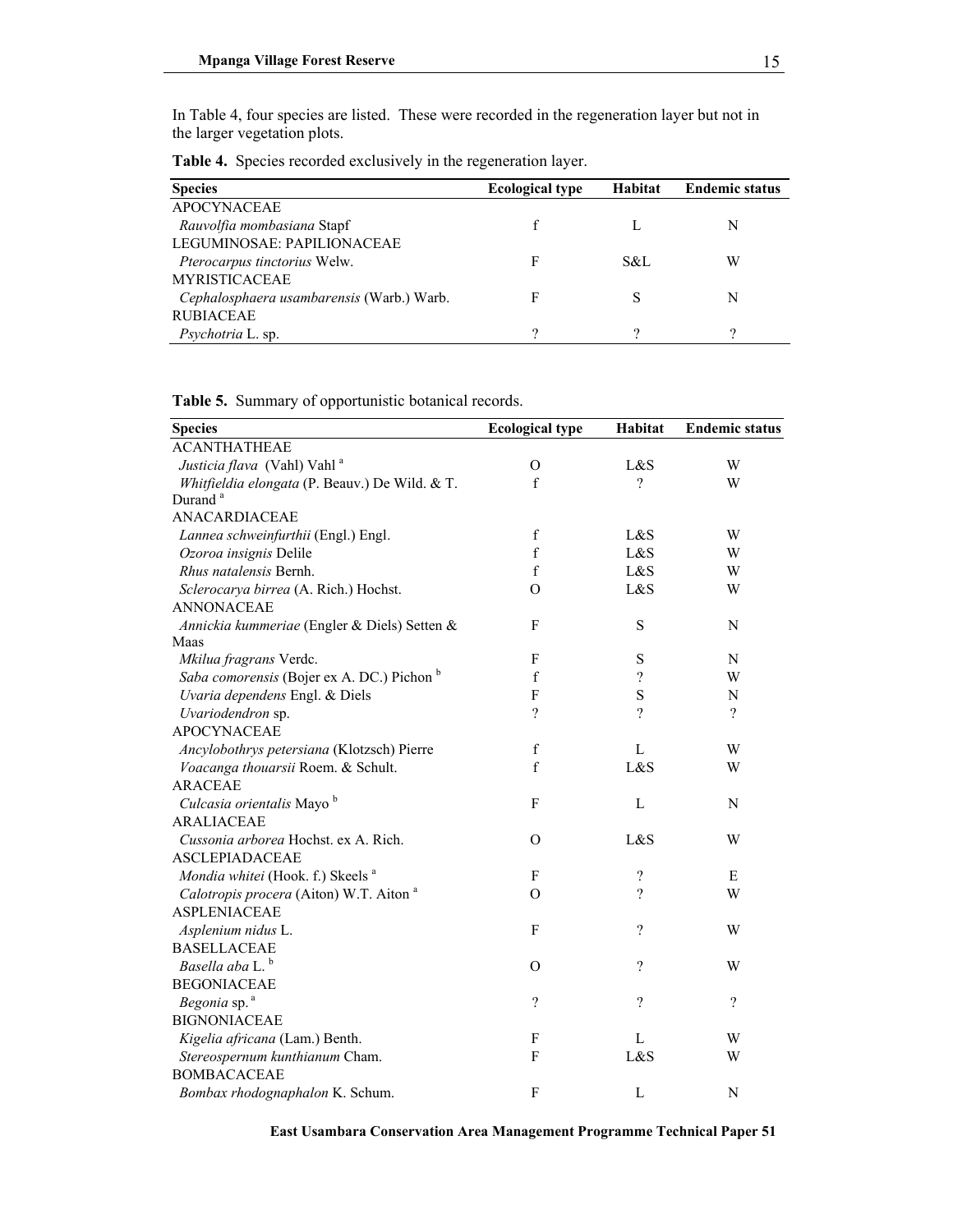In Table 4, four species are listed. These were recorded in the regeneration layer but not in the larger vegetation plots.

**Table 4.** Species recorded exclusively in the regeneration layer.

| Species | Ecological type | Habitat | Endemic status |
|---|---|---|---|
| APOCYNACEAE | | | |
| *Rauvolfia mombasiana* Stapf | f | L | N |
| LEGUMINOSAE: PAPILIONACEAE | | | |
| *Pterocarpus tinctorius* Welw. | F | S&L | W |
| MYRISTICACEAE | | | |
| *Cephalosphaera usambarensis* (Warb.) Warb. | F | S | N |
| RUBIACEAE | | | |
| *Psychotria* L. sp. | ? | ? | ? |

**Table 5.** Summary of opportunistic botanical records.

| Species | Ecological type | Habitat | Endemic status |
|---|---|---|---|
| ACANTHATHEAE | | | |
| *Justicia flava* (Vahl) Vahl [a] | O | L&S | W |
| *Whitfieldia elongata* (P. Beauv.) De Wild. & T. Durand [a] | f | ? | W |
| ANACARDIACEAE | | | |
| *Lannea schweinfurthii* (Engl.) Engl. | f | L&S | W |
| *Ozoroa insignis* Delile | f | L&S | W |
| *Rhus natalensis* Bernh. | f | L&S | W |
| *Sclerocarya birrea* (A. Rich.) Hochst. | O | L&S | W |
| ANNONACEAE | | | |
| *Annickia kummeriae* (Engler & Diels) Setten & Maas | F | S | N |
| *Mkilua fragrans* Verdc. | F | S | N |
| *Saba comorensis* (Bojer ex A. DC.) Pichon [b] | f | ? | W |
| *Uvaria dependens* Engl. & Diels | F | S | N |
| *Uvariodendron* sp. | ? | ? | ? |
| APOCYNACEAE | | | |
| *Ancylobothrys petersiana* (Klotzsch) Pierre | f | L | W |
| *Voacanga thouarsii* Roem. & Schult. | f | L&S | W |
| ARACEAE | | | |
| *Culcasia orientalis* Mayo [b] | F | L | N |
| ARALIACEAE | | | |
| *Cussonia arborea* Hochst. ex A. Rich. | O | L&S | W |
| ASCLEPIADACEAE | | | |
| *Mondia whitei* (Hook. f.) Skeels [a] | F | ? | E |
| *Calotropis procera* (Aiton) W.T. Aiton [a] | O | ? | W |
| ASPLENIACEAE | | | |
| *Asplenium nidus* L. | F | ? | W |
| BASELLACEAE | | | |
| *Basella aba* L. [b] | O | ? | W |
| BEGONIACEAE | | | |
| *Begonia* sp. [a] | ? | ? | ? |
| BIGNONIACEAE | | | |
| *Kigelia africana* (Lam.) Benth. | F | L | W |
| *Stereospernum kunthianum* Cham. | F | L&S | W |
| BOMBACACEAE | | | |
| *Bombax rhodognaphalon* K. Schum. | F | L | N |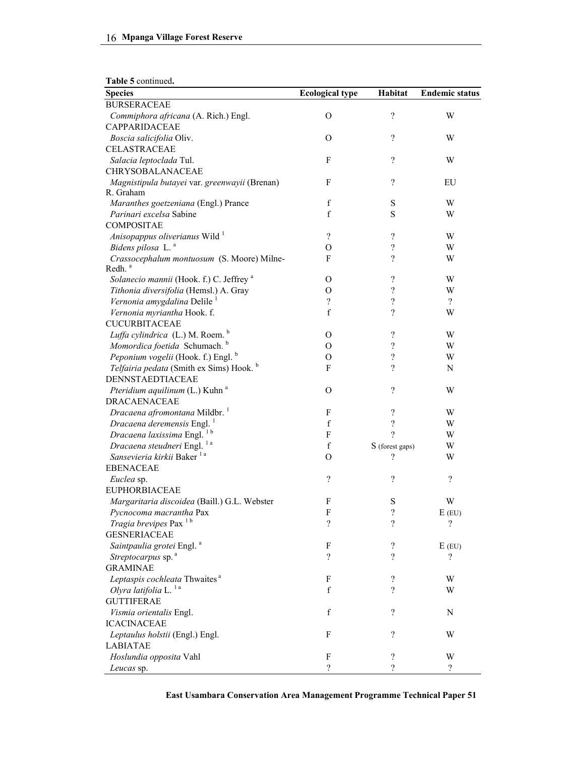**Table 5** continued**.**

| Species | Ecological type | Habitat | Endemic status |
|---|---|---|---|
| BURSERACEAE | | | |
| *Commiphora africana* (A. Rich.) Engl. | O | ? | W |
| CAPPARIDACEAE | | | |
| *Boscia salicifolia* Oliv. | O | ? | W |
| CELASTRACEAE | | | |
| *Salacia leptoclada* Tul. | F | ? | W |
| CHRYSOBALANACEAE | | | |
| *Magnistipula butayei* var. *greenwayii* (Brenan) R. Graham | F | ? | EU |
| *Maranthes goetzeniana* (Engl.) Prance | f | S | W |
| *Parinari excelsa* Sabine | f | S | W |
| COMPOSITAE | | | |
| *Anisopappus oliverianus* Wild [1] | ? | ? | W |
| *Bidens pilosa* L. [a] | O | ? | W |
| *Crassocephalum montuosum* (S. Moore) Milne-Redh. [a] | F | ? | W |
| *Solanecio mannii* (Hook. f.) C. Jeffrey [a] | O | ? | W |
| *Tithonia diversifolia* (Hemsl.) A. Gray | O | ? | W |
| *Vernonia amygdalina* Delile [1] | ? | ? | ? |
| *Vernonia myriantha* Hook. f. | f | ? | W |
| CUCURBITACEAE | | | |
| *Luffa cylindrica* (L.) M. Roem. [b] | O | ? | W |
| *Momordica foetida* Schumach. [b] | O | ? | W |
| *Peponium vogelii* (Hook. f.) Engl. [b] | O | ? | W |
| *Telfairia pedata* (Smith ex Sims) Hook. [b] | F | ? | N |
| DENNSTAEDTIACEAE | | | |
| *Pteridium aquilinum* (L.) Kuhn [a] | O | ? | W |
| DRACAENACEAE | | | |
| *Dracaena afromontana* Mildbr. [1] | F | ? | W |
| *Dracaena deremensis* Engl. [1] | f | ? | W |
| *Dracaena laxissima* Engl. [1 b] | F | ? | W |
| *Dracaena steudneri* Engl. [1 a] | f | S (forest gaps) | W |
| *Sansevieria kirkii* Baker [1 a] | O | ? | W |
| EBENACEAE | | | |
| *Euclea* sp. | ? | ? | ? |
| EUPHORBIACEAE | | | |
| *Margaritaria discoidea* (Baill.) G.L. Webster | F | S | W |
| *Pycnocoma macrantha* Pax | F | ? | E (EU) |
| *Tragia brevipes* Pax [1 b] | ? | ? | ? |
| GESNERIACEAE | | | |
| *Saintpaulia grotei* Engl. [a] | F | ? | E (EU) |
| *Streptocarpus* sp. [a] | ? | ? | ? |
| GRAMINAE | | | |
| *Leptaspis cochleata* Thwaites [a] | F | ? | W |
| *Olyra latifolia* L. [1 a] | f | ? | W |
| GUTTIFERAE | | | |
| *Vismia orientalis* Engl. | f | ? | N |
| ICACINACEAE | | | |
| *Leptaulus holstii* (Engl.) Engl. | F | ? | W |
| LABIATAE | | | |
| *Hoslundia opposita* Vahl | F | ? | W |
| *Leucas* sp. | ? | ? | ? |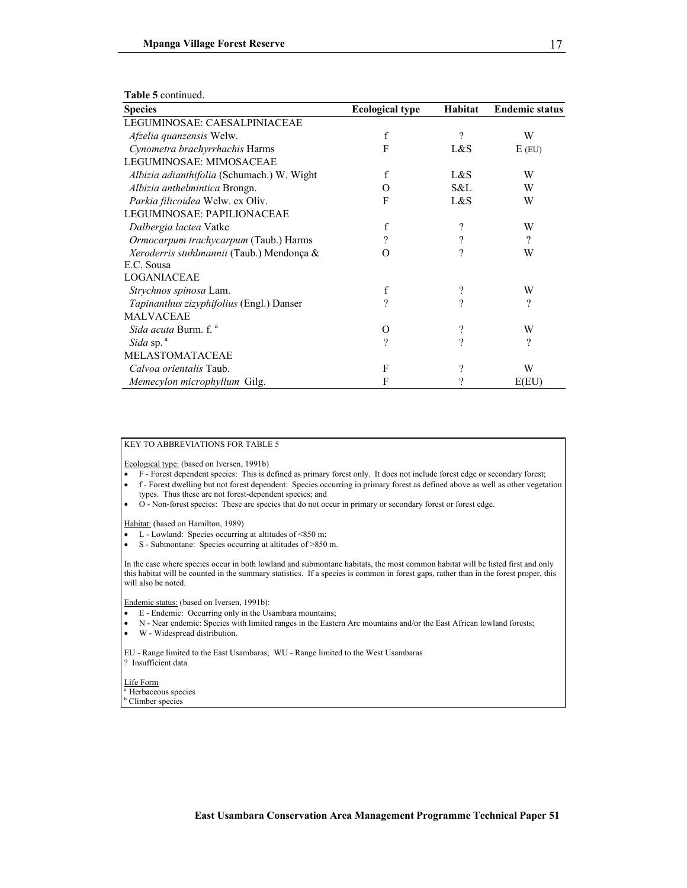**Table 5** continued.

| Species | Ecological type | Habitat | Endemic status |
|---|---|---|---|
| LEGUMINOSAE: CAESALPINIACEAE | | | |
| *Afzelia quanzensis* Welw. | f | ? | W |
| *Cynometra brachyrrhachis* Harms | F | L&S | E (EU) |
| LEGUMINOSAE: MIMOSACEAE | | | |
| *Albizia adianthifolia* (Schumach.) W. Wight | f | L&S | W |
| *Albizia anthelmintica* Brongn. | O | S&L | W |
| *Parkia filicoidea* Welw. ex Oliv. | F | L&S | W |
| LEGUMINOSAE: PAPILIONACEAE | | | |
| *Dalbergia lactea* Vatke | f | ? | W |
| *Ormocarpum trachycarpum* (Taub.) Harms | ? | ? | ? |
| *Xeroderris stuhlmannii* (Taub.) Mendonça & E.C. Sousa | O | ? | W |
| LOGANIACEAE | | | |
| *Strychnos spinosa* Lam. | f | ? | W |
| *Tapinanthus zizyphifolius* (Engl.) Danser | ? | ? | ? |
| MALVACEAE | | | |
| *Sida acuta* Burm. f. [a] | O | ? | W |
| *Sida* sp. [a] | ? | ? | ? |
| MELASTOMATACEAE | | | |
| *Calvoa orientalis* Taub. | F | ? | W |
| *Memecylon microphyllum* Gilg. | F | ? | E(EU) |

KEY TO ABBREVIATIONS FOR TABLE 5

Ecological type: (based on Iversen, 1991b)

- F - Forest dependent species: This is defined as primary forest only. It does not include forest edge or secondary forest;
- f - Forest dwelling but not forest dependent: Species occurring in primary forest as defined above as well as other vegetation types. Thus these are not forest-dependent species; and
- O - Non-forest species: These are species that do not occur in primary or secondary forest or forest edge.

Habitat: (based on Hamilton, 1989)

- L - Lowland: Species occurring at altitudes of <850 m;
- S - Submontane: Species occurring at altitudes of >850 m.

In the case where species occur in both lowland and submontane habitats, the most common habitat will be listed first and only this habitat will be counted in the summary statistics. If a species is common in forest gaps, rather than in the forest proper, this will also be noted.

Endemic status: (based on Iversen, 1991b):

- E - Endemic: Occurring only in the Usambara mountains;
- N - Near endemic: Species with limited ranges in the Eastern Arc mountains and/or the East African lowland forests;
- W - Widespread distribution.

EU - Range limited to the East Usambaras; WU - Range limited to the West Usambaras

? Insufficient data

Life Form

[a] Herbaceous species

[b] Climber species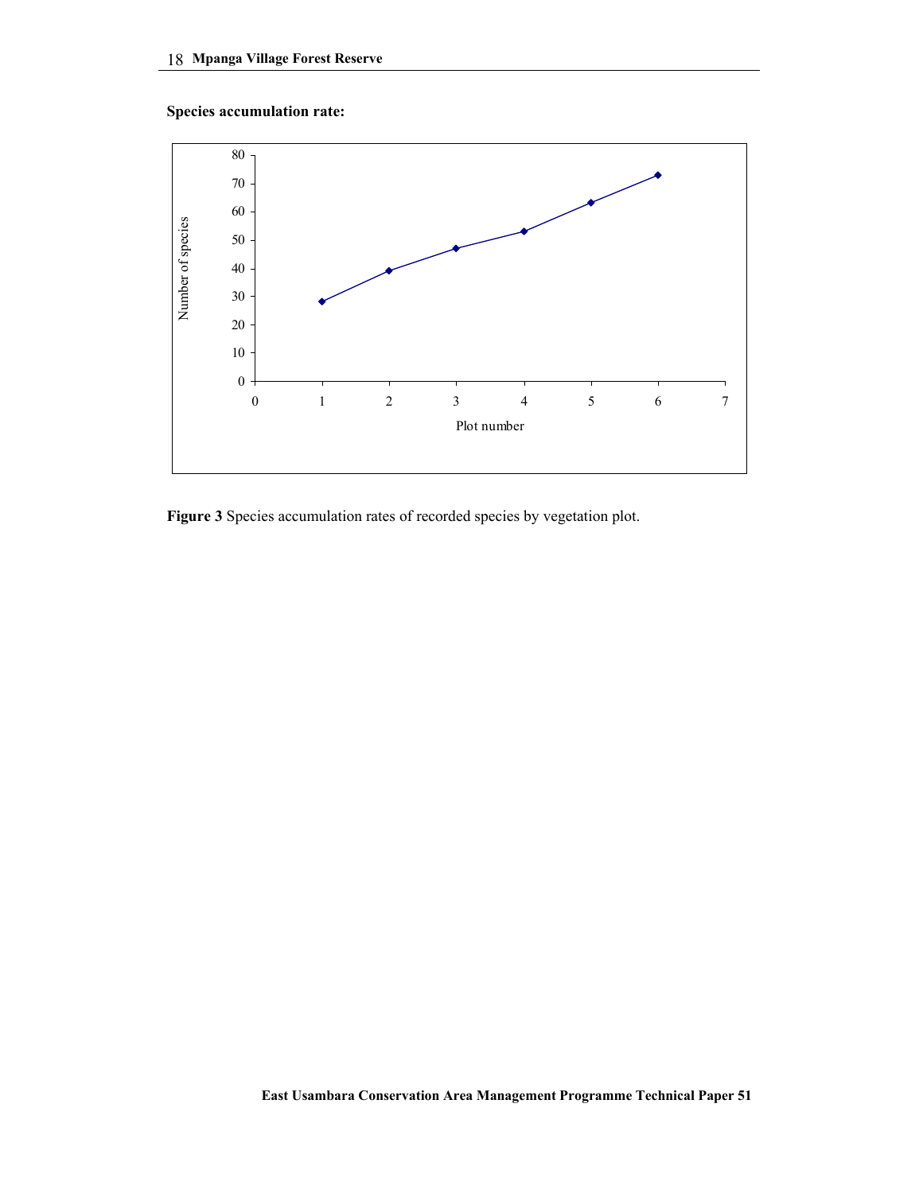**Species accumulation rate:**

**Figure 3** Species accumulation rates of recorded species by vegetation plot.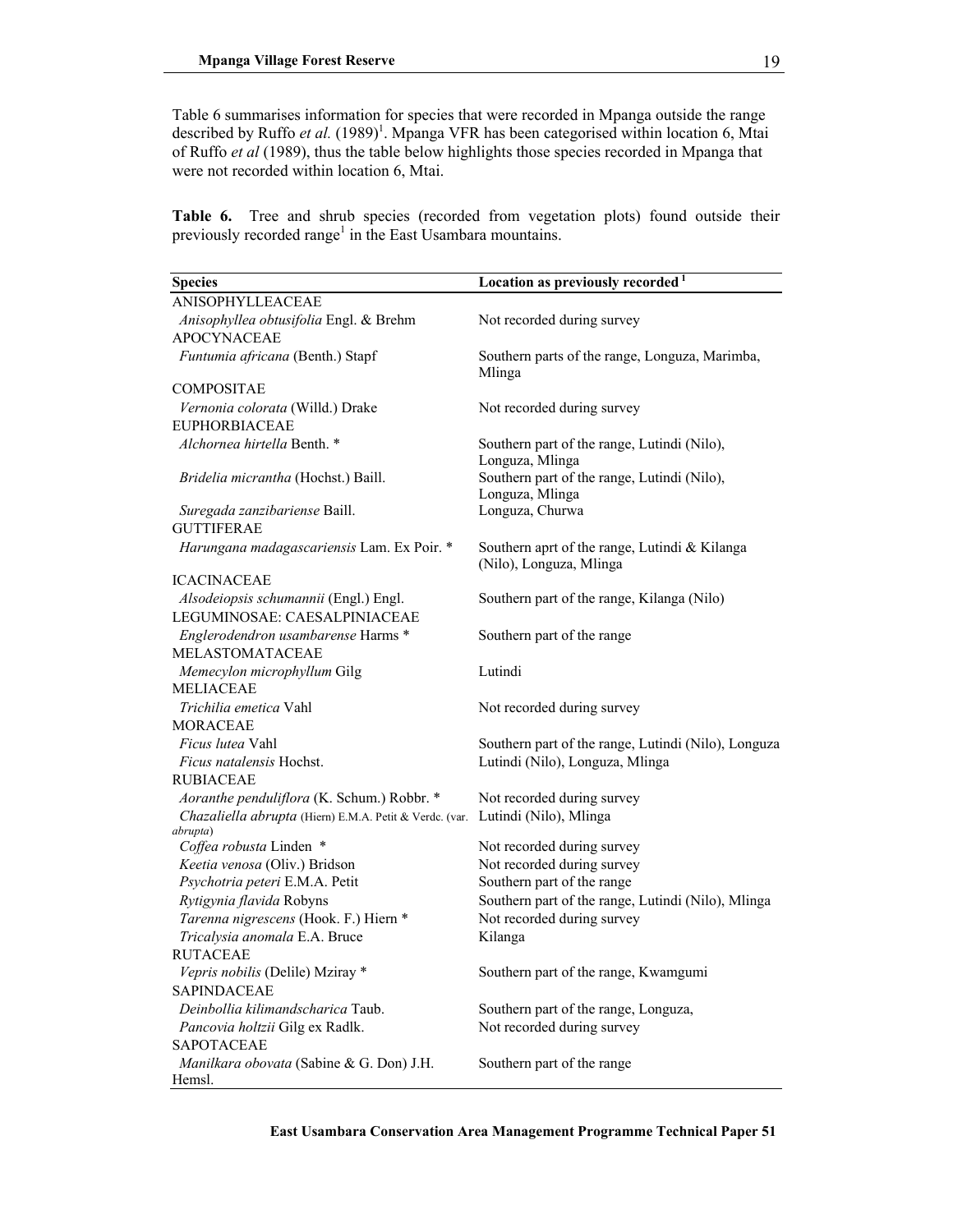Table 6 summarises information for species that were recorded in Mpanga outside the range described by Ruffo *et al.* (1989)[1]. Mpanga VFR has been categorised within location 6, Mtai of Ruffo *et al* (1989), thus the table below highlights those species recorded in Mpanga that were not recorded within location 6, Mtai.

**Table 6.** Tree and shrub species (recorded from vegetation plots) found outside their previously recorded range[1] in the East Usambara mountains.

| Species | Location as previously recorded [1] |
|---|---|
| ANISOPHYLLEACEAE | |
| *Anisophyllea obtusifolia* Engl. & Brehm | Not recorded during survey |
| APOCYNACEAE | |
| *Funtumia africana* (Benth.) Stapf | Southern parts of the range, Longuza, Marimba, Mlinga |
| COMPOSITAE | |
| *Vernonia colorata* (Willd.) Drake | Not recorded during survey |
| EUPHORBIACEAE | |
| *Alchornea hirtella* Benth. * | Southern part of the range, Lutindi (Nilo), Longuza, Mlinga |
| *Bridelia micrantha* (Hochst.) Baill. | Southern part of the range, Lutindi (Nilo), Longuza, Mlinga |
| *Suregada zanzibariense* Baill. | Longuza, Churwa |
| GUTTIFERAE | |
| *Harungana madagascariensis* Lam. Ex Poir. * | Southern aprt of the range, Lutindi & Kilanga (Nilo), Longuza, Mlinga |
| ICACINACEAE | |
| *Alsodeiopsis schumannii* (Engl.) Engl. | Southern part of the range, Kilanga (Nilo) |
| LEGUMINOSAE: CAESALPINIACEAE | |
| *Englerodendron usambarense* Harms * | Southern part of the range |
| MELASTOMATACEAE | |
| *Memecylon microphyllum* Gilg | Lutindi |
| MELIACEAE | |
| *Trichilia emetica* Vahl | Not recorded during survey |
| MORACEAE | |
| *Ficus lutea* Vahl | Southern part of the range, Lutindi (Nilo), Longuza |
| *Ficus natalensis* Hochst. | Lutindi (Nilo), Longuza, Mlinga |
| RUBIACEAE | |
| *Aoranthe penduliflora* (K. Schum.) Robbr. * | Not recorded during survey |
| *Chazaliella abrupta* (Hiern) E.M.A. Petit & Verdc. (var. *abrupta*) | Lutindi (Nilo), Mlinga |
| *Coffea robusta* Linden * | Not recorded during survey |
| *Keetia venosa* (Oliv.) Bridson | Not recorded during survey |
| *Psychotria peteri* E.M.A. Petit | Southern part of the range |
| *Rytigynia flavida* Robyns | Southern part of the range, Lutindi (Nilo), Mlinga |
| *Tarenna nigrescens* (Hook. F.) Hiern * | Not recorded during survey |
| *Tricalysia anomala* E.A. Bruce | Kilanga |
| RUTACEAE | |
| *Vepris nobilis* (Delile) Mziray * | Southern part of the range, Kwamgumi |
| SAPINDACEAE | |
| *Deinbollia kilimandscharica* Taub. | Southern part of the range, Longuza, |
| *Pancovia holtzii* Gilg ex Radlk. | Not recorded during survey |
| SAPOTACEAE | |
| *Manilkara obovata* (Sabine & G. Don) J.H. Hemsl. | Southern part of the range |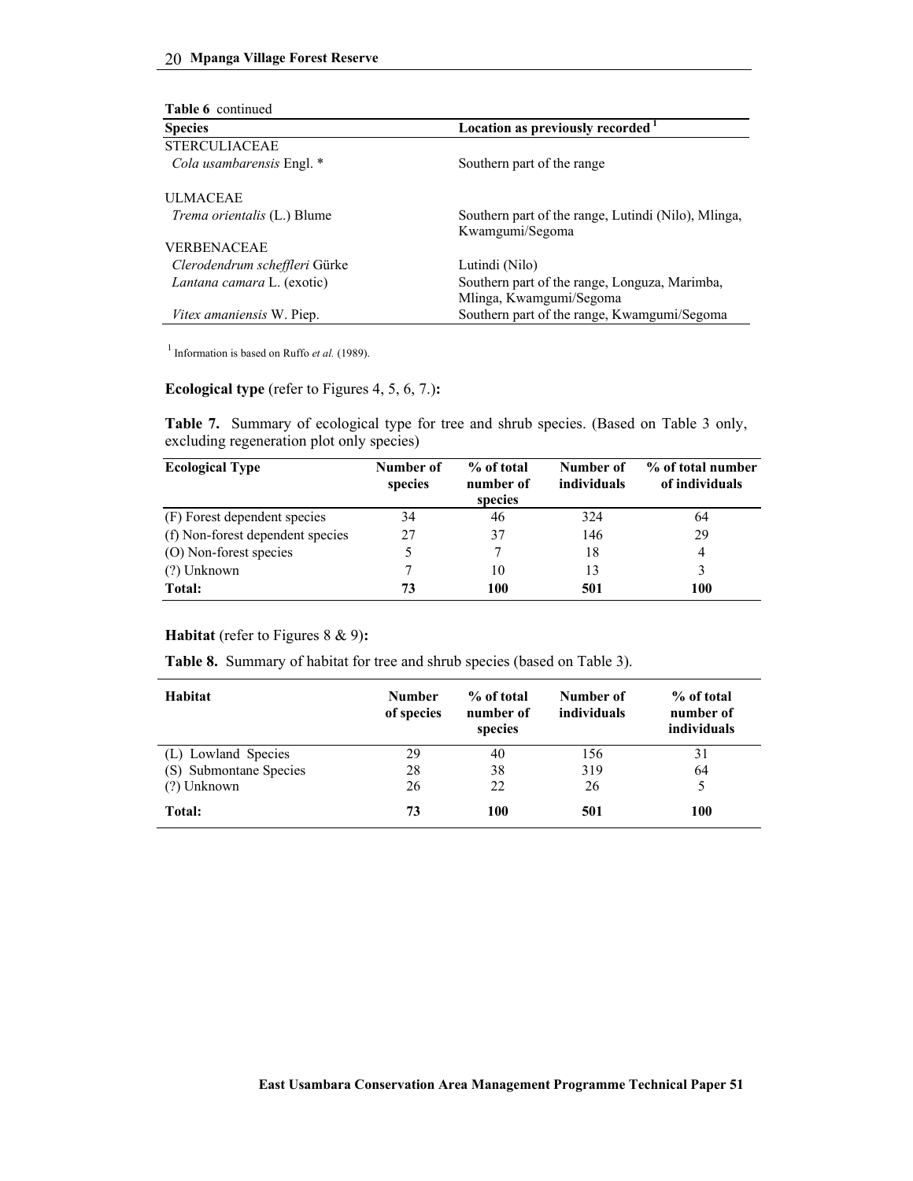**Table 6** continued

| Species | Location as previously recorded [1] |
|---|---|
| STERCULIACEAE | |
| *Cola usambarensis* Engl. * | Southern part of the range |
| ULMACEAE | |
| *Trema orientalis* (L.) Blume | Southern part of the range, Lutindi (Nilo), Mlinga, Kwamgumi/Segoma |
| VERBENACEAE | |
| *Clerodendrum scheffleri* Gürke | Lutindi (Nilo) |
| *Lantana camara* L. (exotic) | Southern part of the range, Longuza, Marimba, Mlinga, Kwamgumi/Segoma |
| *Vitex amaniensis* W. Piep. | Southern part of the range, Kwamgumi/Segoma |

[1] Information is based on Ruffo *et al.* (1989).

**Ecological type** (refer to Figures 4, 5, 6, 7.)**:**

**Table 7.** Summary of ecological type for tree and shrub species. (Based on Table 3 only, excluding regeneration plot only species)

| Ecological Type | Number of species | % of total number of species | Number of individuals | % of total number of individuals |
|---|---|---|---|---|
| (F) Forest dependent species | 34 | 46 | 324 | 64 |
| (f) Non-forest dependent species | 27 | 37 | 146 | 29 |
| (O) Non-forest species | 5 | 7 | 18 | 4 |
| (?) Unknown | 7 | 10 | 13 | 3 |
| **Total:** | **73** | **100** | **501** | **100** |

**Habitat** (refer to Figures 8 & 9)**:**

**Table 8.** Summary of habitat for tree and shrub species (based on Table 3).

| Habitat | Number of species | % of total number of species | Number of individuals | % of total number of individuals |
|---|---|---|---|---|
| (L) Lowland Species | 29 | 40 | 156 | 31 |
| (S) Submontane Species | 28 | 38 | 319 | 64 |
| (?) Unknown | 26 | 22 | 26 | 5 |
| **Total:** | **73** | **100** | **501** | **100** |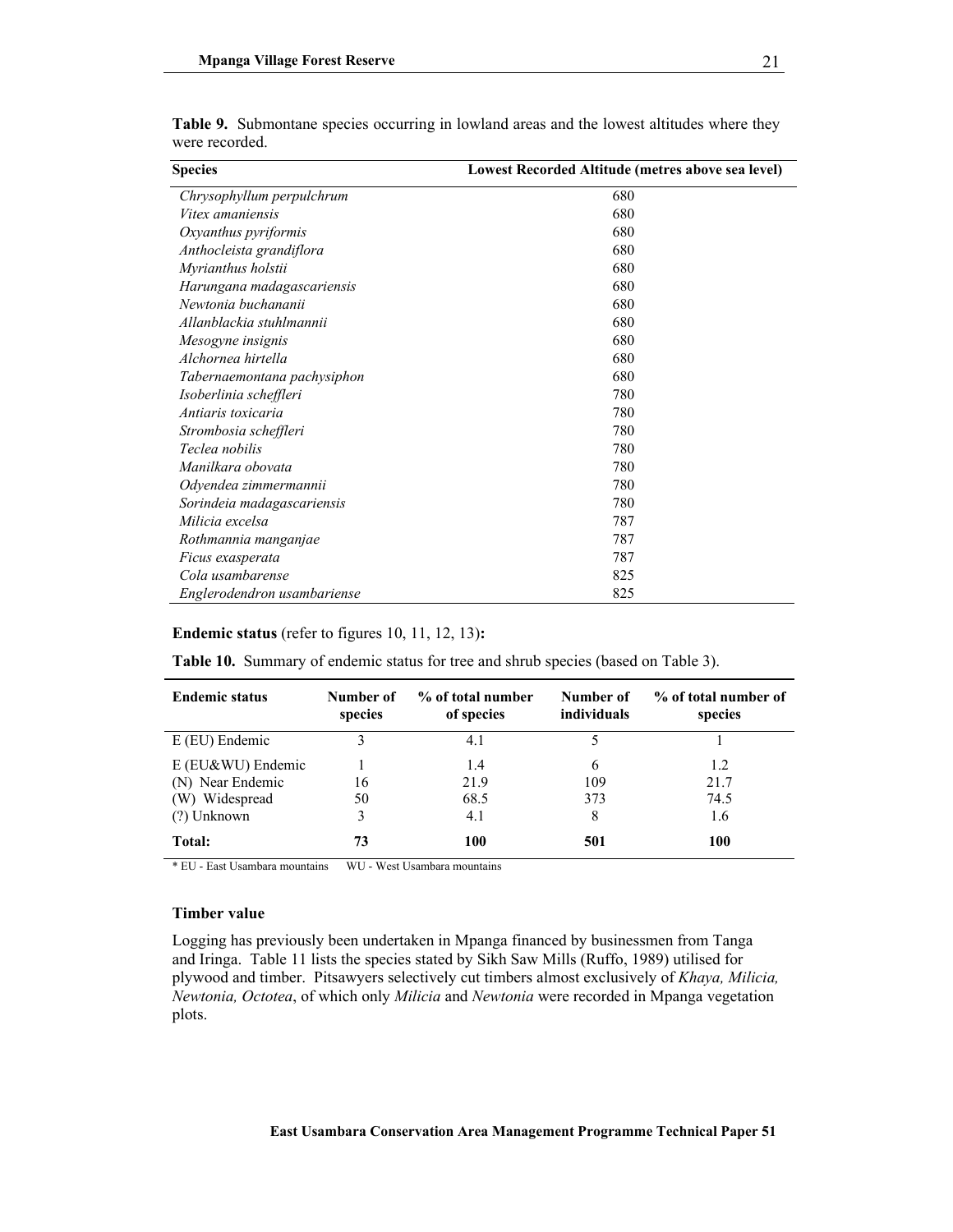**Table 9.** Submontane species occurring in lowland areas and the lowest altitudes where they were recorded.

| Species | Lowest Recorded Altitude (metres above sea level) |
|---|---|
| *Chrysophyllum perpulchrum* | 680 |
| *Vitex amaniensis* | 680 |
| *Oxyanthus pyriformis* | 680 |
| *Anthocleista grandiflora* | 680 |
| *Myrianthus holstii* | 680 |
| *Harungana madagascariensis* | 680 |
| *Newtonia buchananii* | 680 |
| *Allanblackia stuhlmannii* | 680 |
| *Mesogyne insignis* | 680 |
| *Alchornea hirtella* | 680 |
| *Tabernaemontana pachysiphon* | 680 |
| *Isoberlinia scheffleri* | 780 |
| *Antiaris toxicaria* | 780 |
| *Strombosia scheffleri* | 780 |
| *Teclea nobilis* | 780 |
| *Manilkara obovata* | 780 |
| *Odyendea zimmermannii* | 780 |
| *Sorindeia madagascariensis* | 780 |
| *Milicia excelsa* | 787 |
| *Rothmannia manganjae* | 787 |
| *Ficus exasperata* | 787 |
| *Cola usambarense* | 825 |
| *Englerodendron usambariense* | 825 |

**Endemic status** (refer to figures 10, 11, 12, 13)**:**

**Table 10.** Summary of endemic status for tree and shrub species (based on Table 3).

| Endemic status | Number of species | % of total number of species | Number of individuals | % of total number of species |
|---|---|---|---|---|
| E (EU) Endemic | 3 | 4.1 | 5 | 1 |
| E (EU&WU) Endemic | 1 | 1.4 | 6 | 1.2 |
| (N) Near Endemic | 16 | 21.9 | 109 | 21.7 |
| (W) Widespread | 50 | 68.5 | 373 | 74.5 |
| (?) Unknown | 3 | 4.1 | 8 | 1.6 |
| **Total:** | **73** | **100** | **501** | **100** |

\* EU - East Usambara mountains  WU - West Usambara mountains

### Timber value

Logging has previously been undertaken in Mpanga financed by businessmen from Tanga and Iringa. Table 11 lists the species stated by Sikh Saw Mills (Ruffo, 1989) utilised for plywood and timber. Pitsawyers selectively cut timbers almost exclusively of *Khaya, Milicia, Newtonia, Octotea*, of which only *Milicia* and *Newtonia* were recorded in Mpanga vegetation plots.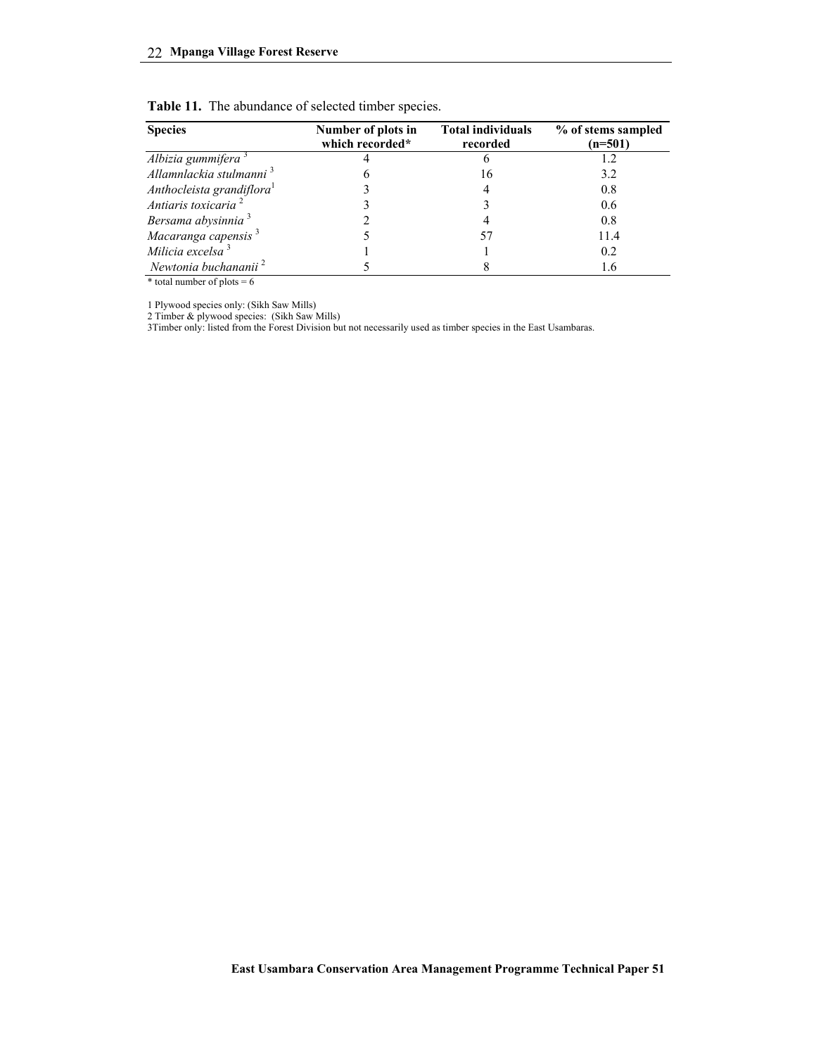**Table 11.** The abundance of selected timber species.

| Species | Number of plots in which recorded* | Total individuals recorded | % of stems sampled (n=501) |
|---|---|---|---|
| *Albizia gummifera* [3] | 4 | 6 | 1.2 |
| *Allamnlackia stulmanni* [3] | 6 | 16 | 3.2 |
| *Anthocleista grandiflora*[1] | 3 | 4 | 0.8 |
| *Antiaris toxicaria* [2] | 3 | 3 | 0.6 |
| *Bersama abysinnia* [3] | 2 | 4 | 0.8 |
| *Macaranga capensis* [3] | 5 | 57 | 11.4 |
| *Milicia excelsa* [3] | 1 | 1 | 0.2 |
| *Newtonia buchananii* [2] | 5 | 8 | 1.6 |

* total number of plots = 6

1 Plywood species only: (Sikh Saw Mills)
2 Timber & plywood species: (Sikh Saw Mills)
3Timber only: listed from the Forest Division but not necessarily used as timber species in the East Usambaras.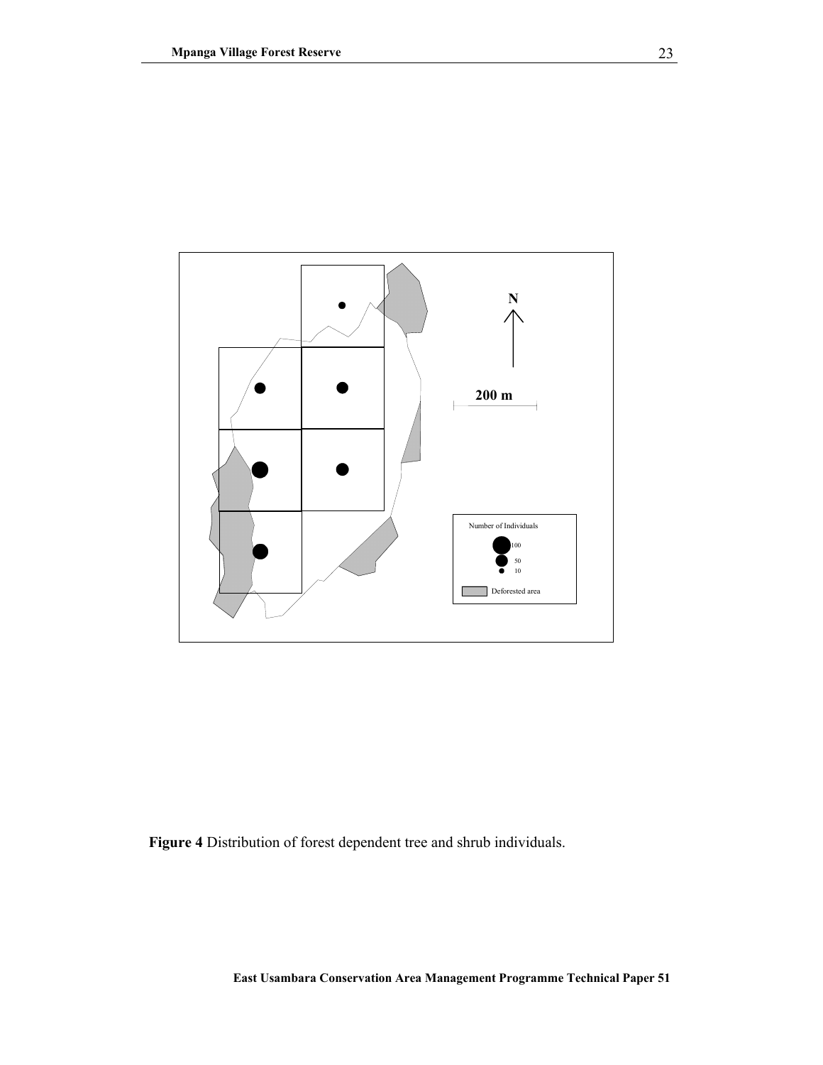**Figure 4** Distribution of forest dependent tree and shrub individuals.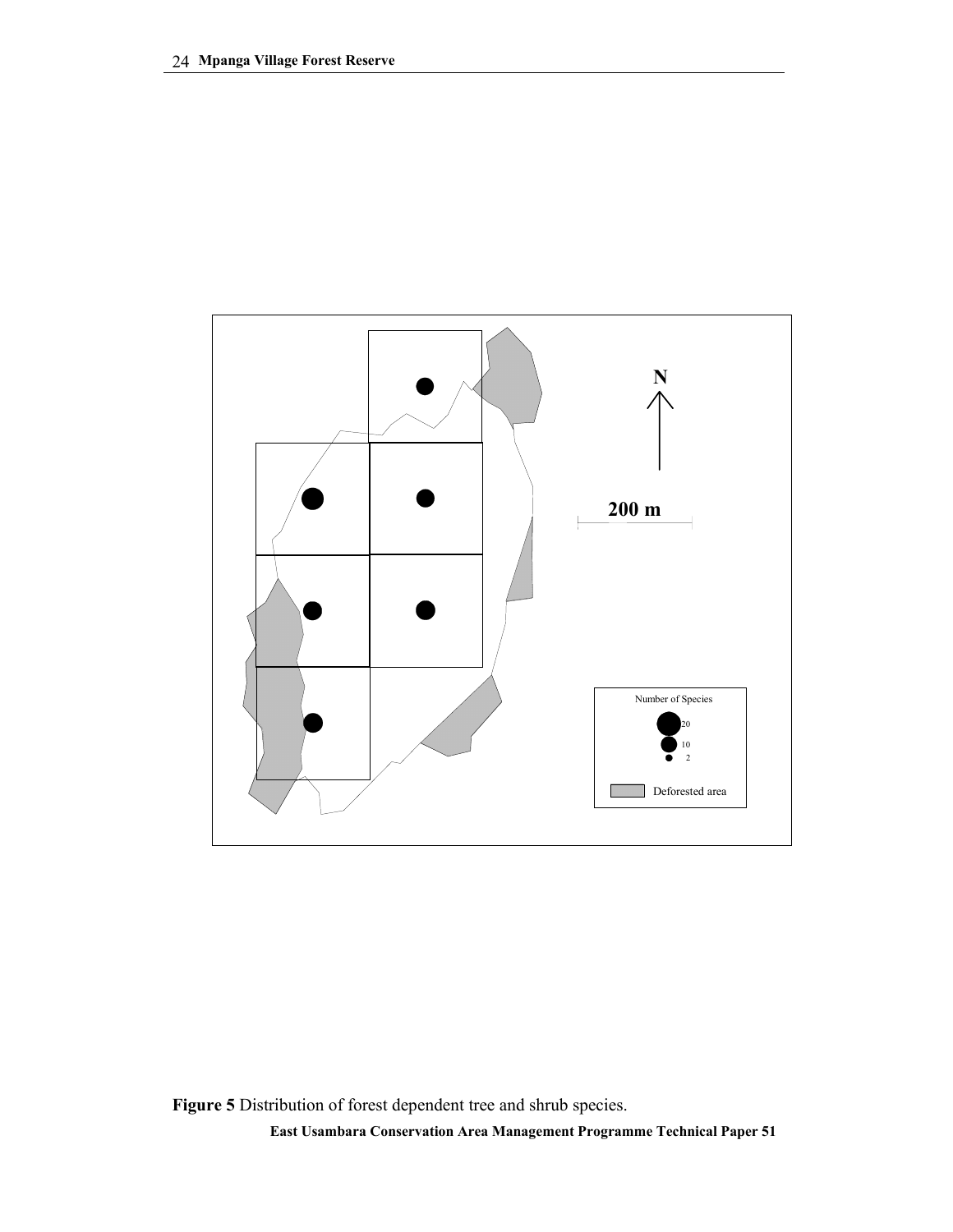**Figure 5** Distribution of forest dependent tree and shrub species.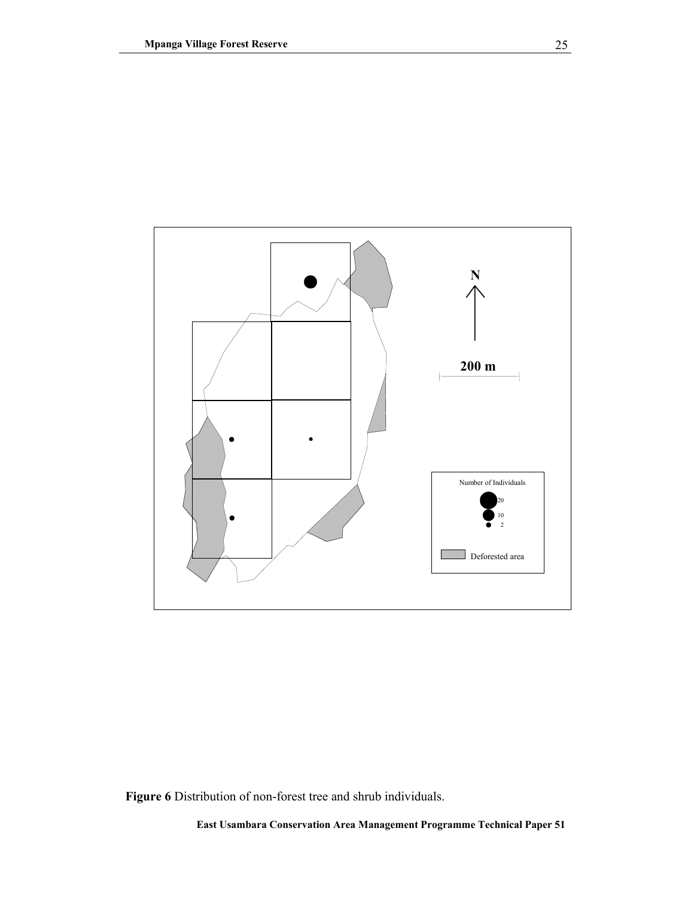**Figure 6** Distribution of non-forest tree and shrub individuals.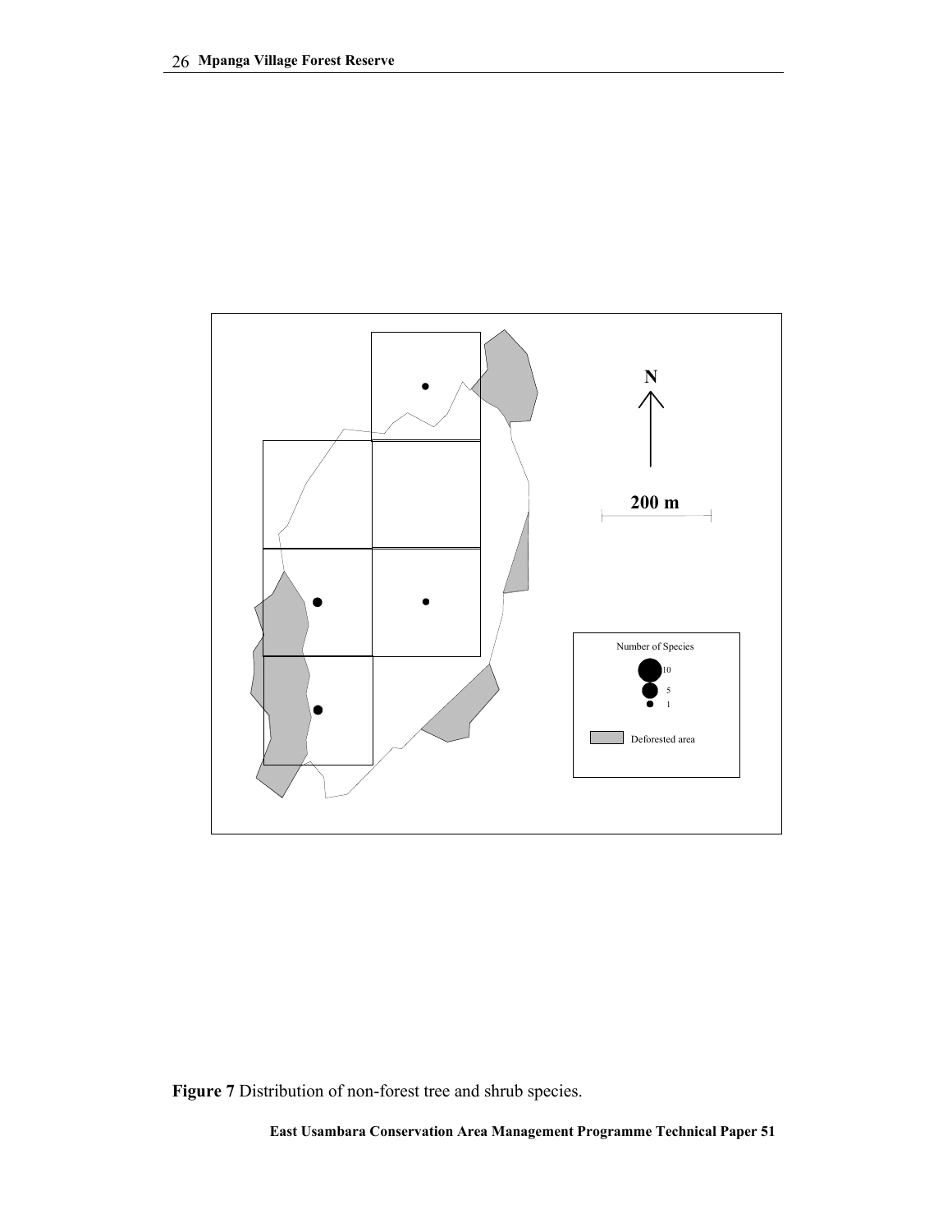**Figure 7** Distribution of non-forest tree and shrub species.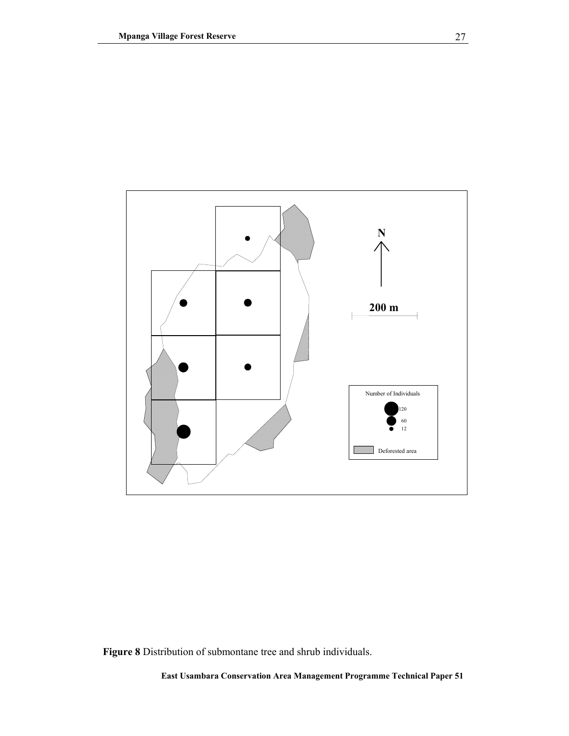**Figure 8** Distribution of submontane tree and shrub individuals.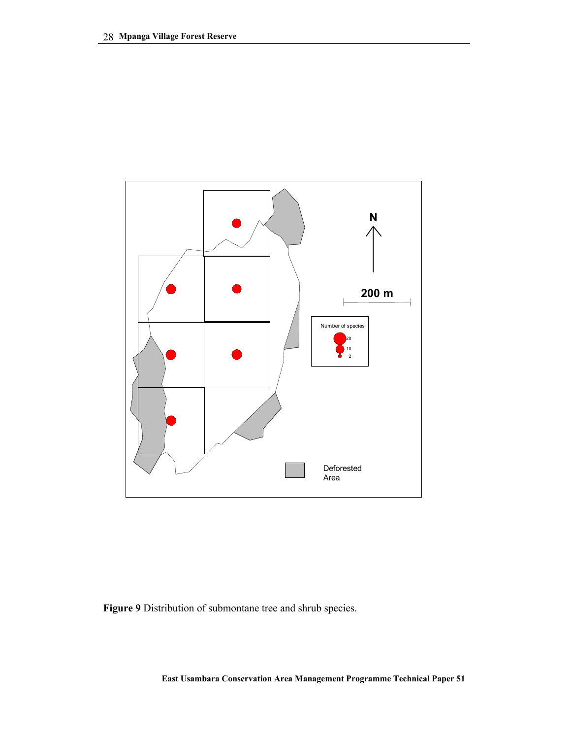**Figure 9** Distribution of submontane tree and shrub species.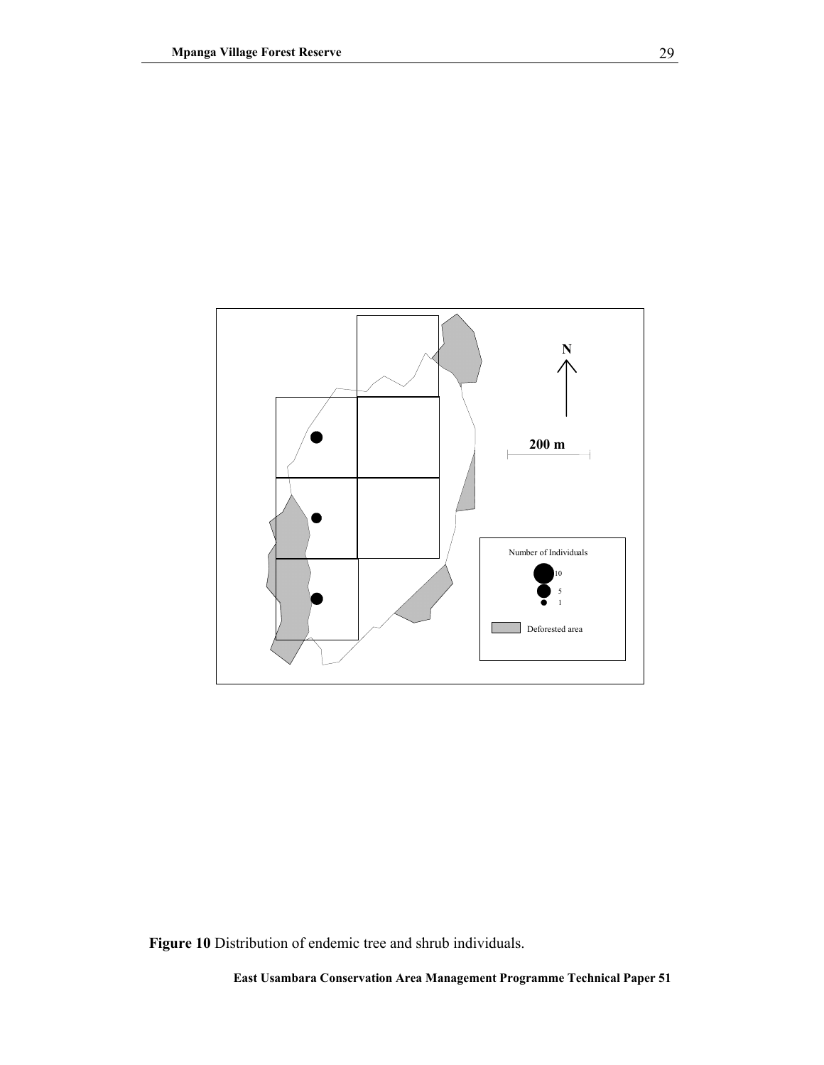**Figure 10** Distribution of endemic tree and shrub individuals.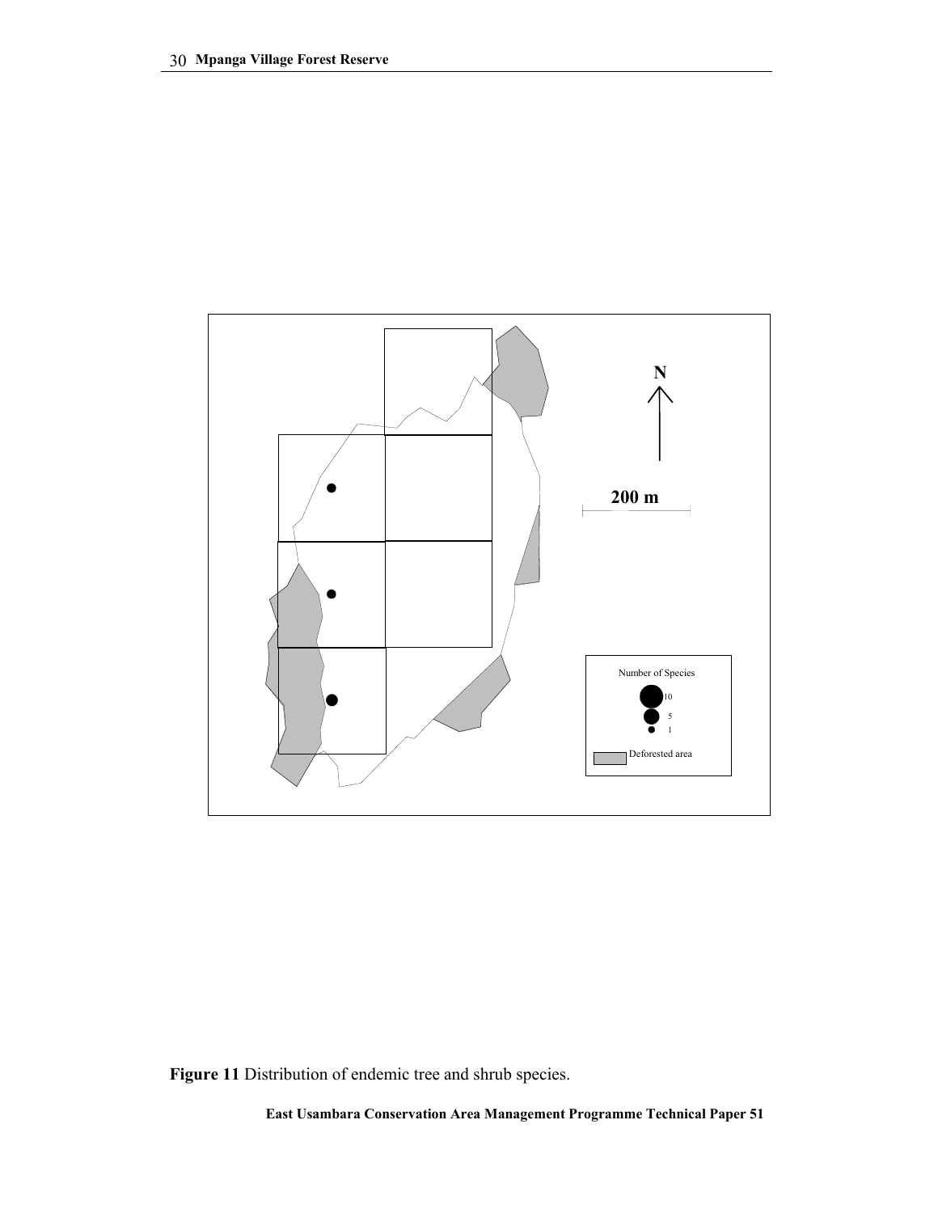**Figure 11** Distribution of endemic tree and shrub species.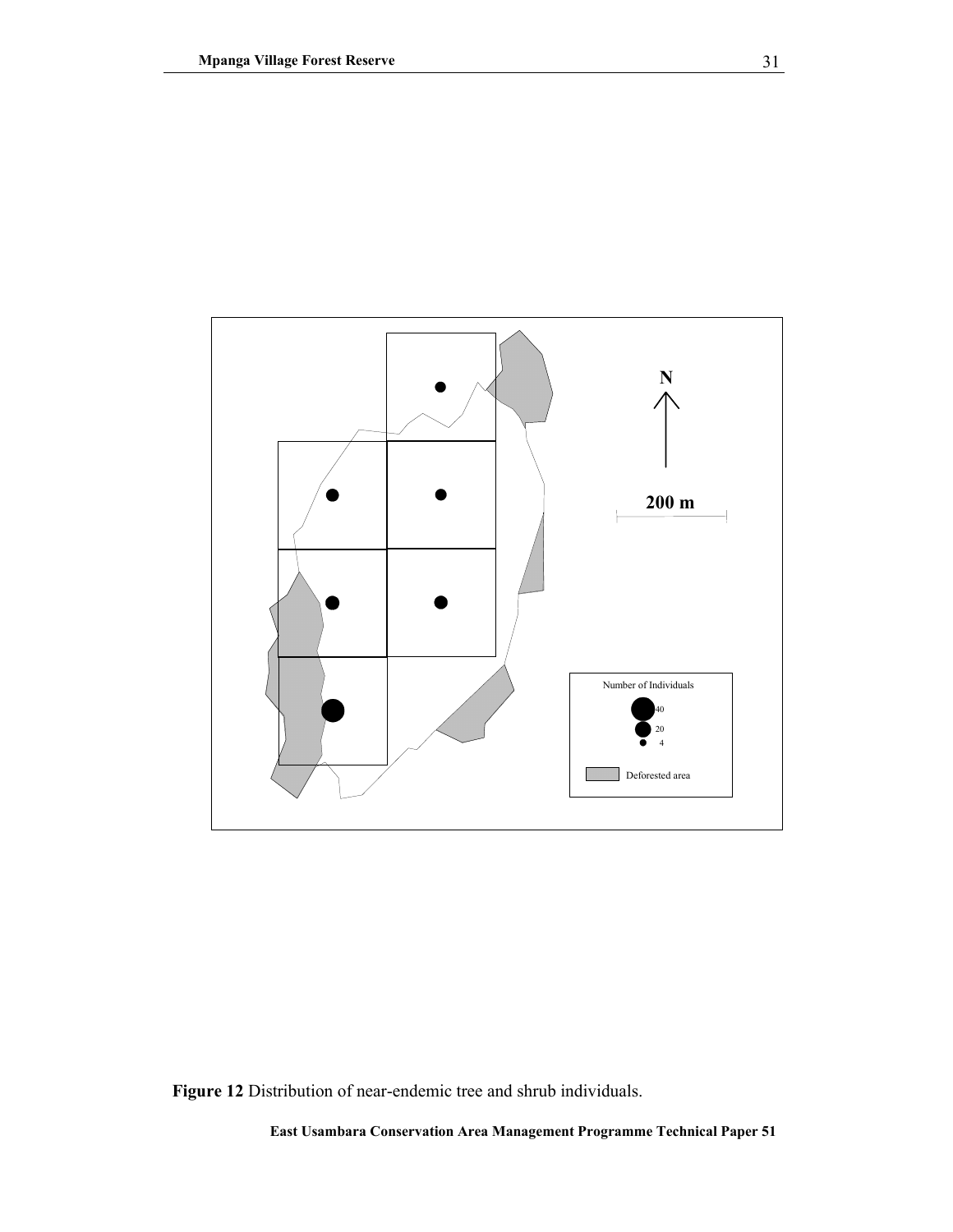**Figure 12** Distribution of near-endemic tree and shrub individuals.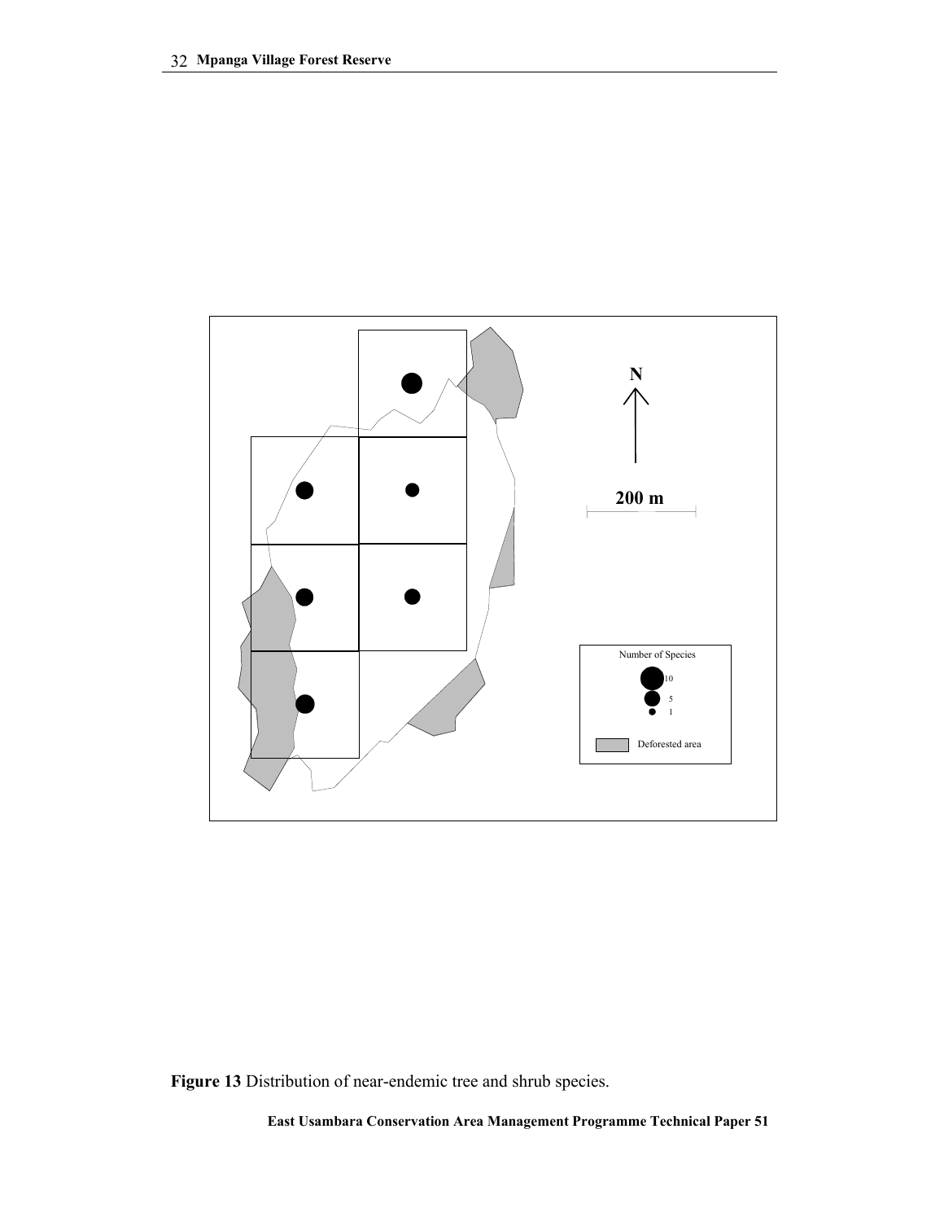**Figure 13** Distribution of near-endemic tree and shrub species.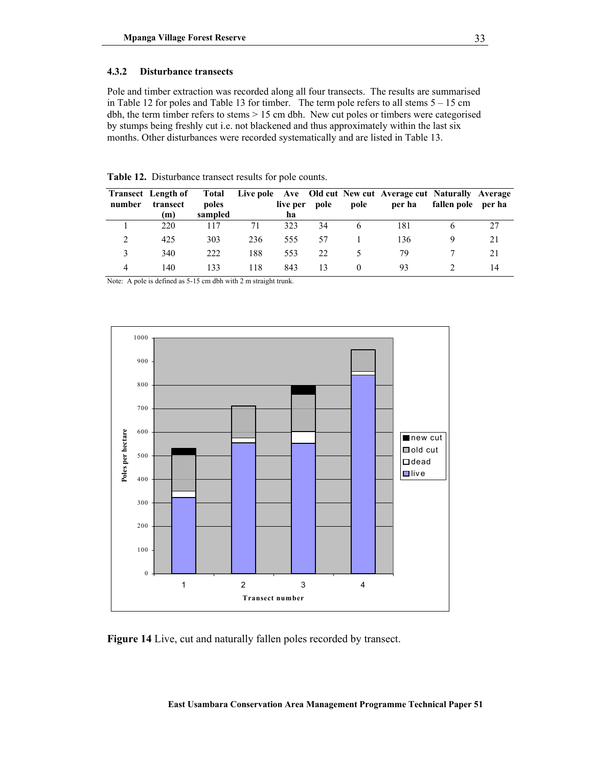### 4.3.2 Disturbance transects

Pole and timber extraction was recorded along all four transects. The results are summarised in Table 12 for poles and Table 13 for timber. The term pole refers to all stems 5 – 15 cm dbh, the term timber refers to stems > 15 cm dbh. New cut poles or timbers were categorised by stumps being freshly cut i.e. not blackened and thus approximately within the last six months. Other disturbances were recorded systematically and are listed in Table 13.

**Table 12.** Disturbance transect results for pole counts.

| Transect number | Length of transect (m) | Total poles sampled | Live pole | Ave live per ha | Old cut pole | New cut pole | Average cut per ha | Naturally fallen pole | Average per ha |
|---|---|---|---|---|---|---|---|---|---|
| 1 | 220 | 117 | 71 | 323 | 34 | 6 | 181 | 6 | 27 |
| 2 | 425 | 303 | 236 | 555 | 57 | 1 | 136 | 9 | 21 |
| 3 | 340 | 222 | 188 | 553 | 22 | 5 | 79 | 7 | 21 |
| 4 | 140 | 133 | 118 | 843 | 13 | 0 | 93 | 2 | 14 |

Note: A pole is defined as 5-15 cm dbh with 2 m straight trunk.

**Figure 14** Live, cut and naturally fallen poles recorded by transect.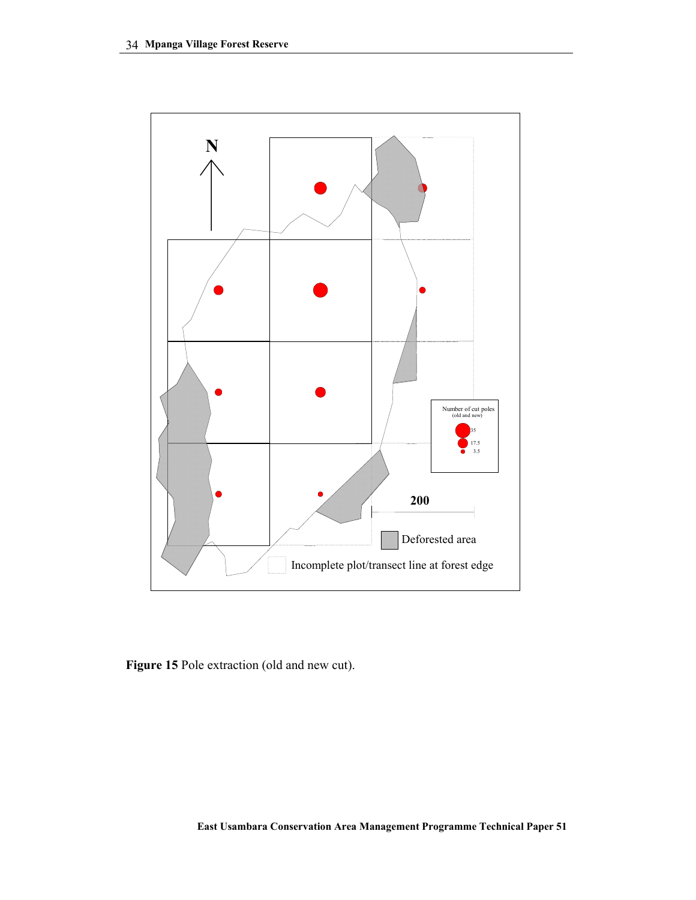Figure 15 Pole extraction (old and new cut).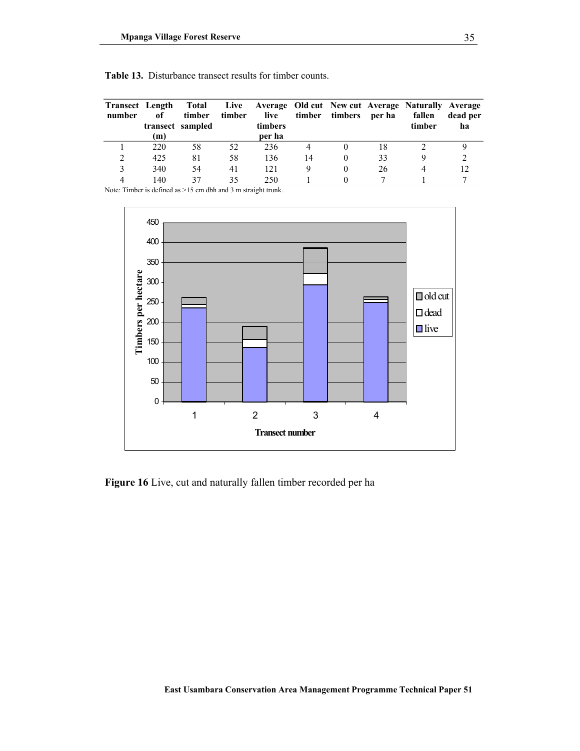**Table 13.** Disturbance transect results for timber counts.

| Transect number | Length of transect (m) | Total timber sampled | Live timber | Average live timbers per ha | Old cut timber | New cut timbers | Average per ha | Naturally fallen timber | Average dead per ha |
|---|---|---|---|---|---|---|---|---|---|
| 1 | 220 | 58 | 52 | 236 | 4 | 0 | 18 | 2 | 9 |
| 2 | 425 | 81 | 58 | 136 | 14 | 0 | 33 | 9 | 2 |
| 3 | 340 | 54 | 41 | 121 | 9 | 0 | 26 | 4 | 12 |
| 4 | 140 | 37 | 35 | 250 | 1 | 0 | 7 | 1 | 7 |

Note: Timber is defined as >15 cm dbh and 3 m straight trunk.

**Figure 16** Live, cut and naturally fallen timber recorded per ha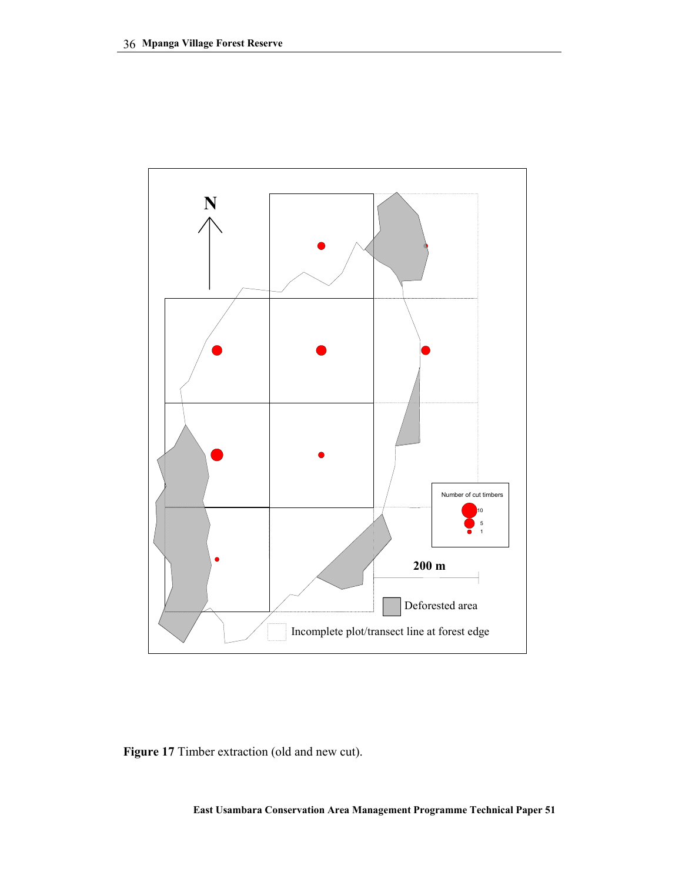Figure 17 Timber extraction (old and new cut).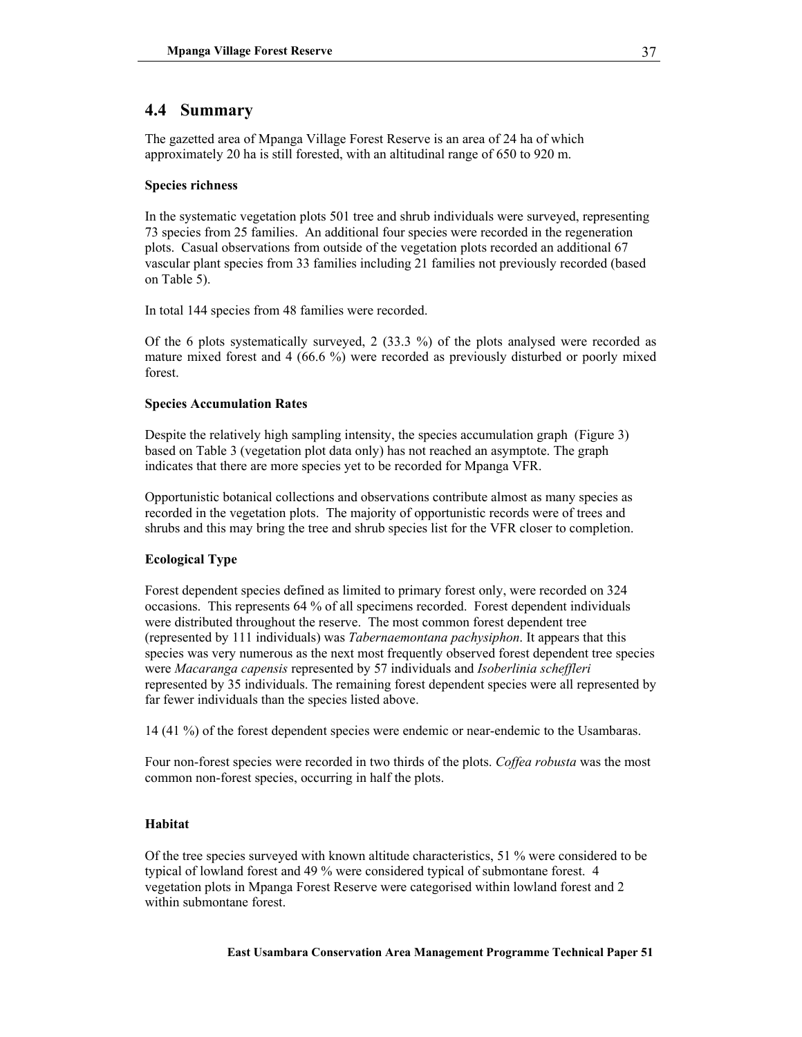## 4.4 Summary

The gazetted area of Mpanga Village Forest Reserve is an area of 24 ha of which approximately 20 ha is still forested, with an altitudinal range of 650 to 920 m.

**Species richness**

In the systematic vegetation plots 501 tree and shrub individuals were surveyed, representing 73 species from 25 families. An additional four species were recorded in the regeneration plots. Casual observations from outside of the vegetation plots recorded an additional 67 vascular plant species from 33 families including 21 families not previously recorded (based on Table 5).

In total 144 species from 48 families were recorded.

Of the 6 plots systematically surveyed, 2 (33.3 %) of the plots analysed were recorded as mature mixed forest and 4 (66.6 %) were recorded as previously disturbed or poorly mixed forest.

**Species Accumulation Rates**

Despite the relatively high sampling intensity, the species accumulation graph (Figure 3) based on Table 3 (vegetation plot data only) has not reached an asymptote. The graph indicates that there are more species yet to be recorded for Mpanga VFR.

Opportunistic botanical collections and observations contribute almost as many species as recorded in the vegetation plots. The majority of opportunistic records were of trees and shrubs and this may bring the tree and shrub species list for the VFR closer to completion.

**Ecological Type**

Forest dependent species defined as limited to primary forest only, were recorded on 324 occasions. This represents 64 % of all specimens recorded. Forest dependent individuals were distributed throughout the reserve. The most common forest dependent tree (represented by 111 individuals) was *Tabernaemontana pachysiphon*. It appears that this species was very numerous as the next most frequently observed forest dependent tree species were *Macaranga capensis* represented by 57 individuals and *Isoberlinia scheffleri* represented by 35 individuals. The remaining forest dependent species were all represented by far fewer individuals than the species listed above.

14 (41 %) of the forest dependent species were endemic or near-endemic to the Usambaras.

Four non-forest species were recorded in two thirds of the plots. *Coffea robusta* was the most common non-forest species, occurring in half the plots.

**Habitat**

Of the tree species surveyed with known altitude characteristics, 51 % were considered to be typical of lowland forest and 49 % were considered typical of submontane forest. 4 vegetation plots in Mpanga Forest Reserve were categorised within lowland forest and 2 within submontane forest.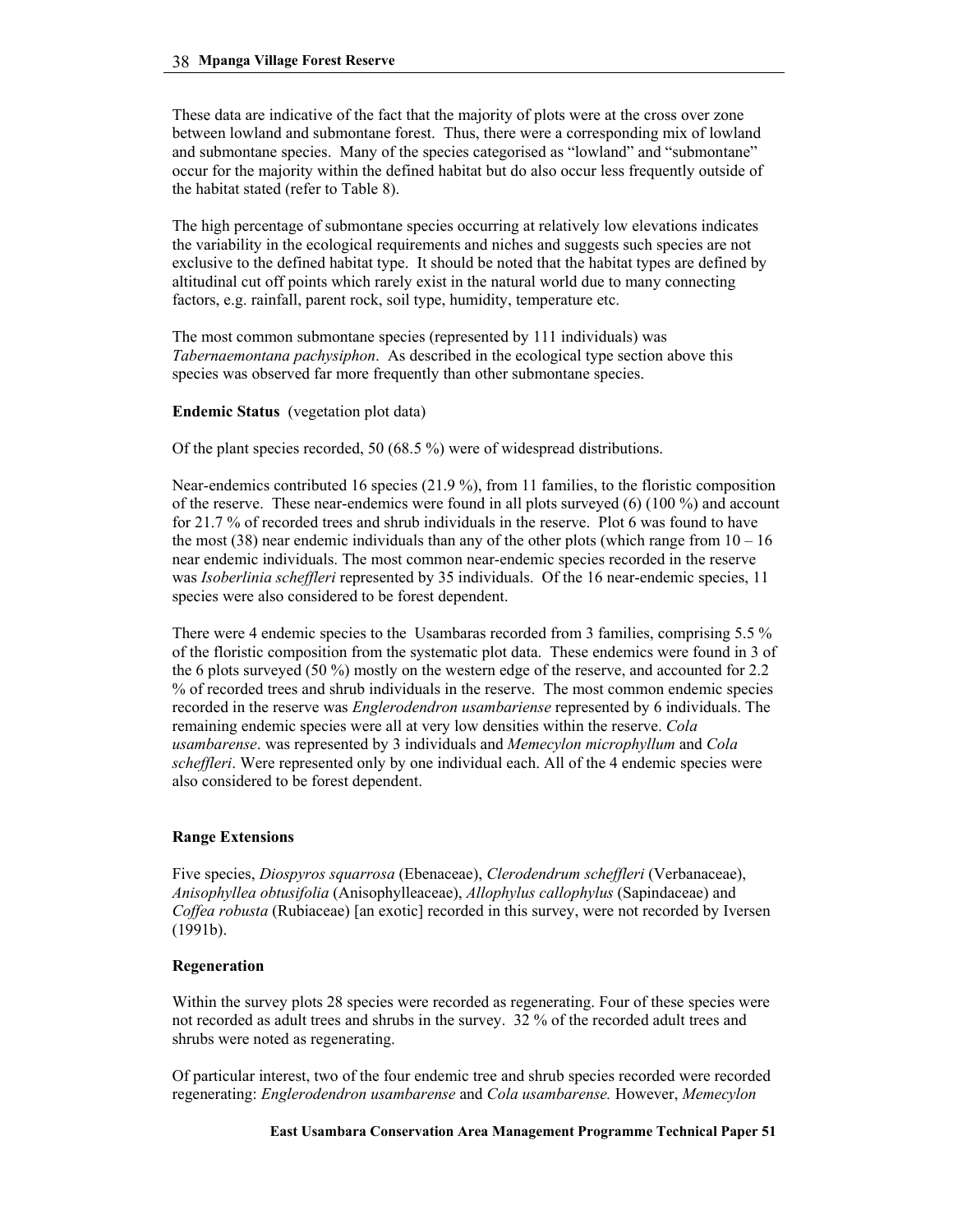These data are indicative of the fact that the majority of plots were at the cross over zone between lowland and submontane forest. Thus, there were a corresponding mix of lowland and submontane species. Many of the species categorised as "lowland" and "submontane" occur for the majority within the defined habitat but do also occur less frequently outside of the habitat stated (refer to Table 8).

The high percentage of submontane species occurring at relatively low elevations indicates the variability in the ecological requirements and niches and suggests such species are not exclusive to the defined habitat type. It should be noted that the habitat types are defined by altitudinal cut off points which rarely exist in the natural world due to many connecting factors, e.g. rainfall, parent rock, soil type, humidity, temperature etc.

The most common submontane species (represented by 111 individuals) was *Tabernaemontana pachysiphon*. As described in the ecological type section above this species was observed far more frequently than other submontane species.

**Endemic Status** (vegetation plot data)

Of the plant species recorded, 50 (68.5 %) were of widespread distributions.

Near-endemics contributed 16 species (21.9 %), from 11 families, to the floristic composition of the reserve. These near-endemics were found in all plots surveyed (6) (100 %) and account for 21.7 % of recorded trees and shrub individuals in the reserve. Plot 6 was found to have the most (38) near endemic individuals than any of the other plots (which range from 10 – 16 near endemic individuals. The most common near-endemic species recorded in the reserve was *Isoberlinia scheffleri* represented by 35 individuals. Of the 16 near-endemic species, 11 species were also considered to be forest dependent.

There were 4 endemic species to the Usambaras recorded from 3 families, comprising 5.5 % of the floristic composition from the systematic plot data. These endemics were found in 3 of the 6 plots surveyed (50 %) mostly on the western edge of the reserve, and accounted for 2.2 % of recorded trees and shrub individuals in the reserve. The most common endemic species recorded in the reserve was *Englerodendron usambariense* represented by 6 individuals. The remaining endemic species were all at very low densities within the reserve. *Cola usambarense*. was represented by 3 individuals and *Memecylon microphyllum* and *Cola scheffleri*. Were represented only by one individual each. All of the 4 endemic species were also considered to be forest dependent.

**Range Extensions**

Five species, *Diospyros squarrosa* (Ebenaceae), *Clerodendrum scheffleri* (Verbanaceae), *Anisophyllea obtusifolia* (Anisophylleaceae), *Allophylus callophylus* (Sapindaceae) and *Coffea robusta* (Rubiaceae) [an exotic] recorded in this survey, were not recorded by Iversen (1991b).

**Regeneration**

Within the survey plots 28 species were recorded as regenerating. Four of these species were not recorded as adult trees and shrubs in the survey. 32 % of the recorded adult trees and shrubs were noted as regenerating.

Of particular interest, two of the four endemic tree and shrub species recorded were recorded regenerating: *Englerodendron usambarense* and *Cola usambarense.* However, *Memecylon*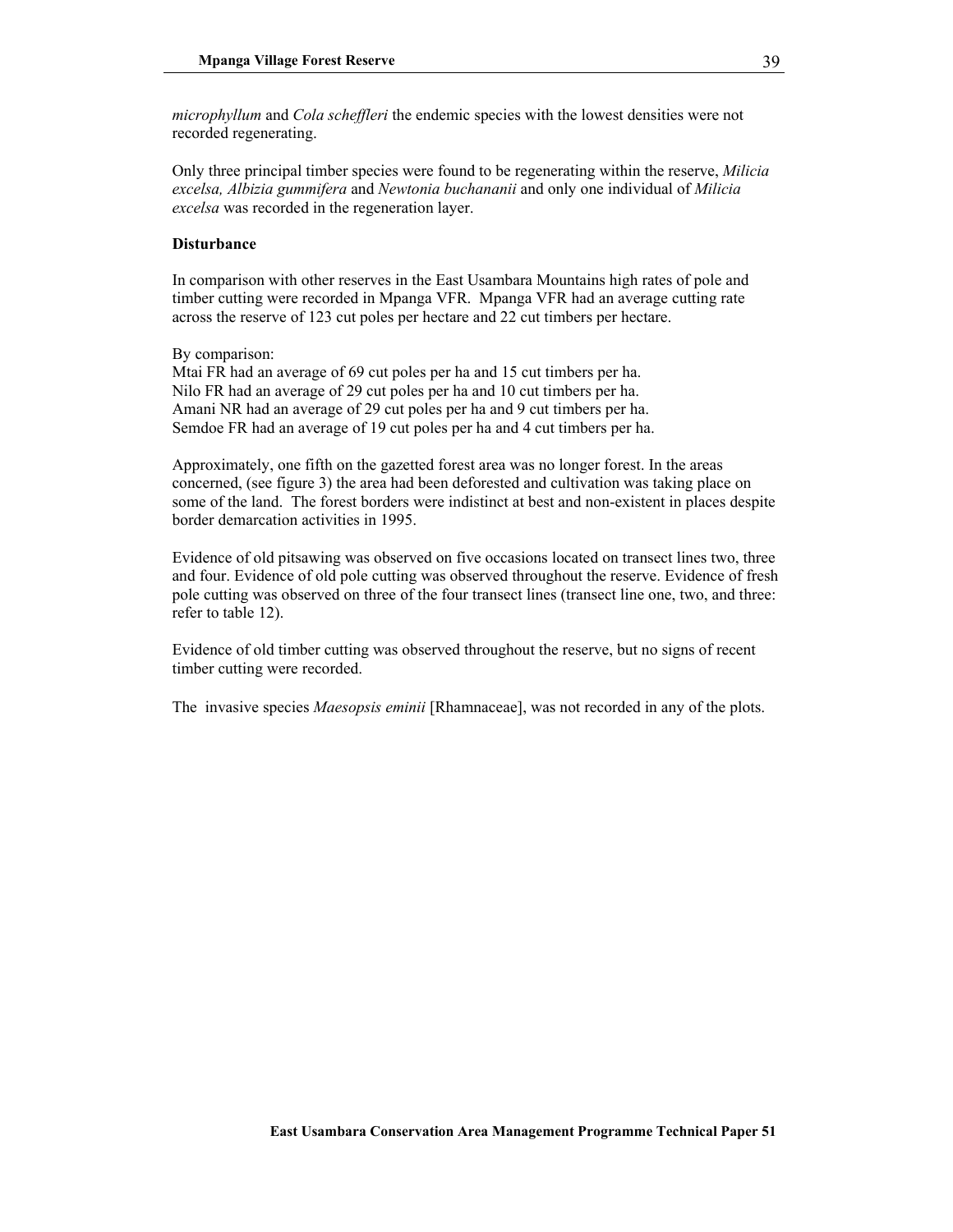*microphyllum* and *Cola scheffleri* the endemic species with the lowest densities were not recorded regenerating.

Only three principal timber species were found to be regenerating within the reserve, *Milicia excelsa, Albizia gummifera* and *Newtonia buchananii* and only one individual of *Milicia excelsa* was recorded in the regeneration layer.

**Disturbance**

In comparison with other reserves in the East Usambara Mountains high rates of pole and timber cutting were recorded in Mpanga VFR. Mpanga VFR had an average cutting rate across the reserve of 123 cut poles per hectare and 22 cut timbers per hectare.

By comparison:
Mtai FR had an average of 69 cut poles per ha and 15 cut timbers per ha.
Nilo FR had an average of 29 cut poles per ha and 10 cut timbers per ha.
Amani NR had an average of 29 cut poles per ha and 9 cut timbers per ha.
Semdoe FR had an average of 19 cut poles per ha and 4 cut timbers per ha.

Approximately, one fifth on the gazetted forest area was no longer forest. In the areas concerned, (see figure 3) the area had been deforested and cultivation was taking place on some of the land. The forest borders were indistinct at best and non-existent in places despite border demarcation activities in 1995.

Evidence of old pitsawing was observed on five occasions located on transect lines two, three and four. Evidence of old pole cutting was observed throughout the reserve. Evidence of fresh pole cutting was observed on three of the four transect lines (transect line one, two, and three: refer to table 12).

Evidence of old timber cutting was observed throughout the reserve, but no signs of recent timber cutting were recorded.

The invasive species *Maesopsis eminii* [Rhamnaceae], was not recorded in any of the plots.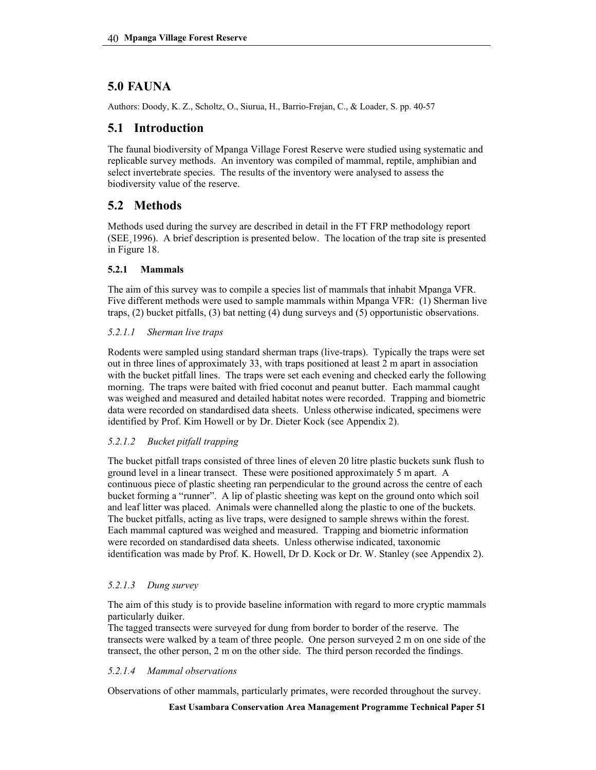# 5.0 FAUNA

Authors: Doody, K. Z., Scholtz, O., Siurua, H., Barrio-Frøjan, C., & Loader, S. pp. 40-57

## 5.1 Introduction

The faunal biodiversity of Mpanga Village Forest Reserve were studied using systematic and replicable survey methods. An inventory was compiled of mammal, reptile, amphibian and select invertebrate species. The results of the inventory were analysed to assess the biodiversity value of the reserve.

## 5.2 Methods

Methods used during the survey are described in detail in the FT FRP methodology report (SEE¸1996). A brief description is presented below. The location of the trap site is presented in Figure 18.

### 5.2.1 Mammals

The aim of this survey was to compile a species list of mammals that inhabit Mpanga VFR. Five different methods were used to sample mammals within Mpanga VFR: (1) Sherman live traps, (2) bucket pitfalls, (3) bat netting (4) dung surveys and (5) opportunistic observations.

#### *5.2.1.1 Sherman live traps*

Rodents were sampled using standard sherman traps (live-traps). Typically the traps were set out in three lines of approximately 33, with traps positioned at least 2 m apart in association with the bucket pitfall lines. The traps were set each evening and checked early the following morning. The traps were baited with fried coconut and peanut butter. Each mammal caught was weighed and measured and detailed habitat notes were recorded. Trapping and biometric data were recorded on standardised data sheets. Unless otherwise indicated, specimens were identified by Prof. Kim Howell or by Dr. Dieter Kock (see Appendix 2).

#### *5.2.1.2 Bucket pitfall trapping*

The bucket pitfall traps consisted of three lines of eleven 20 litre plastic buckets sunk flush to ground level in a linear transect. These were positioned approximately 5 m apart. A continuous piece of plastic sheeting ran perpendicular to the ground across the centre of each bucket forming a "runner". A lip of plastic sheeting was kept on the ground onto which soil and leaf litter was placed. Animals were channelled along the plastic to one of the buckets. The bucket pitfalls, acting as live traps, were designed to sample shrews within the forest. Each mammal captured was weighed and measured. Trapping and biometric information were recorded on standardised data sheets. Unless otherwise indicated, taxonomic identification was made by Prof. K. Howell, Dr D. Kock or Dr. W. Stanley (see Appendix 2).

#### *5.2.1.3 Dung survey*

The aim of this study is to provide baseline information with regard to more cryptic mammals particularly duiker.

The tagged transects were surveyed for dung from border to border of the reserve. The transects were walked by a team of three people. One person surveyed 2 m on one side of the transect, the other person, 2 m on the other side. The third person recorded the findings.

#### *5.2.1.4 Mammal observations*

Observations of other mammals, particularly primates, were recorded throughout the survey.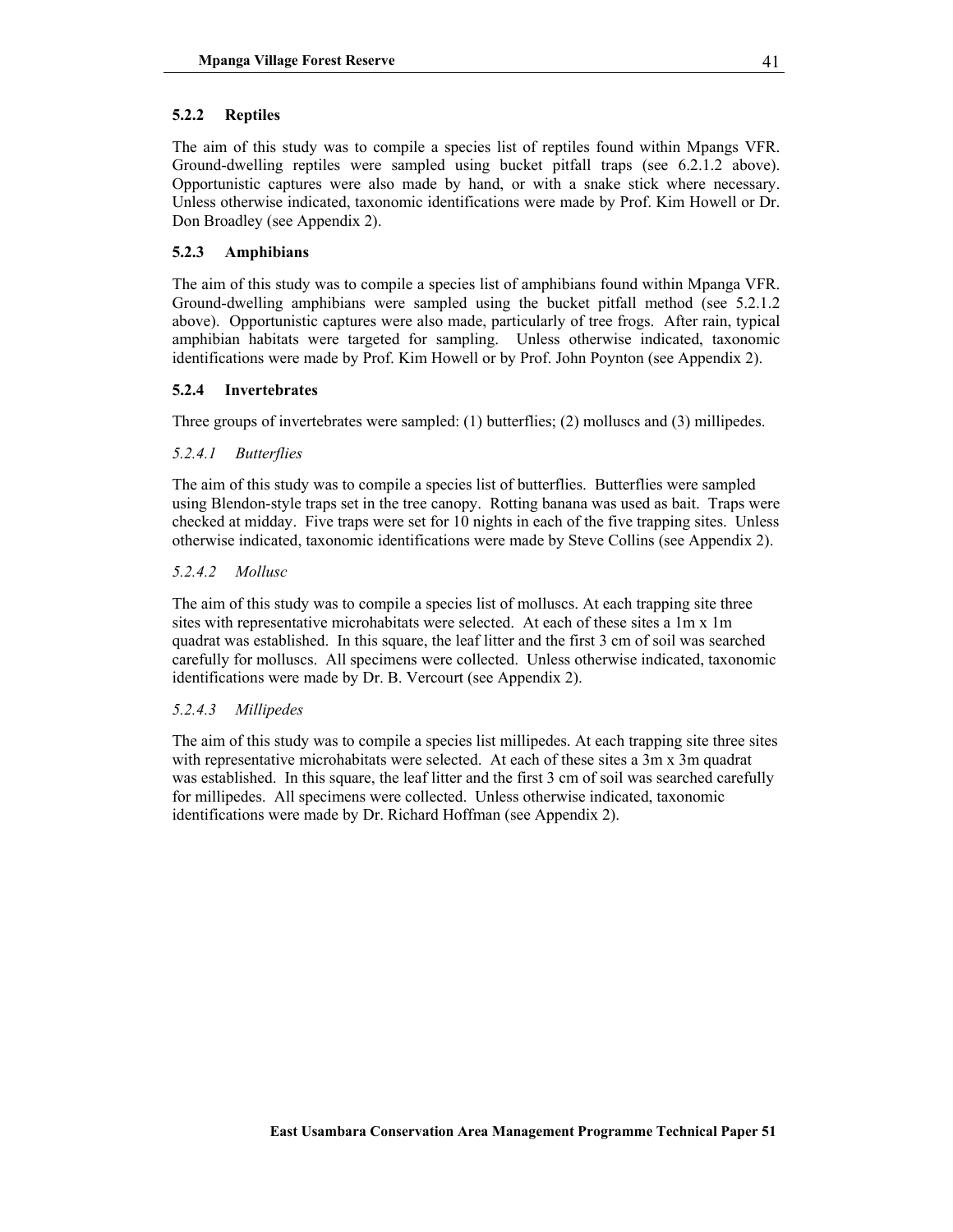### 5.2.2 Reptiles

The aim of this study was to compile a species list of reptiles found within Mpangs VFR. Ground-dwelling reptiles were sampled using bucket pitfall traps (see 6.2.1.2 above). Opportunistic captures were also made by hand, or with a snake stick where necessary. Unless otherwise indicated, taxonomic identifications were made by Prof. Kim Howell or Dr. Don Broadley (see Appendix 2).

### 5.2.3 Amphibians

The aim of this study was to compile a species list of amphibians found within Mpanga VFR. Ground-dwelling amphibians were sampled using the bucket pitfall method (see 5.2.1.2 above). Opportunistic captures were also made, particularly of tree frogs. After rain, typical amphibian habitats were targeted for sampling. Unless otherwise indicated, taxonomic identifications were made by Prof. Kim Howell or by Prof. John Poynton (see Appendix 2).

### 5.2.4 Invertebrates

Three groups of invertebrates were sampled: (1) butterflies; (2) molluscs and (3) millipedes.

#### *5.2.4.1 Butterflies*

The aim of this study was to compile a species list of butterflies. Butterflies were sampled using Blendon-style traps set in the tree canopy. Rotting banana was used as bait. Traps were checked at midday. Five traps were set for 10 nights in each of the five trapping sites. Unless otherwise indicated, taxonomic identifications were made by Steve Collins (see Appendix 2).

#### *5.2.4.2 Mollusc*

The aim of this study was to compile a species list of molluscs. At each trapping site three sites with representative microhabitats were selected. At each of these sites a 1m x 1m quadrat was established. In this square, the leaf litter and the first 3 cm of soil was searched carefully for molluscs. All specimens were collected. Unless otherwise indicated, taxonomic identifications were made by Dr. B. Vercourt (see Appendix 2).

#### *5.2.4.3 Millipedes*

The aim of this study was to compile a species list millipedes. At each trapping site three sites with representative microhabitats were selected. At each of these sites a 3m x 3m quadrat was established. In this square, the leaf litter and the first 3 cm of soil was searched carefully for millipedes. All specimens were collected. Unless otherwise indicated, taxonomic identifications were made by Dr. Richard Hoffman (see Appendix 2).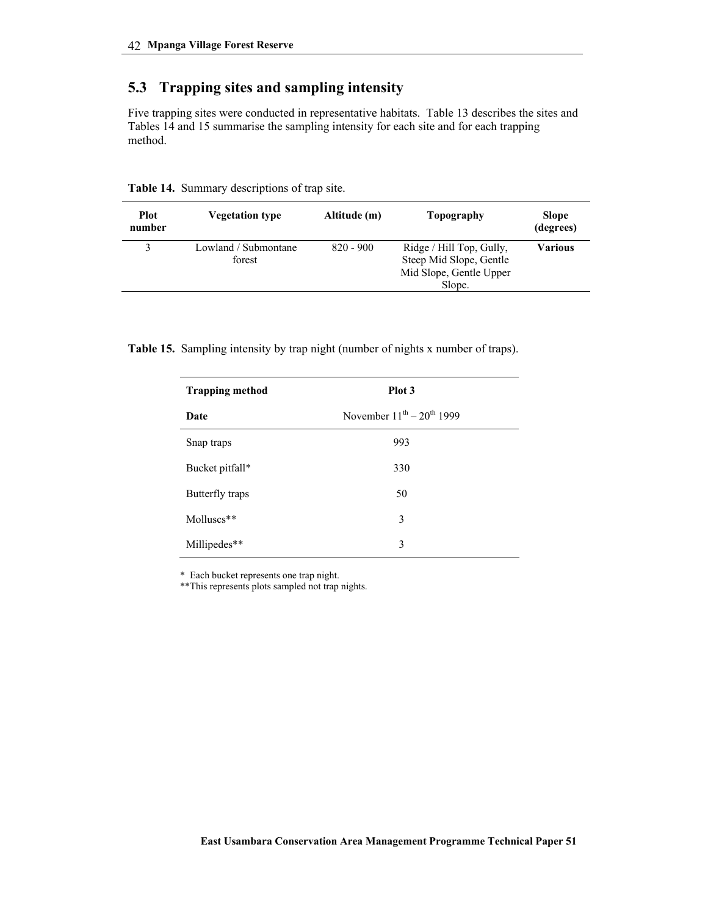## 5.3 Trapping sites and sampling intensity

Five trapping sites were conducted in representative habitats. Table 13 describes the sites and Tables 14 and 15 summarise the sampling intensity for each site and for each trapping method.

**Table 14.** Summary descriptions of trap site.

| Plot number | Vegetation type | Altitude (m) | Topography | Slope (degrees) |
|---|---|---|---|---|
| 3 | Lowland / Submontane forest | 820 - 900 | Ridge / Hill Top, Gully, Steep Mid Slope, Gentle Mid Slope, Gentle Upper Slope. | **Various** |

**Table 15.** Sampling intensity by trap night (number of nights x number of traps).

| **Trapping method** | **Plot 3** |
|---|---|
| **Date** | November 11th – 20th 1999 |
| Snap traps | 993 |
| Bucket pitfall* | 330 |
| Butterfly traps | 50 |
| Molluscs** | 3 |
| Millipedes** | 3 |

\* Each bucket represents one trap night.
**This represents plots sampled not trap nights.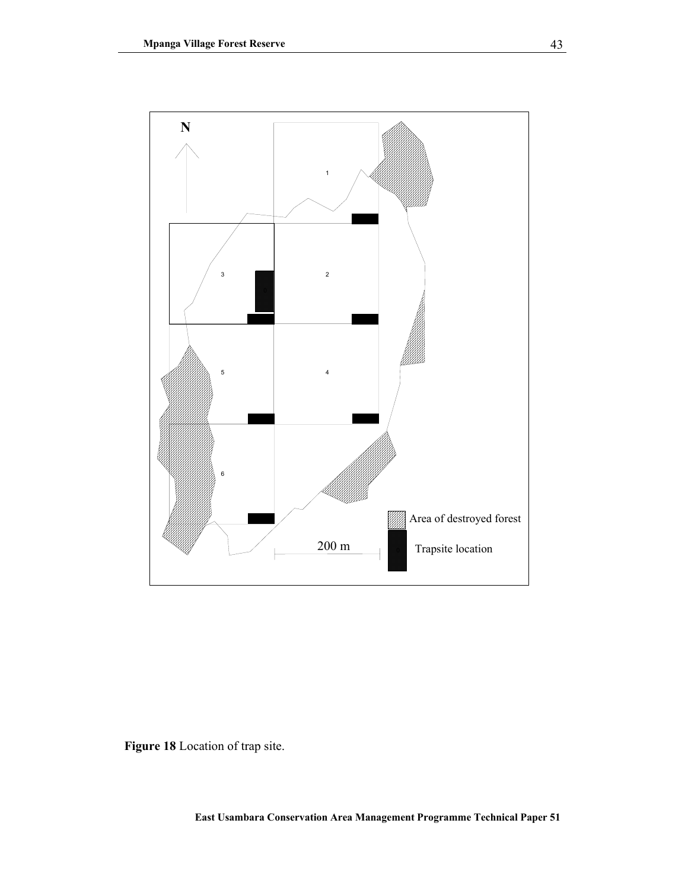Figure 18 Location of trap site.

**Figure 18** Location of trap site.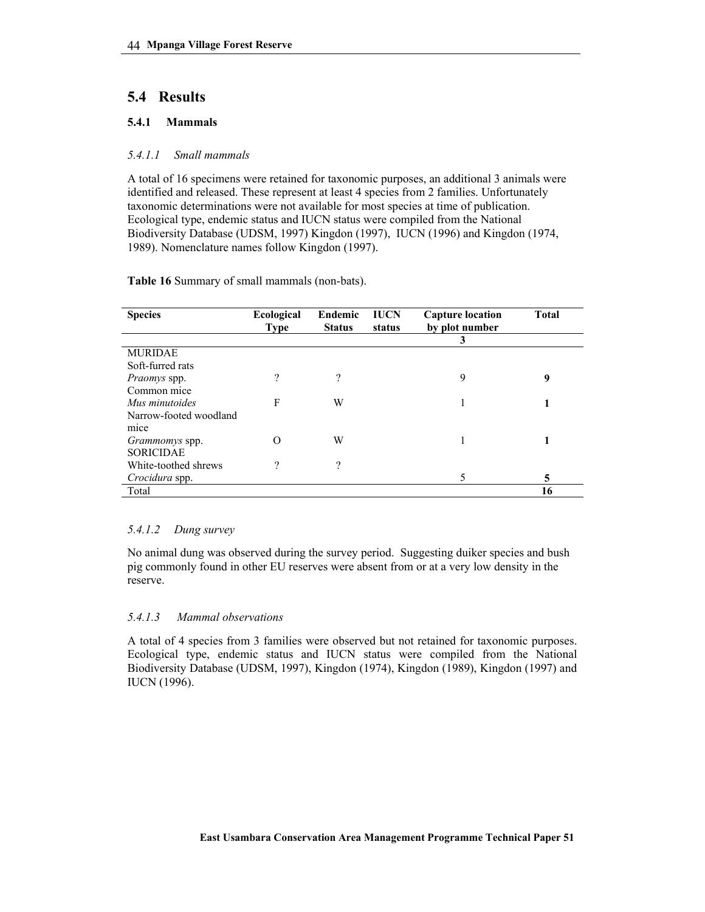## 5.4 Results

### 5.4.1 Mammals

#### *5.4.1.1 Small mammals*

A total of 16 specimens were retained for taxonomic purposes, an additional 3 animals were identified and released. These represent at least 4 species from 2 families. Unfortunately taxonomic determinations were not available for most species at time of publication. Ecological type, endemic status and IUCN status were compiled from the National Biodiversity Database (UDSM, 1997) Kingdon (1997), IUCN (1996) and Kingdon (1974, 1989). Nomenclature names follow Kingdon (1997).

**Table 16** Summary of small mammals (non-bats).

| Species | Ecological Type | Endemic Status | IUCN status | Capture location by plot number | Total |
|---|---|---|---|---|---|
| | | | | **3** | |
| MURIDAE | | | | | |
| Soft-furred rats | | | | | |
| *Praomys* spp. | ? | ? | | 9 | **9** |
| Common mice | | | | | |
| *Mus minutoides* | F | W | | 1 | **1** |
| Narrow-footed woodland mice | | | | | |
| *Grammomys* spp. | O | W | | 1 | **1** |
| SORICIDAE | | | | | |
| White-toothed shrews | ? | ? | | | |
| *Crocidura* spp. | | | | 5 | **5** |
| Total | | | | | **16** |

#### *5.4.1.2 Dung survey*

No animal dung was observed during the survey period. Suggesting duiker species and bush pig commonly found in other EU reserves were absent from or at a very low density in the reserve.

#### *5.4.1.3 Mammal observations*

A total of 4 species from 3 families were observed but not retained for taxonomic purposes. Ecological type, endemic status and IUCN status were compiled from the National Biodiversity Database (UDSM, 1997), Kingdon (1974), Kingdon (1989), Kingdon (1997) and IUCN (1996).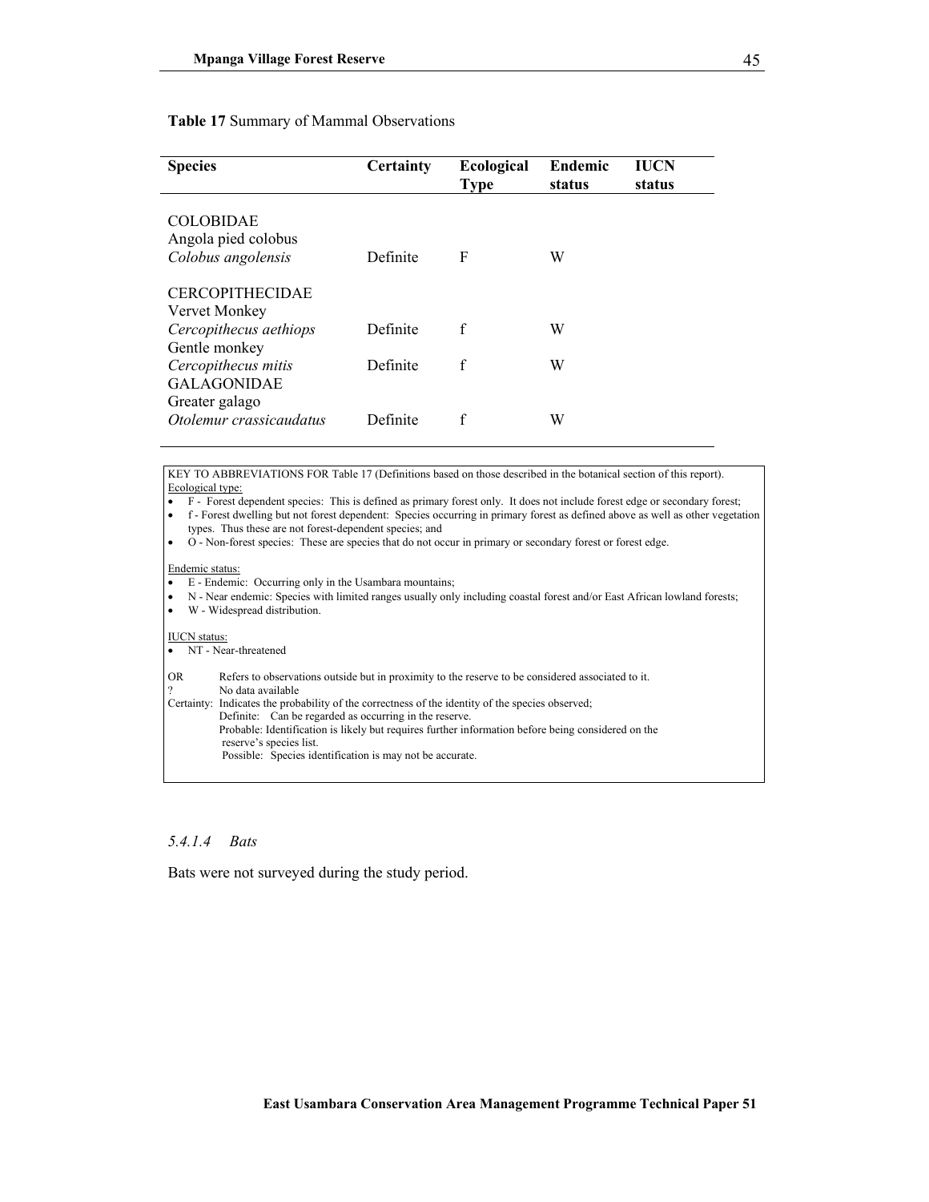**Table 17** Summary of Mammal Observations

| Species | Certainty | Ecological Type | Endemic status | IUCN status |
|---|---|---|---|---|
| COLOBIDAE | | | | |
| Angola pied colobus *Colobus angolensis* | Definite | F | W | |
| CERCOPITHECIDAE | | | | |
| Vervet Monkey *Cercopithecus aethiops* | Definite | f | W | |
| Gentle monkey *Cercopithecus mitis* | Definite | f | W | |
| GALAGONIDAE | | | | |
| Greater galago *Otolemur crassicaudatus* | Definite | f | W | |

KEY TO ABBREVIATIONS FOR Table 17 (Definitions based on those described in the botanical section of this report).

Ecological type:

- F - Forest dependent species: This is defined as primary forest only. It does not include forest edge or secondary forest;
- f - Forest dwelling but not forest dependent: Species occurring in primary forest as defined above as well as other vegetation types. Thus these are not forest-dependent species; and
- O - Non-forest species: These are species that do not occur in primary or secondary forest or forest edge.

Endemic status:

- E - Endemic: Occurring only in the Usambara mountains;
- N - Near endemic: Species with limited ranges usually only including coastal forest and/or East African lowland forests;
- W - Widespread distribution.

IUCN status:

- NT - Near-threatened

OR Refers to observations outside but in proximity to the reserve to be considered associated to it.
? No data available
Certainty: Indicates the probability of the correctness of the identity of the species observed;
Definite: Can be regarded as occurring in the reserve.
Probable: Identification is likely but requires further information before being considered on the reserve's species list.
Possible: Species identification is may not be accurate.

#### *5.4.1.4 Bats*

Bats were not surveyed during the study period.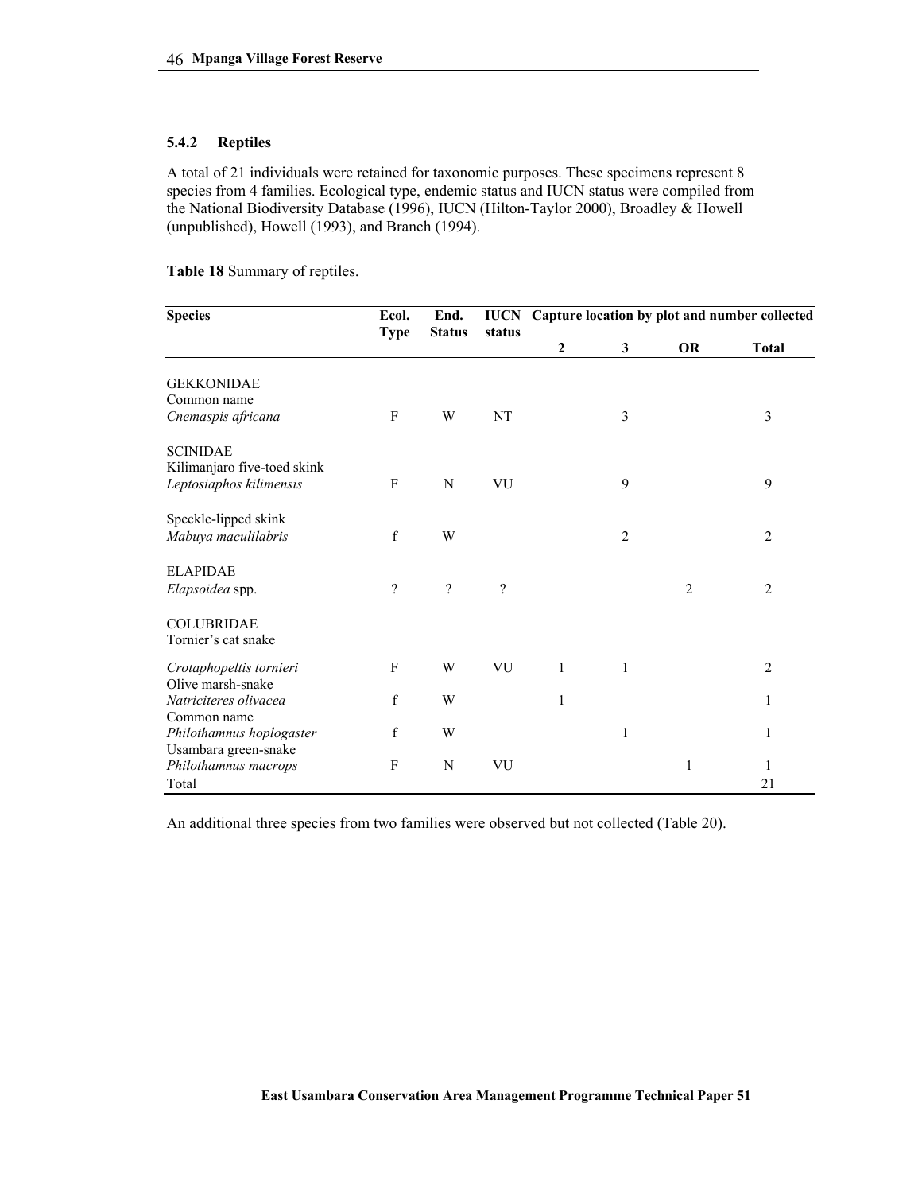### 5.4.2 Reptiles

A total of 21 individuals were retained for taxonomic purposes. These specimens represent 8 species from 4 families. Ecological type, endemic status and IUCN status were compiled from the National Biodiversity Database (1996), IUCN (Hilton-Taylor 2000), Broadley & Howell (unpublished), Howell (1993), and Branch (1994).

**Table 18** Summary of reptiles.

| Species | Ecol. Type | End. Status | IUCN status | Capture location by plot and number collected | | | |
|---|---|---|---|---|---|---|---|
| | | | | 2 | 3 | OR | Total |
| GEKKONIDAE | | | | | | | |
| Common name | | | | | | | |
| *Cnemaspis africana* | F | W | NT | | 3 | | 3 |
| SCINIDAE | | | | | | | |
| Kilimanjaro five-toed skink | | | | | | | |
| *Leptosiaphos kilimensis* | F | N | VU | | 9 | | 9 |
| Speckle-lipped skink | | | | | | | |
| *Mabuya maculilabris* | f | W | | | 2 | | 2 |
| ELAPIDAE | | | | | | | |
| *Elapsoidea* spp. | ? | ? | ? | | | 2 | 2 |
| COLUBRIDAE | | | | | | | |
| Tornier's cat snake | | | | | | | |
| *Crotaphopeltis tornieri* | F | W | VU | 1 | 1 | | 2 |
| Olive marsh-snake | | | | | | | |
| *Natriciteres olivacea* | f | W | | 1 | | | 1 |
| Common name | | | | | | | |
| *Philothamnus hoplogaster* | f | W | | | 1 | | 1 |
| Usambara green-snake | | | | | | | |
| *Philothamnus macrops* | F | N | VU | | | 1 | 1 |
| Total | | | | | | | 21 |

An additional three species from two families were observed but not collected (Table 20).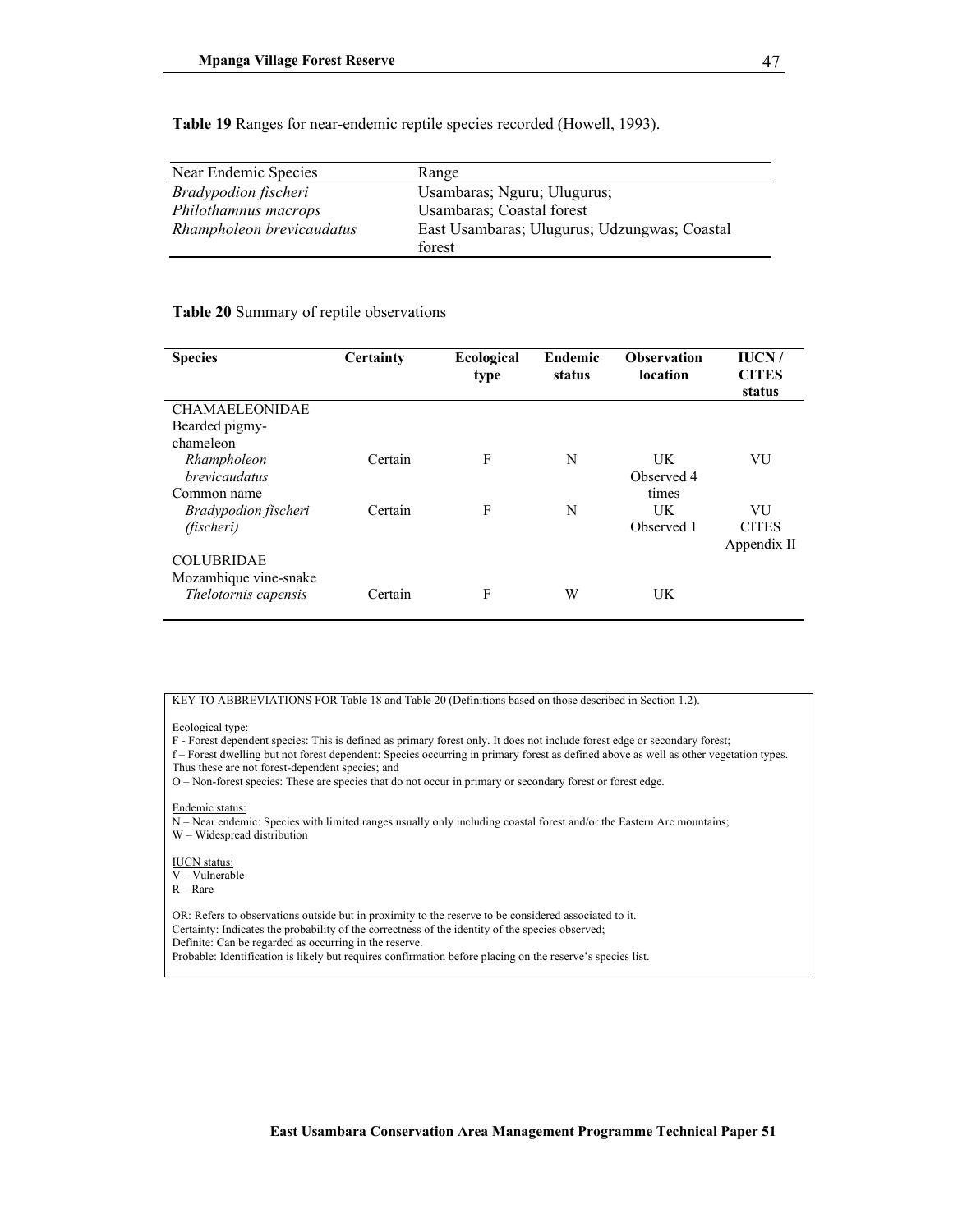**Table 19** Ranges for near-endemic reptile species recorded (Howell, 1993).

| Near Endemic Species | Range |
|---|---|
| *Bradypodion fischeri* | Usambaras; Nguru; Ulugurus; |
| *Philothamnus macrops* | Usambaras; Coastal forest |
| *Rhampholeon brevicaudatus* | East Usambaras; Ulugurus; Udzungwas; Coastal forest |

**Table 20** Summary of reptile observations

| Species | Certainty | Ecological type | Endemic status | Observation location | IUCN / CITES status |
|---|---|---|---|---|---|
| CHAMAELEONIDAE | | | | | |
| Bearded pigmy-chameleon | | | | | |
| *Rhampholeon brevicaudatus* | Certain | F | N | UK Observed 4 times | VU |
| Common name | | | | | |
| *Bradypodion fischeri (fischeri)* | Certain | F | N | UK Observed 1 | VU CITES Appendix II |
| COLUBRIDAE | | | | | |
| Mozambique vine-snake | | | | | |
| *Thelotornis capensis* | Certain | F | W | UK | |

KEY TO ABBREVIATIONS FOR Table 18 and Table 20 (Definitions based on those described in Section 1.2).

Ecological type:
F - Forest dependent species: This is defined as primary forest only. It does not include forest edge or secondary forest;
f – Forest dwelling but not forest dependent: Species occurring in primary forest as defined above as well as other vegetation types. Thus these are not forest-dependent species; and
O – Non-forest species: These are species that do not occur in primary or secondary forest or forest edge.

Endemic status:
N – Near endemic: Species with limited ranges usually only including coastal forest and/or the Eastern Arc mountains;
W – Widespread distribution

IUCN status:
V – Vulnerable
R – Rare

OR: Refers to observations outside but in proximity to the reserve to be considered associated to it.
Certainty: Indicates the probability of the correctness of the identity of the species observed;
Definite: Can be regarded as occurring in the reserve.
Probable: Identification is likely but requires confirmation before placing on the reserve's species list.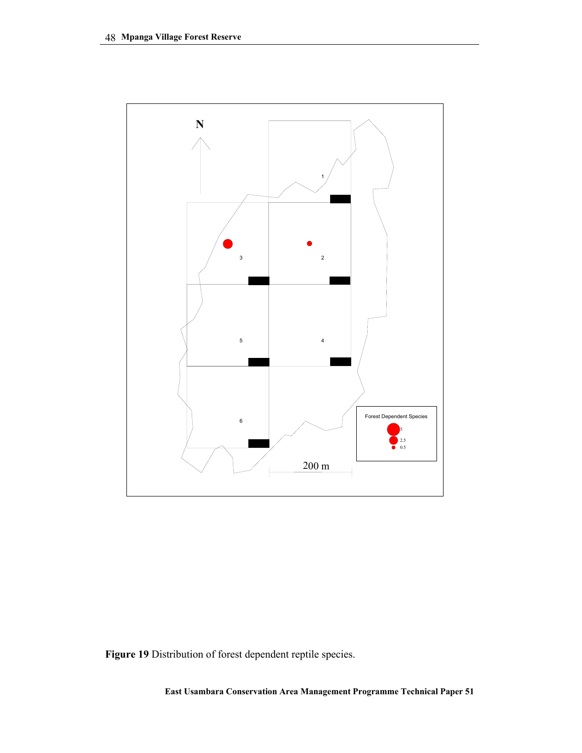**Figure 19** Distribution of forest dependent reptile species.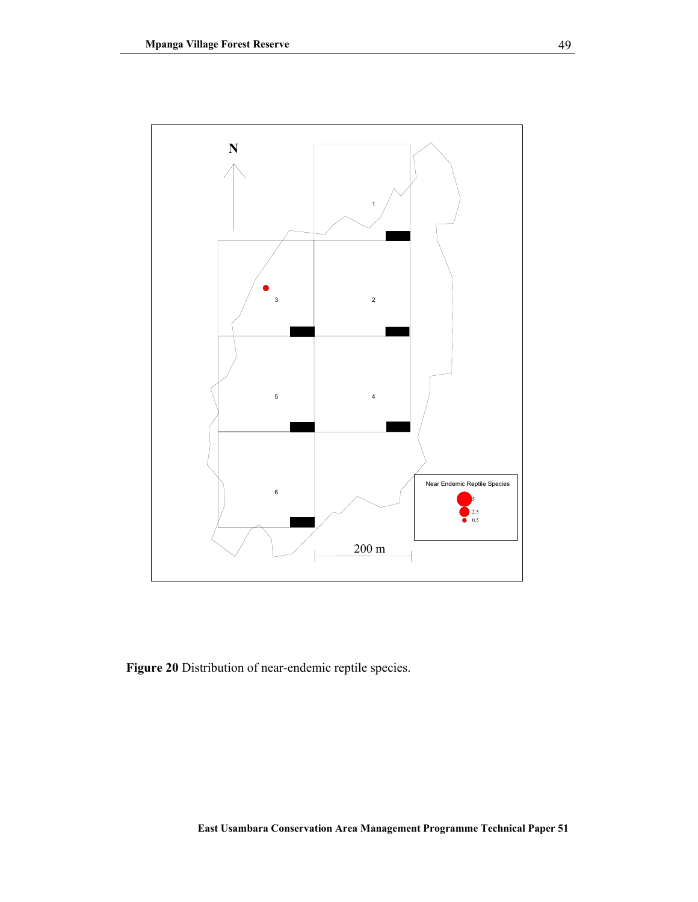**Figure 20** Distribution of near-endemic reptile species.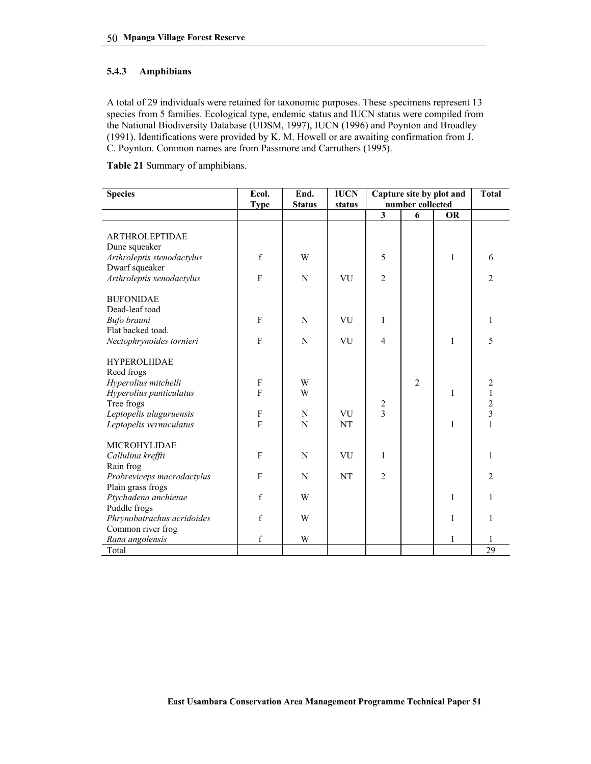### 5.4.3 Amphibians

A total of 29 individuals were retained for taxonomic purposes. These specimens represent 13 species from 5 families. Ecological type, endemic status and IUCN status were compiled from the National Biodiversity Database (UDSM, 1997), IUCN (1996) and Poynton and Broadley (1991). Identifications were provided by K. M. Howell or are awaiting confirmation from J. C. Poynton. Common names are from Passmore and Carruthers (1995).

**Table 21** Summary of amphibians.

| Species | Ecol. Type | End. Status | IUCN status | Capture site by plot and number collected | | | Total |
|---|---|---|---|---|---|---|---|
| | | | | 3 | 6 | OR | |
| ARTHROLEPTIDAE | | | | | | | |
| Dune squeaker | | | | | | | |
| *Arthroleptis stenodactylus* | f | W | | 5 | | 1 | 6 |
| Dwarf squeaker | | | | | | | |
| *Arthroleptis xenodactylus* | F | N | VU | 2 | | | 2 |
| BUFONIDAE | | | | | | | |
| Dead-leaf toad | | | | | | | |
| *Bufo brauni* | F | N | VU | 1 | | | 1 |
| Flat backed toad. | | | | | | | |
| *Nectophrynoides tornieri* | F | N | VU | 4 | | 1 | 5 |
| HYPEROLIIDAE | | | | | | | |
| Reed frogs | | | | | | | |
| *Hyperolius mitchelli* | F | W | | | 2 | | 2 |
| *Hyperolius punticulatus* | F | W | | | | 1 | 1 |
| Tree frogs | | | | 2 | | | 2 |
| *Leptopelis uluguruensis* | F | N | VU | 3 | | | 3 |
| *Leptopelis vermiculatus* | F | N | NT | | | 1 | 1 |
| MICROHYLIDAE | | | | | | | |
| *Callulina kreffti* | F | N | VU | 1 | | | 1 |
| Rain frog | | | | | | | |
| *Probreviceps macrodactylus* | F | N | NT | 2 | | | 2 |
| Plain grass frogs | | | | | | | |
| *Ptychadena anchietae* | f | W | | | | 1 | 1 |
| Puddle frogs | | | | | | | |
| *Phrynobatrachus acridoides* | f | W | | | | 1 | 1 |
| Common river frog | | | | | | | |
| *Rana angolensis* | f | W | | | | 1 | 1 |
| Total | | | | | | | 29 |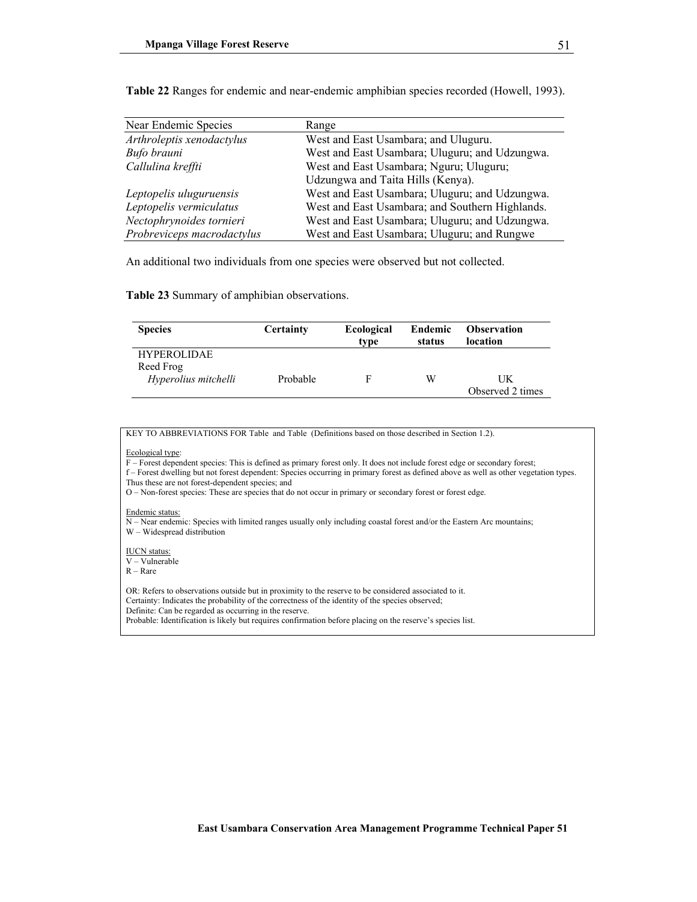**Table 22** Ranges for endemic and near-endemic amphibian species recorded (Howell, 1993).

| Near Endemic Species | Range |
|---|---|
| *Arthroleptis xenodactylus* | West and East Usambara; and Uluguru. |
| *Bufo brauni* | West and East Usambara; Uluguru; and Udzungwa. |
| *Callulina kreffti* | West and East Usambara; Nguru; Uluguru; Udzungwa and Taita Hills (Kenya). |
| *Leptopelis uluguruensis* | West and East Usambara; Uluguru; and Udzungwa. |
| *Leptopelis vermiculatus* | West and East Usambara; and Southern Highlands. |
| *Nectophrynoides tornieri* | West and East Usambara; Uluguru; and Udzungwa. |
| *Probreviceps macrodactylus* | West and East Usambara; Uluguru; and Rungwe |

An additional two individuals from one species were observed but not collected.

**Table 23** Summary of amphibian observations.

| **Species** | **Certainty** | **Ecological type** | **Endemic status** | **Observation location** |
|---|---|---|---|---|
| HYPEROLIDAE | | | | |
| Reed Frog | | | | |
| *Hyperolius mitchelli* | Probable | F | W | UK Observed 2 times |

KEY TO ABBREVIATIONS FOR Table and Table (Definitions based on those described in Section 1.2).

Ecological type:
F – Forest dependent species: This is defined as primary forest only. It does not include forest edge or secondary forest;
f – Forest dwelling but not forest dependent: Species occurring in primary forest as defined above as well as other vegetation types. Thus these are not forest-dependent species; and
O – Non-forest species: These are species that do not occur in primary or secondary forest or forest edge.

Endemic status:
N – Near endemic: Species with limited ranges usually only including coastal forest and/or the Eastern Arc mountains;
W – Widespread distribution

IUCN status:
V – Vulnerable
R – Rare

OR: Refers to observations outside but in proximity to the reserve to be considered associated to it.
Certainty: Indicates the probability of the correctness of the identity of the species observed;
Definite: Can be regarded as occurring in the reserve.
Probable: Identification is likely but requires confirmation before placing on the reserve's species list.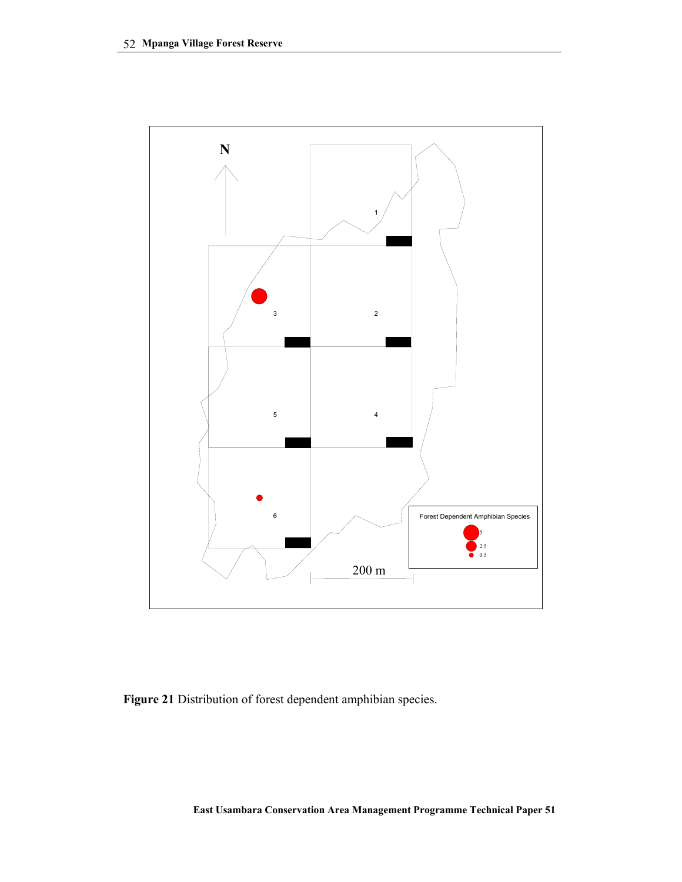**Figure 21** Distribution of forest dependent amphibian species.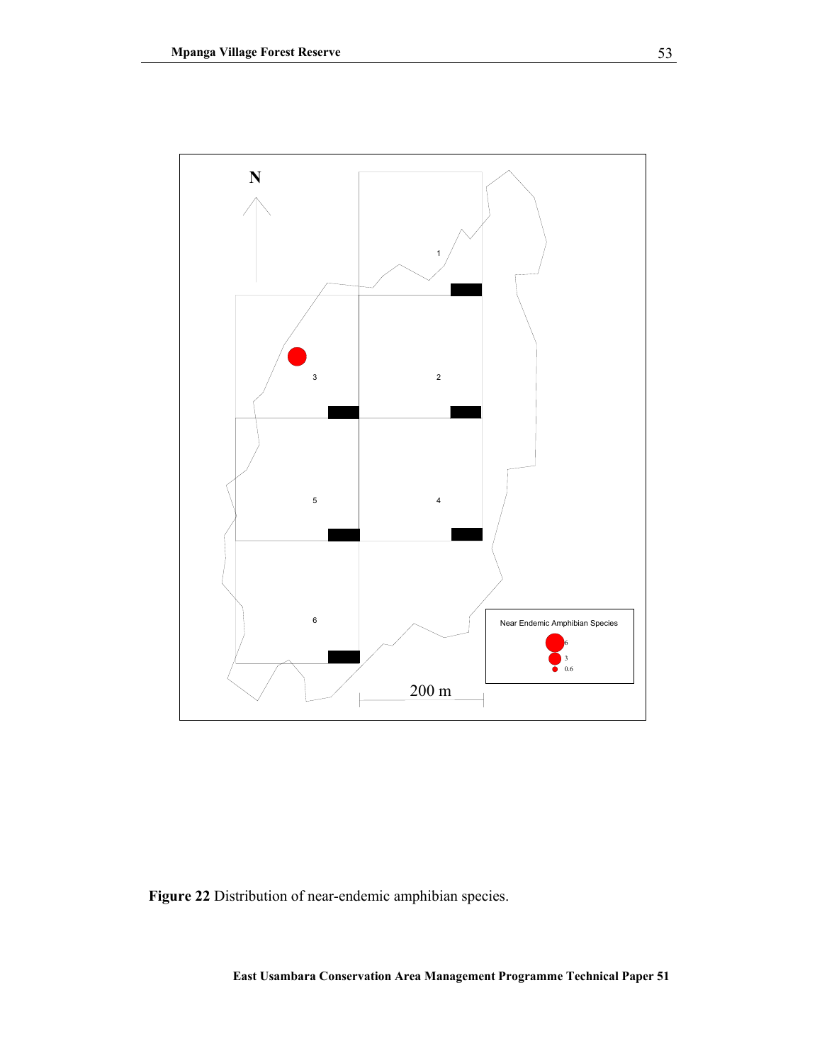**Figure 22** Distribution of near-endemic amphibian species.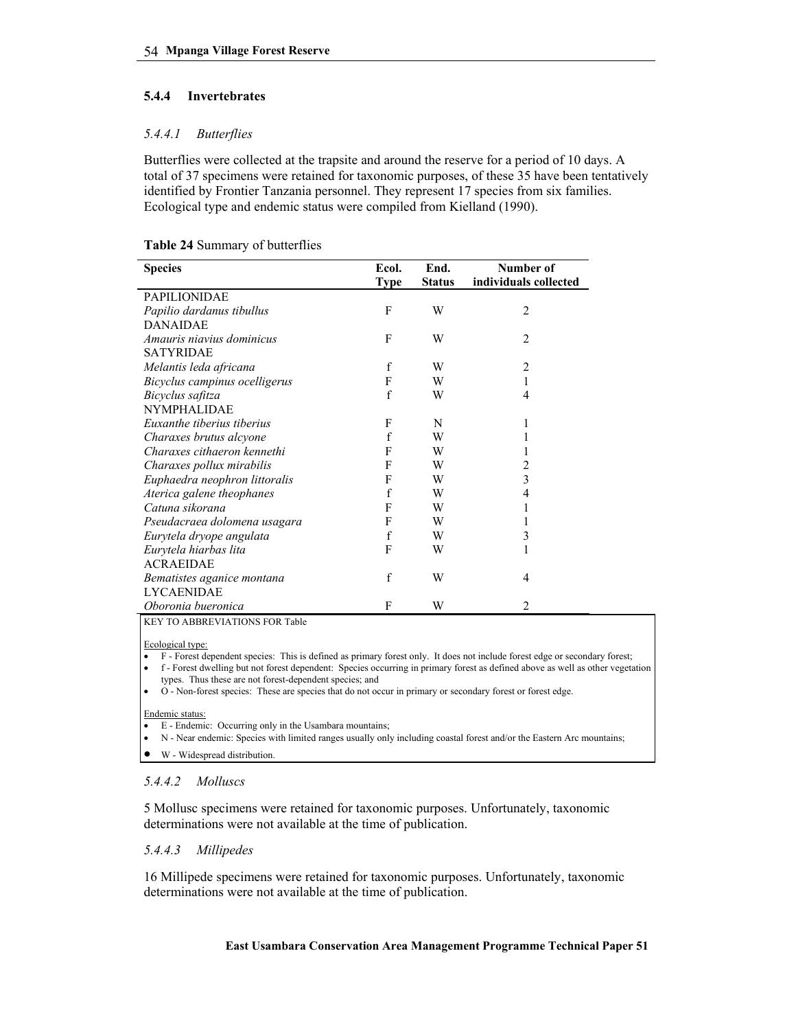### 5.4.4 Invertebrates

#### *5.4.4.1 Butterflies*

Butterflies were collected at the trapsite and around the reserve for a period of 10 days. A total of 37 specimens were retained for taxonomic purposes, of these 35 have been tentatively identified by Frontier Tanzania personnel. They represent 17 species from six families. Ecological type and endemic status were compiled from Kielland (1990).

**Table 24** Summary of butterflies

| Species | Ecol. Type | End. Status | Number of individuals collected |
|---|---|---|---|
| PAPILIONIDAE | | | |
| *Papilio dardanus tibullus* | F | W | 2 |
| DANAIDAE | | | |
| *Amauris niavius dominicus* | F | W | 2 |
| SATYRIDAE | | | |
| *Melantis leda africana* | f | W | 2 |
| *Bicyclus campinus ocelligerus* | F | W | 1 |
| *Bicyclus safitza* | f | W | 4 |
| NYMPHALIDAE | | | |
| *Euxanthe tiberius tiberius* | F | N | 1 |
| *Charaxes brutus alcyone* | f | W | 1 |
| *Charaxes cithaeron kennethi* | F | W | 1 |
| *Charaxes pollux mirabilis* | F | W | 2 |
| *Euphaedra neophron littoralis* | F | W | 3 |
| *Aterica galene theophanes* | f | W | 4 |
| *Catuna sikorana* | F | W | 1 |
| *Pseudacraea dolomena usagara* | F | W | 1 |
| *Eurytela dryope angulata* | f | W | 3 |
| *Eurytela hiarbas lita* | F | W | 1 |
| ACRAEIDAE | | | |
| *Bematistes aganice montana* | f | W | 4 |
| LYCAENIDAE | | | |
| *Oboronia bueronica* | F | W | 2 |

KEY TO ABBREVIATIONS FOR Table

Ecological type:

- F - Forest dependent species: This is defined as primary forest only. It does not include forest edge or secondary forest;
- f - Forest dwelling but not forest dependent: Species occurring in primary forest as defined above as well as other vegetation types. Thus these are not forest-dependent species; and
- O - Non-forest species: These are species that do not occur in primary or secondary forest or forest edge.

Endemic status:

- E - Endemic: Occurring only in the Usambara mountains;
- N - Near endemic: Species with limited ranges usually only including coastal forest and/or the Eastern Arc mountains;
- W - Widespread distribution.

#### *5.4.4.2 Molluscs*

5 Mollusc specimens were retained for taxonomic purposes. Unfortunately, taxonomic determinations were not available at the time of publication.

#### *5.4.4.3 Millipedes*

16 Millipede specimens were retained for taxonomic purposes. Unfortunately, taxonomic determinations were not available at the time of publication.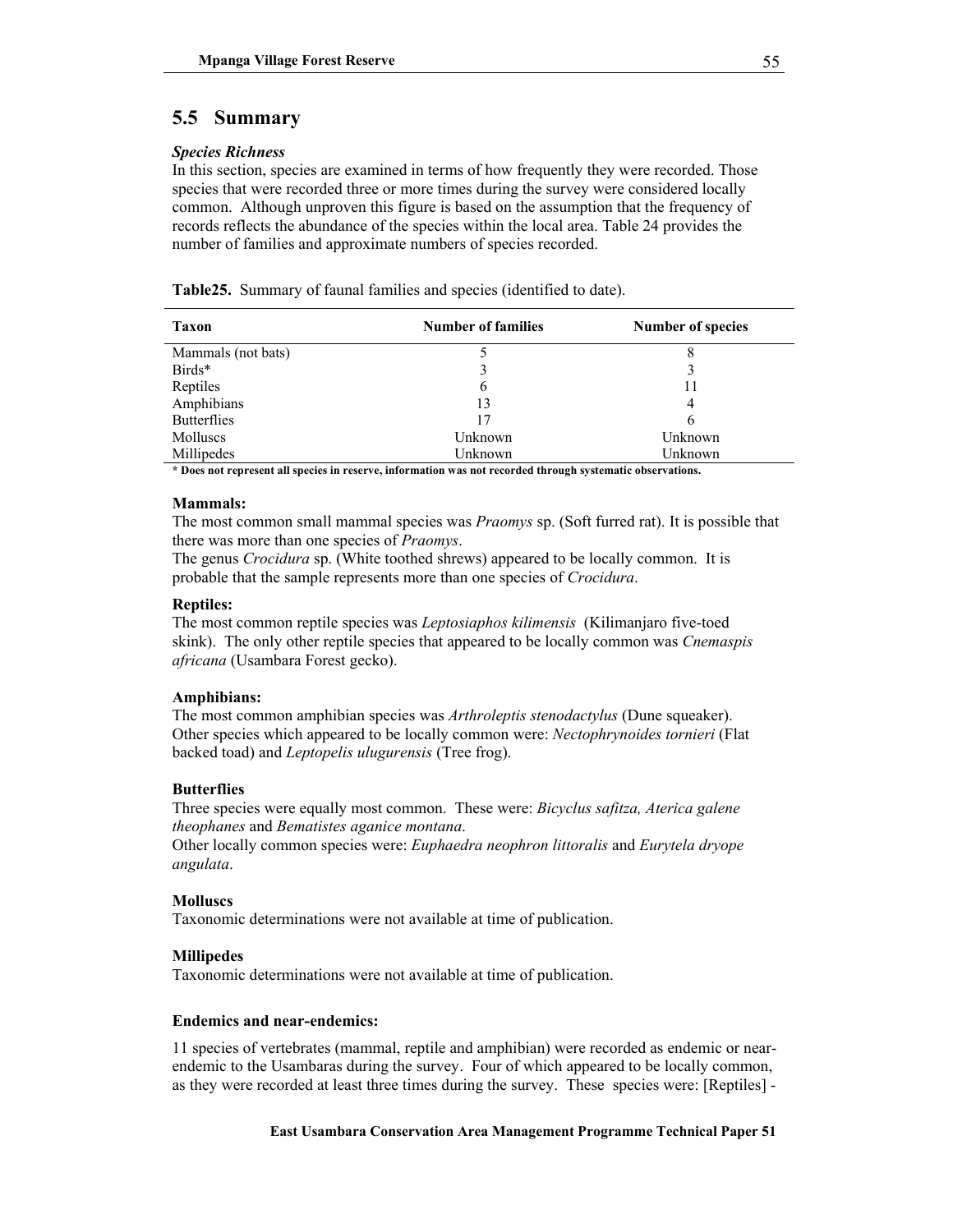## 5.5 Summary

***Species Richness***

In this section, species are examined in terms of how frequently they were recorded. Those species that were recorded three or more times during the survey were considered locally common. Although unproven this figure is based on the assumption that the frequency of records reflects the abundance of the species within the local area. Table 24 provides the number of families and approximate numbers of species recorded.

**Table25.** Summary of faunal families and species (identified to date).

| Taxon | Number of families | Number of species |
|---|---|---|
| Mammals (not bats) | 5 | 8 |
| Birds* | 3 | 3 |
| Reptiles | 6 | 11 |
| Amphibians | 13 | 4 |
| Butterflies | 17 | 6 |
| Molluscs | Unknown | Unknown |
| Millipedes | Unknown | Unknown |

**\* Does not represent all species in reserve, information was not recorded through systematic observations.**

**Mammals:**

The most common small mammal species was *Praomys* sp. (Soft furred rat). It is possible that there was more than one species of *Praomys*.

The genus *Crocidura* sp. (White toothed shrews) appeared to be locally common. It is probable that the sample represents more than one species of *Crocidura*.

**Reptiles:**

The most common reptile species was *Leptosiaphos kilimensis* (Kilimanjaro five-toed skink). The only other reptile species that appeared to be locally common was *Cnemaspis africana* (Usambara Forest gecko).

**Amphibians:**

The most common amphibian species was *Arthroleptis stenodactylus* (Dune squeaker). Other species which appeared to be locally common were: *Nectophrynoides tornieri* (Flat backed toad) and *Leptopelis ulugurensis* (Tree frog).

**Butterflies**

Three species were equally most common. These were: *Bicyclus safitza, Aterica galene theophanes* and *Bematistes aganice montana*.

Other locally common species were: *Euphaedra neophron littoralis* and *Eurytela dryope angulata*.

**Molluscs**

Taxonomic determinations were not available at time of publication.

**Millipedes**

Taxonomic determinations were not available at time of publication.

**Endemics and near-endemics:**

11 species of vertebrates (mammal, reptile and amphibian) were recorded as endemic or near-endemic to the Usambaras during the survey. Four of which appeared to be locally common, as they were recorded at least three times during the survey. These species were: [Reptiles] -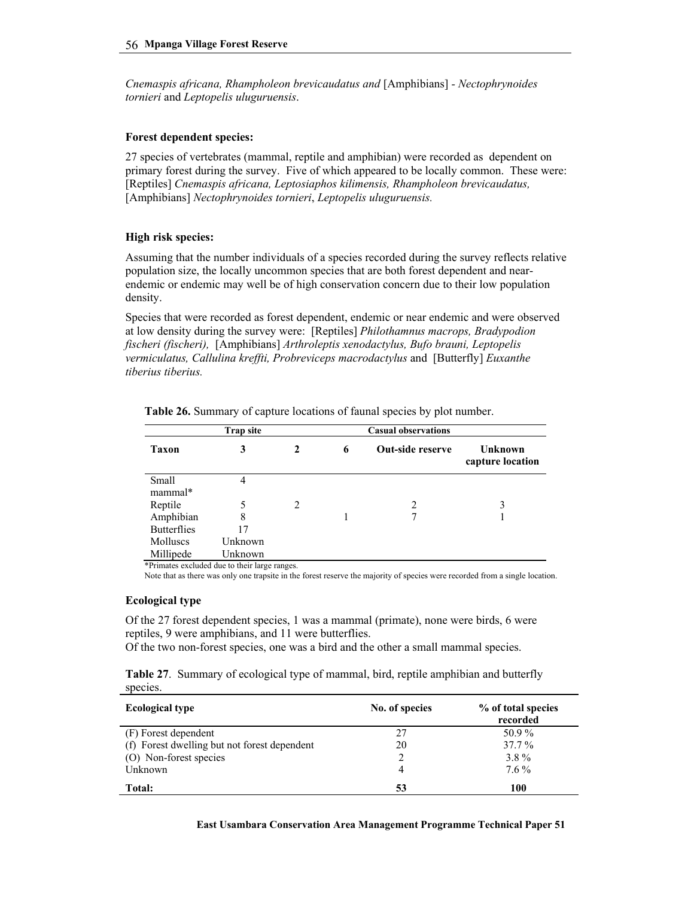*Cnemaspis africana, Rhampholeon brevicaudatus and* [Amphibians] - *Nectophrynoides tornieri* and *Leptopelis uluguruensis*.

### Forest dependent species:

27 species of vertebrates (mammal, reptile and amphibian) were recorded as dependent on primary forest during the survey. Five of which appeared to be locally common. These were: [Reptiles] *Cnemaspis africana, Leptosiaphos kilimensis, Rhampholeon brevicaudatus,* [Amphibians] *Nectophrynoides tornieri*, *Leptopelis uluguruensis.*

### High risk species:

Assuming that the number individuals of a species recorded during the survey reflects relative population size, the locally uncommon species that are both forest dependent and near-endemic or endemic may well be of high conservation concern due to their low population density.

Species that were recorded as forest dependent, endemic or near endemic and were observed at low density during the survey were: [Reptiles] *Philothamnus macrops, Bradypodion fischeri (fischeri),* [Amphibians] *Arthroleptis xenodactylus, Bufo brauni, Leptopelis vermiculatus, Callulina kreffti, Probreviceps macrodactylus* and [Butterfly] *Euxanthe tiberius tiberius.*

**Table 26.** Summary of capture locations of faunal species by plot number.

| | Trap site | Casual observations | | | |
|---|---|---|---|---|---|
| **Taxon** | **3** | **2** | **6** | **Out-side reserve** | **Unknown capture location** |
| Small mammal* | 4 | | | | |
| Reptile | 5 | 2 | | 2 | 3 |
| Amphibian | 8 | | 1 | 7 | 1 |
| Butterflies | 17 | | | | |
| Molluscs | Unknown | | | | |
| Millipede | Unknown | | | | |

*Primates excluded due to their large ranges.

Note that as there was only one trapsite in the forest reserve the majority of species were recorded from a single location.

### Ecological type

Of the 27 forest dependent species, 1 was a mammal (primate), none were birds, 6 were reptiles, 9 were amphibians, and 11 were butterflies.
Of the two non-forest species, one was a bird and the other a small mammal species.

**Table 27**. Summary of ecological type of mammal, bird, reptile amphibian and butterfly species.

| Ecological type | No. of species | % of total species recorded |
|---|---|---|
| (F) Forest dependent | 27 | 50.9 % |
| (f) Forest dwelling but not forest dependent | 20 | 37.7 % |
| (O) Non-forest species | 2 | 3.8 % |
| Unknown | 4 | 7.6 % |
| **Total:** | **53** | **100** |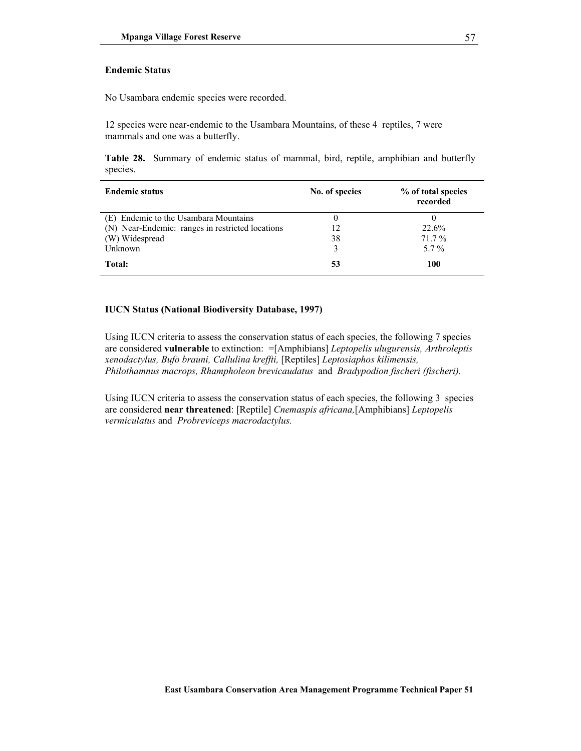**Endemic Status**

No Usambara endemic species were recorded.

12 species were near-endemic to the Usambara Mountains, of these 4 reptiles, 7 were mammals and one was a butterfly.

**Table 28.** Summary of endemic status of mammal, bird, reptile, amphibian and butterfly species.

| Endemic status | No. of species | % of total species recorded |
|---|---|---|
| (E) Endemic to the Usambara Mountains | 0 | 0 |
| (N) Near-Endemic: ranges in restricted locations | 12 | 22.6% |
| (W) Widespread | 38 | 71.7 % |
| Unknown | 3 | 5.7 % |
| **Total:** | **53** | **100** |

**IUCN Status (National Biodiversity Database, 1997)**

Using IUCN criteria to assess the conservation status of each species, the following 7 species are considered **vulnerable** to extinction: =[Amphibians] *Leptopelis ulugurensis, Arthroleptis xenodactylus, Bufo brauni, Callulina kreffti,* [Reptiles] *Leptosiaphos kilimensis, Philothamnus macrops, Rhampholeon brevicaudatus* and *Bradypodion fischeri (fischeri).*

Using IUCN criteria to assess the conservation status of each species, the following 3 species are considered **near threatened**: [Reptile] *Cnemaspis africana,*[Amphibians] *Leptopelis vermiculatus* and *Probreviceps macrodactylus.*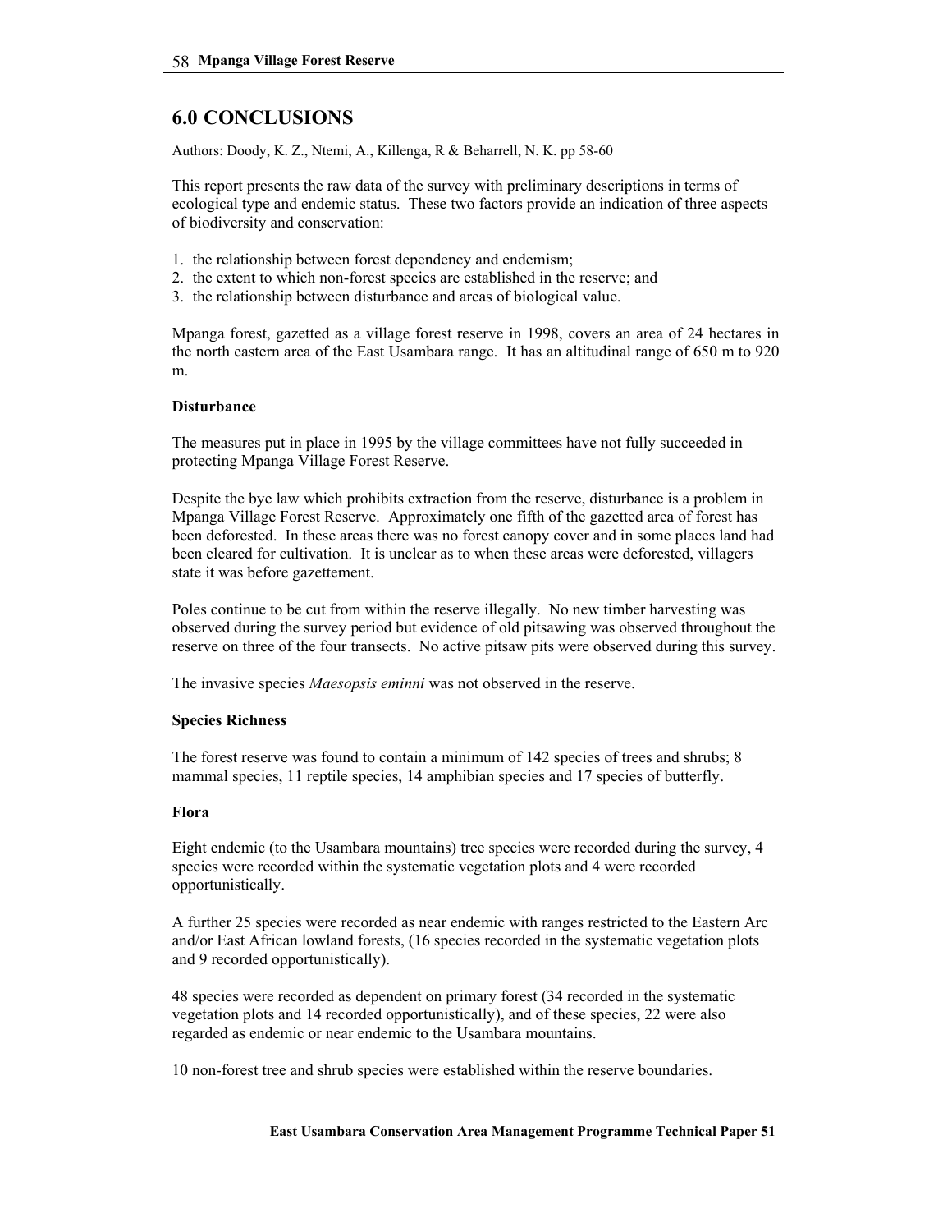# 6.0 CONCLUSIONS

Authors: Doody, K. Z., Ntemi, A., Killenga, R & Beharrell, N. K. pp 58-60

This report presents the raw data of the survey with preliminary descriptions in terms of ecological type and endemic status. These two factors provide an indication of three aspects of biodiversity and conservation:

1. the relationship between forest dependency and endemism;
2. the extent to which non-forest species are established in the reserve; and
3. the relationship between disturbance and areas of biological value.

Mpanga forest, gazetted as a village forest reserve in 1998, covers an area of 24 hectares in the north eastern area of the East Usambara range. It has an altitudinal range of 650 m to 920 m.

**Disturbance**

The measures put in place in 1995 by the village committees have not fully succeeded in protecting Mpanga Village Forest Reserve.

Despite the bye law which prohibits extraction from the reserve, disturbance is a problem in Mpanga Village Forest Reserve. Approximately one fifth of the gazetted area of forest has been deforested. In these areas there was no forest canopy cover and in some places land had been cleared for cultivation. It is unclear as to when these areas were deforested, villagers state it was before gazettement.

Poles continue to be cut from within the reserve illegally. No new timber harvesting was observed during the survey period but evidence of old pitsawing was observed throughout the reserve on three of the four transects. No active pitsaw pits were observed during this survey.

The invasive species *Maesopsis eminni* was not observed in the reserve.

**Species Richness**

The forest reserve was found to contain a minimum of 142 species of trees and shrubs; 8 mammal species, 11 reptile species, 14 amphibian species and 17 species of butterfly.

**Flora**

Eight endemic (to the Usambara mountains) tree species were recorded during the survey, 4 species were recorded within the systematic vegetation plots and 4 were recorded opportunistically.

A further 25 species were recorded as near endemic with ranges restricted to the Eastern Arc and/or East African lowland forests, (16 species recorded in the systematic vegetation plots and 9 recorded opportunistically).

48 species were recorded as dependent on primary forest (34 recorded in the systematic vegetation plots and 14 recorded opportunistically), and of these species, 22 were also regarded as endemic or near endemic to the Usambara mountains.

10 non-forest tree and shrub species were established within the reserve boundaries.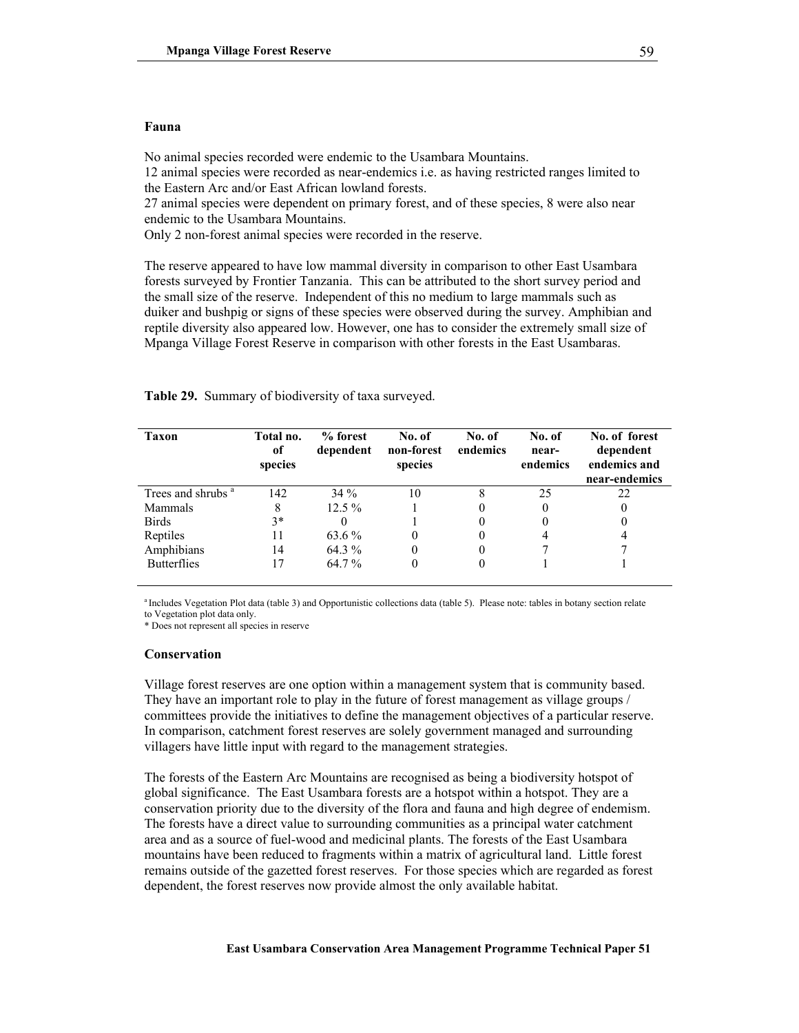#### Fauna

No animal species recorded were endemic to the Usambara Mountains.
12 animal species were recorded as near-endemics i.e. as having restricted ranges limited to the Eastern Arc and/or East African lowland forests.
27 animal species were dependent on primary forest, and of these species, 8 were also near endemic to the Usambara Mountains.
Only 2 non-forest animal species were recorded in the reserve.

The reserve appeared to have low mammal diversity in comparison to other East Usambara forests surveyed by Frontier Tanzania. This can be attributed to the short survey period and the small size of the reserve. Independent of this no medium to large mammals such as duiker and bushpig or signs of these species were observed during the survey. Amphibian and reptile diversity also appeared low. However, one has to consider the extremely small size of Mpanga Village Forest Reserve in comparison with other forests in the East Usambaras.

**Table 29.** Summary of biodiversity of taxa surveyed.

| Taxon | Total no. of species | % forest dependent | No. of non-forest species | No. of endemics | No. of near-endemics | No. of forest dependent endemics and near-endemics |
|---|---|---|---|---|---|---|
| Trees and shrubs [a] | 142 | 34 % | 10 | 8 | 25 | 22 |
| Mammals | 8 | 12.5 % | 1 | 0 | 0 | 0 |
| Birds | 3* | 0 | 1 | 0 | 0 | 0 |
| Reptiles | 11 | 63.6 % | 0 | 0 | 4 | 4 |
| Amphibians | 14 | 64.3 % | 0 | 0 | 7 | 7 |
| Butterflies | 17 | 64.7 % | 0 | 0 | 1 | 1 |

[a] Includes Vegetation Plot data (table 3) and Opportunistic collections data (table 5). Please note: tables in botany section relate to Vegetation plot data only.
* Does not represent all species in reserve

#### Conservation

Village forest reserves are one option within a management system that is community based. They have an important role to play in the future of forest management as village groups / committees provide the initiatives to define the management objectives of a particular reserve. In comparison, catchment forest reserves are solely government managed and surrounding villagers have little input with regard to the management strategies.

The forests of the Eastern Arc Mountains are recognised as being a biodiversity hotspot of global significance. The East Usambara forests are a hotspot within a hotspot. They are a conservation priority due to the diversity of the flora and fauna and high degree of endemism. The forests have a direct value to surrounding communities as a principal water catchment area and as a source of fuel-wood and medicinal plants. The forests of the East Usambara mountains have been reduced to fragments within a matrix of agricultural land. Little forest remains outside of the gazetted forest reserves. For those species which are regarded as forest dependent, the forest reserves now provide almost the only available habitat.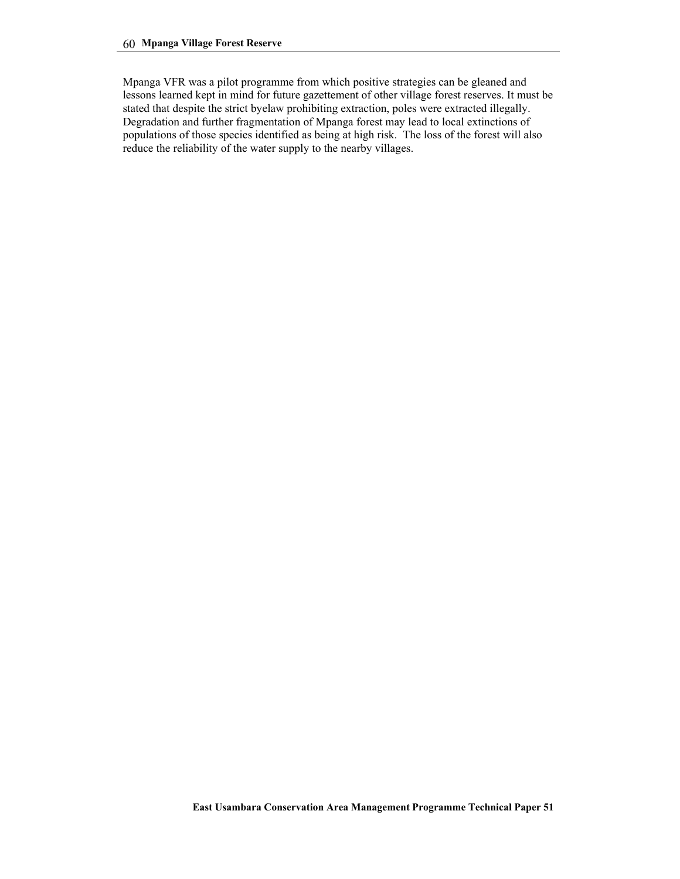Mpanga VFR was a pilot programme from which positive strategies can be gleaned and lessons learned kept in mind for future gazettement of other village forest reserves. It must be stated that despite the strict byelaw prohibiting extraction, poles were extracted illegally. Degradation and further fragmentation of Mpanga forest may lead to local extinctions of populations of those species identified as being at high risk. The loss of the forest will also reduce the reliability of the water supply to the nearby villages.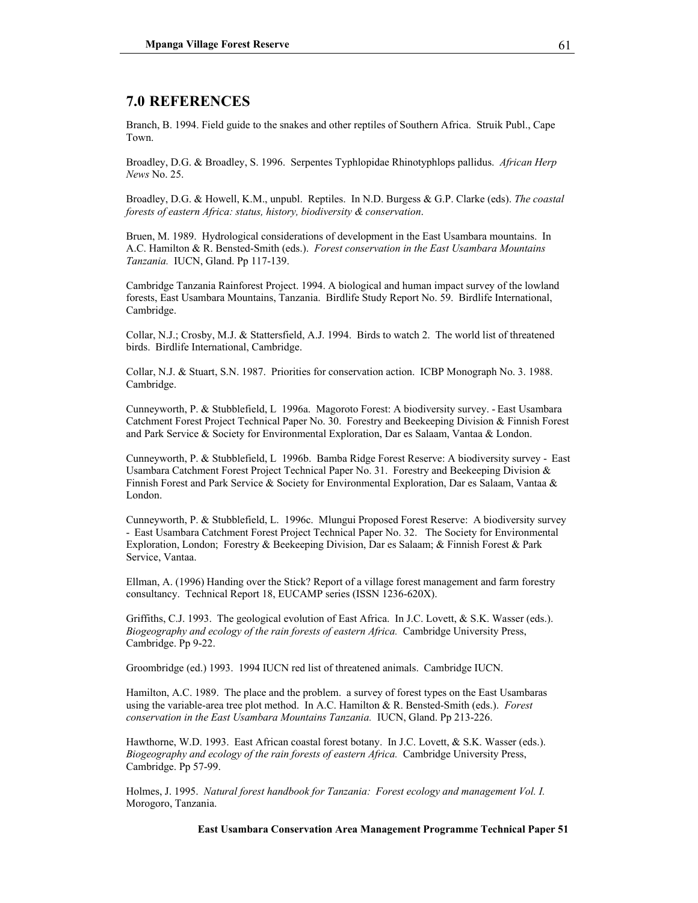## 7.0 REFERENCES

Branch, B. 1994. Field guide to the snakes and other reptiles of Southern Africa. Struik Publ., Cape Town.

Broadley, D.G. & Broadley, S. 1996. Serpentes Typhlopidae Rhinotyphlops pallidus. *African Herp News* No. 25.

Broadley, D.G. & Howell, K.M., unpubl. Reptiles. In N.D. Burgess & G.P. Clarke (eds). *The coastal forests of eastern Africa: status, history, biodiversity & conservation*.

Bruen, M. 1989. Hydrological considerations of development in the East Usambara mountains. In A.C. Hamilton & R. Bensted-Smith (eds.). *Forest conservation in the East Usambara Mountains Tanzania.* IUCN, Gland. Pp 117-139.

Cambridge Tanzania Rainforest Project. 1994. A biological and human impact survey of the lowland forests, East Usambara Mountains, Tanzania. Birdlife Study Report No. 59. Birdlife International, Cambridge.

Collar, N.J.; Crosby, M.J. & Stattersfield, A.J. 1994. Birds to watch 2. The world list of threatened birds. Birdlife International, Cambridge.

Collar, N.J. & Stuart, S.N. 1987. Priorities for conservation action. ICBP Monograph No. 3. 1988. Cambridge.

Cunneyworth, P. & Stubblefield, L 1996a. Magoroto Forest: A biodiversity survey. - East Usambara Catchment Forest Project Technical Paper No. 30. Forestry and Beekeeping Division & Finnish Forest and Park Service & Society for Environmental Exploration, Dar es Salaam, Vantaa & London.

Cunneyworth, P. & Stubblefield, L 1996b. Bamba Ridge Forest Reserve: A biodiversity survey - East Usambara Catchment Forest Project Technical Paper No. 31. Forestry and Beekeeping Division & Finnish Forest and Park Service & Society for Environmental Exploration, Dar es Salaam, Vantaa & London.

Cunneyworth, P. & Stubblefield, L. 1996c. Mlungui Proposed Forest Reserve: A biodiversity survey - East Usambara Catchment Forest Project Technical Paper No. 32. The Society for Environmental Exploration, London; Forestry & Beekeeping Division, Dar es Salaam; & Finnish Forest & Park Service, Vantaa.

Ellman, A. (1996) Handing over the Stick? Report of a village forest management and farm forestry consultancy. Technical Report 18, EUCAMP series (ISSN 1236-620X).

Griffiths, C.J. 1993. The geological evolution of East Africa. In J.C. Lovett, & S.K. Wasser (eds.). *Biogeography and ecology of the rain forests of eastern Africa.* Cambridge University Press, Cambridge. Pp 9-22.

Groombridge (ed.) 1993. 1994 IUCN red list of threatened animals. Cambridge IUCN.

Hamilton, A.C. 1989. The place and the problem. a survey of forest types on the East Usambaras using the variable-area tree plot method. In A.C. Hamilton & R. Bensted-Smith (eds.). *Forest conservation in the East Usambara Mountains Tanzania.* IUCN, Gland. Pp 213-226.

Hawthorne, W.D. 1993. East African coastal forest botany. In J.C. Lovett, & S.K. Wasser (eds.). *Biogeography and ecology of the rain forests of eastern Africa.* Cambridge University Press, Cambridge. Pp 57-99.

Holmes, J. 1995. *Natural forest handbook for Tanzania: Forest ecology and management Vol. I.* Morogoro, Tanzania.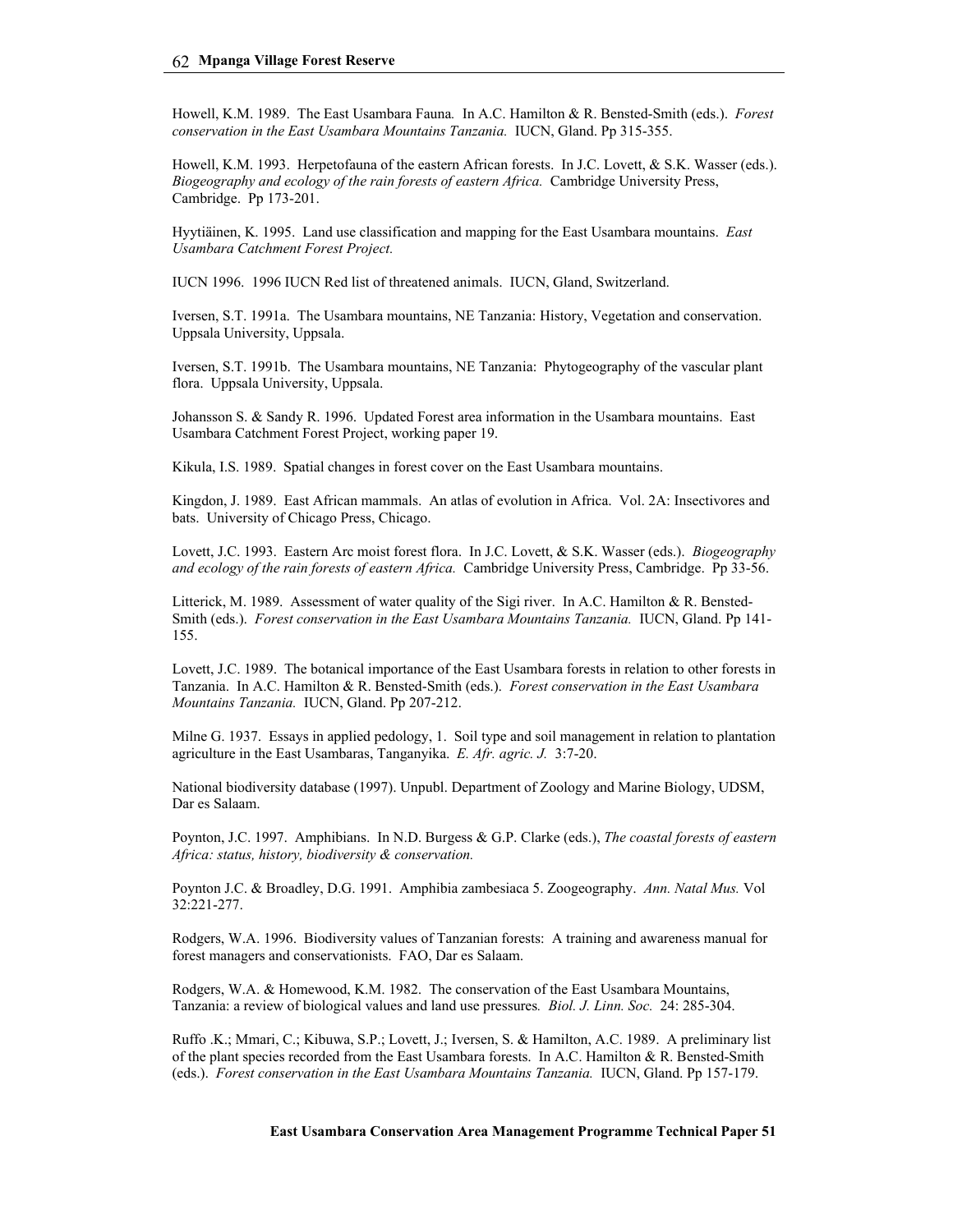Howell, K.M. 1989. The East Usambara Fauna. In A.C. Hamilton & R. Bensted-Smith (eds.). *Forest conservation in the East Usambara Mountains Tanzania.* IUCN, Gland. Pp 315-355.

Howell, K.M. 1993. Herpetofauna of the eastern African forests. In J.C. Lovett, & S.K. Wasser (eds.). *Biogeography and ecology of the rain forests of eastern Africa.* Cambridge University Press, Cambridge. Pp 173-201.

Hyytiäinen, K. 1995. Land use classification and mapping for the East Usambara mountains. *East Usambara Catchment Forest Project.*

IUCN 1996. 1996 IUCN Red list of threatened animals. IUCN, Gland, Switzerland.

Iversen, S.T. 1991a. The Usambara mountains, NE Tanzania: History, Vegetation and conservation. Uppsala University, Uppsala.

Iversen, S.T. 1991b. The Usambara mountains, NE Tanzania: Phytogeography of the vascular plant flora. Uppsala University, Uppsala.

Johansson S. & Sandy R. 1996. Updated Forest area information in the Usambara mountains. East Usambara Catchment Forest Project, working paper 19.

Kikula, I.S. 1989. Spatial changes in forest cover on the East Usambara mountains.

Kingdon, J. 1989. East African mammals. An atlas of evolution in Africa. Vol. 2A: Insectivores and bats. University of Chicago Press, Chicago.

Lovett, J.C. 1993. Eastern Arc moist forest flora. In J.C. Lovett, & S.K. Wasser (eds.). *Biogeography and ecology of the rain forests of eastern Africa.* Cambridge University Press, Cambridge. Pp 33-56.

Litterick, M. 1989. Assessment of water quality of the Sigi river. In A.C. Hamilton & R. Bensted-Smith (eds.). *Forest conservation in the East Usambara Mountains Tanzania.* IUCN, Gland. Pp 141-155.

Lovett, J.C. 1989. The botanical importance of the East Usambara forests in relation to other forests in Tanzania. In A.C. Hamilton & R. Bensted-Smith (eds.). *Forest conservation in the East Usambara Mountains Tanzania.* IUCN, Gland. Pp 207-212.

Milne G. 1937. Essays in applied pedology, 1. Soil type and soil management in relation to plantation agriculture in the East Usambaras, Tanganyika. *E. Afr. agric. J.* 3:7-20.

National biodiversity database (1997). Unpubl. Department of Zoology and Marine Biology, UDSM, Dar es Salaam.

Poynton, J.C. 1997. Amphibians. In N.D. Burgess & G.P. Clarke (eds.), *The coastal forests of eastern Africa: status, history, biodiversity & conservation.*

Poynton J.C. & Broadley, D.G. 1991. Amphibia zambesiaca 5. Zoogeography. *Ann. Natal Mus.* Vol 32:221-277.

Rodgers, W.A. 1996. Biodiversity values of Tanzanian forests: A training and awareness manual for forest managers and conservationists. FAO, Dar es Salaam.

Rodgers, W.A. & Homewood, K.M. 1982. The conservation of the East Usambara Mountains, Tanzania: a review of biological values and land use pressures. *Biol. J. Linn. Soc.* 24: 285-304.

Ruffo .K.; Mmari, C.; Kibuwa, S.P.; Lovett, J.; Iversen, S. & Hamilton, A.C. 1989. A preliminary list of the plant species recorded from the East Usambara forests. In A.C. Hamilton & R. Bensted-Smith (eds.). *Forest conservation in the East Usambara Mountains Tanzania.* IUCN, Gland. Pp 157-179.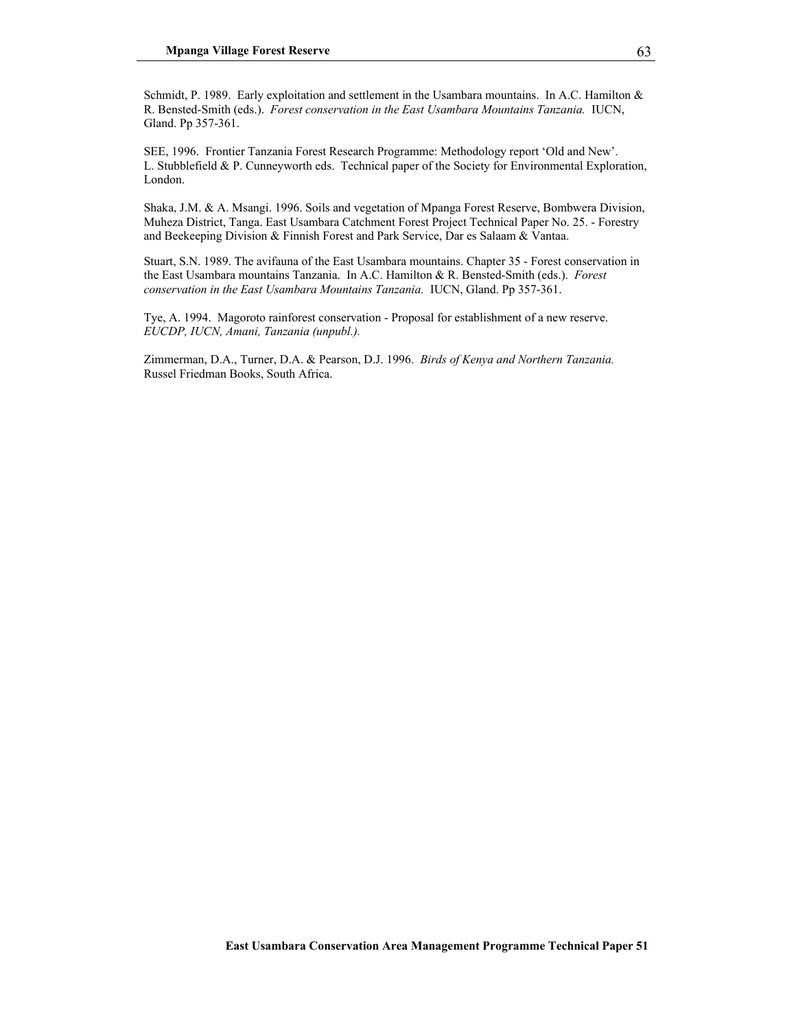Schmidt, P. 1989. Early exploitation and settlement in the Usambara mountains. In A.C. Hamilton & R. Bensted-Smith (eds.). *Forest conservation in the East Usambara Mountains Tanzania.* IUCN, Gland. Pp 357-361.

SEE, 1996. Frontier Tanzania Forest Research Programme: Methodology report 'Old and New'. L. Stubblefield & P. Cunneyworth eds. Technical paper of the Society for Environmental Exploration, London.

Shaka, J.M. & A. Msangi. 1996. Soils and vegetation of Mpanga Forest Reserve, Bombwera Division, Muheza District, Tanga. East Usambara Catchment Forest Project Technical Paper No. 25. - Forestry and Beekeeping Division & Finnish Forest and Park Service, Dar es Salaam & Vantaa.

Stuart, S.N. 1989. The avifauna of the East Usambara mountains. Chapter 35 - Forest conservation in the East Usambara mountains Tanzania. In A.C. Hamilton & R. Bensted-Smith (eds.). *Forest conservation in the East Usambara Mountains Tanzania.* IUCN, Gland. Pp 357-361.

Tye, A. 1994. Magoroto rainforest conservation - Proposal for establishment of a new reserve. *EUCDP, IUCN, Amani, Tanzania (unpubl.).*

Zimmerman, D.A., Turner, D.A. & Pearson, D.J. 1996. *Birds of Kenya and Northern Tanzania.* Russel Friedman Books, South Africa.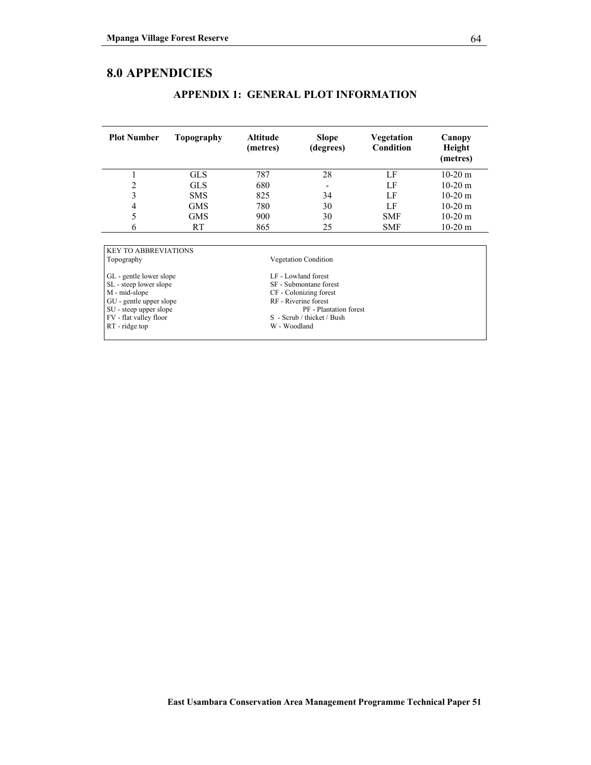# 8.0 APPENDICIES

## APPENDIX 1: GENERAL PLOT INFORMATION

| Plot Number | Topography | Altitude (metres) | Slope (degrees) | Vegetation Condition | Canopy Height (metres) |
|---|---|---|---|---|---|
| 1 | GLS | 787 | 28 | LF | 10-20 m |
| 2 | GLS | 680 | - | LF | 10-20 m |
| 3 | SMS | 825 | 34 | LF | 10-20 m |
| 4 | GMS | 780 | 30 | LF | 10-20 m |
| 5 | GMS | 900 | 30 | SMF | 10-20 m |
| 6 | RT | 865 | 25 | SMF | 10-20 m |

| KEY TO ABBREVIATIONS | |
|---|---|
| Topography | Vegetation Condition |
| GL - gentle lower slope | LF - Lowland forest |
| SL - steep lower slope | SF - Submontane forest |
| M - mid-slope | CF - Colonizing forest |
| GU - gentle upper slope | RF - Riverine forest |
| SU - steep upper slope | PF - Plantation forest |
| FV - flat valley floor | S - Scrub / thicket / Bush |
| RT - ridge top | W - Woodland |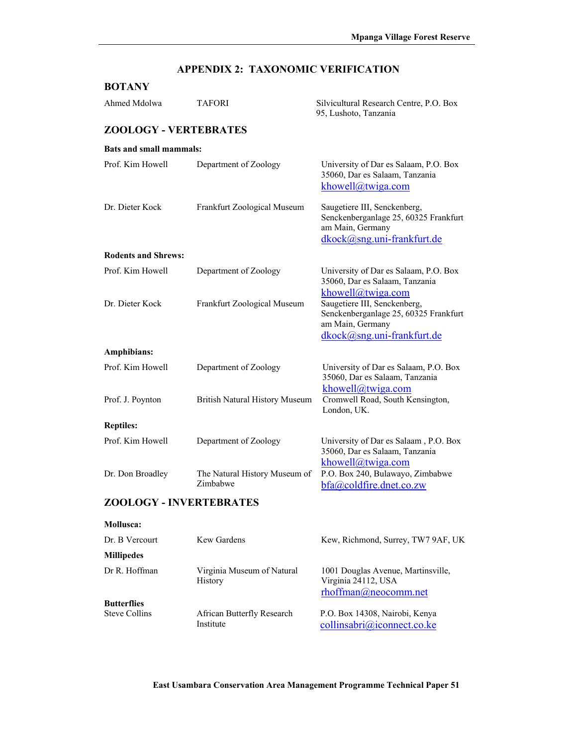# APPENDIX 2: TAXONOMIC VERIFICATION

## BOTANY

| | | |
|---|---|---|
| Ahmed Mdolwa | TAFORI | Silvicultural Research Centre, P.O. Box 95, Lushoto, Tanzania |

## ZOOLOGY - VERTEBRATES

**Bats and small mammals:**

| | | |
|---|---|---|
| Prof. Kim Howell | Department of Zoology | University of Dar es Salaam, P.O. Box 35060, Dar es Salaam, Tanzania khowell@twiga.com |
| Dr. Dieter Kock | Frankfurt Zoological Museum | Saugetiere III, Senckenberg, Senckenberganlage 25, 60325 Frankfurt am Main, Germany dkock@sng.uni-frankfurt.de |

**Rodents and Shrews:**

| | | |
|---|---|---|
| Prof. Kim Howell | Department of Zoology | University of Dar es Salaam, P.O. Box 35060, Dar es Salaam, Tanzania khowell@twiga.com |
| Dr. Dieter Kock | Frankfurt Zoological Museum | Saugetiere III, Senckenberg, Senckenberganlage 25, 60325 Frankfurt am Main, Germany dkock@sng.uni-frankfurt.de |

**Amphibians:**

| | | |
|---|---|---|
| Prof. Kim Howell | Department of Zoology | University of Dar es Salaam, P.O. Box 35060, Dar es Salaam, Tanzania khowell@twiga.com |
| Prof. J. Poynton | British Natural History Museum | Cromwell Road, South Kensington, London, UK. |

**Reptiles:**

| | | |
|---|---|---|
| Prof. Kim Howell | Department of Zoology | University of Dar es Salaam , P.O. Box 35060, Dar es Salaam, Tanzania khowell@twiga.com |
| Dr. Don Broadley | The Natural History Museum of Zimbabwe | P.O. Box 240, Bulawayo, Zimbabwe bfa@coldfire.dnet.co.zw |

## ZOOLOGY - INVERTEBRATES

**Mollusca:**

| | | |
|---|---|---|
| Dr. B Vercourt | Kew Gardens | Kew, Richmond, Surrey, TW7 9AF, UK |

**Millipedes**

| | | |
|---|---|---|
| Dr R. Hoffman | Virginia Museum of Natural History | 1001 Douglas Avenue, Martinsville, Virginia 24112, USA rhoffman@neocomm.net |

**Butterflies**

| | | |
|---|---|---|
| Steve Collins | African Butterfly Research Institute | P.O. Box 14308, Nairobi, Kenya collinsabri@iconnect.co.ke |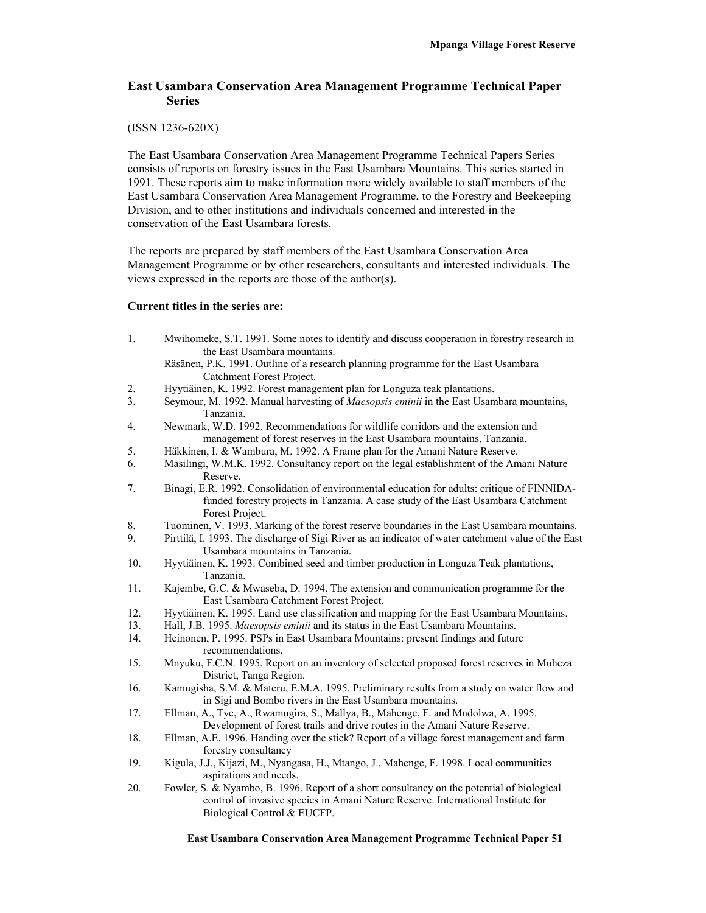## East Usambara Conservation Area Management Programme Technical Paper Series

(ISSN 1236-620X)

The East Usambara Conservation Area Management Programme Technical Papers Series consists of reports on forestry issues in the East Usambara Mountains. This series started in 1991. These reports aim to make information more widely available to staff members of the East Usambara Conservation Area Management Programme, to the Forestry and Beekeeping Division, and to other institutions and individuals concerned and interested in the conservation of the East Usambara forests.

The reports are prepared by staff members of the East Usambara Conservation Area Management Programme or by other researchers, consultants and interested individuals. The views expressed in the reports are those of the author(s).

**Current titles in the series are:**

1. Mwihomeke, S.T. 1991. Some notes to identify and discuss cooperation in forestry research in the East Usambara mountains.
   Räsänen, P.K. 1991. Outline of a research planning programme for the East Usambara Catchment Forest Project.
2. Hyytiäinen, K. 1992. Forest management plan for Longuza teak plantations.
3. Seymour, M. 1992. Manual harvesting of *Maesopsis eminii* in the East Usambara mountains, Tanzania.
4. Newmark, W.D. 1992. Recommendations for wildlife corridors and the extension and management of forest reserves in the East Usambara mountains, Tanzania.
5. Häkkinen, I. & Wambura, M. 1992. A Frame plan for the Amani Nature Reserve.
6. Masilingi, W.M.K. 1992. Consultancy report on the legal establishment of the Amani Nature Reserve.
7. Binagi, E.R. 1992. Consolidation of environmental education for adults: critique of FINNIDA-funded forestry projects in Tanzania. A case study of the East Usambara Catchment Forest Project.
8. Tuominen, V. 1993. Marking of the forest reserve boundaries in the East Usambara mountains.
9. Pirttilä, I. 1993. The discharge of Sigi River as an indicator of water catchment value of the East Usambara mountains in Tanzania.
10. Hyytiäinen, K. 1993. Combined seed and timber production in Longuza Teak plantations, Tanzania.
11. Kajembe, G.C. & Mwaseba, D. 1994. The extension and communication programme for the East Usambara Catchment Forest Project.
12. Hyytiäinen, K. 1995. Land use classification and mapping for the East Usambara Mountains.
13. Hall, J.B. 1995. *Maesopsis eminii* and its status in the East Usambara Mountains.
14. Heinonen, P. 1995. PSPs in East Usambara Mountains: present findings and future recommendations.
15. Mnyuku, F.C.N. 1995. Report on an inventory of selected proposed forest reserves in Muheza District, Tanga Region.
16. Kamugisha, S.M. & Materu, E.M.A. 1995. Preliminary results from a study on water flow and in Sigi and Bombo rivers in the East Usambara mountains.
17. Ellman, A., Tye, A., Rwamugira, S., Mallya, B., Mahenge, F. and Mndolwa, A. 1995. Development of forest trails and drive routes in the Amani Nature Reserve.
18. Ellman, A.E. 1996. Handing over the stick? Report of a village forest management and farm forestry consultancy
19. Kigula, J.J., Kijazi, M., Nyangasa, H., Mtango, J., Mahenge, F. 1998. Local communities aspirations and needs.
20. Fowler, S. & Nyambo, B. 1996. Report of a short consultancy on the potential of biological control of invasive species in Amani Nature Reserve. International Institute for Biological Control & EUCFP.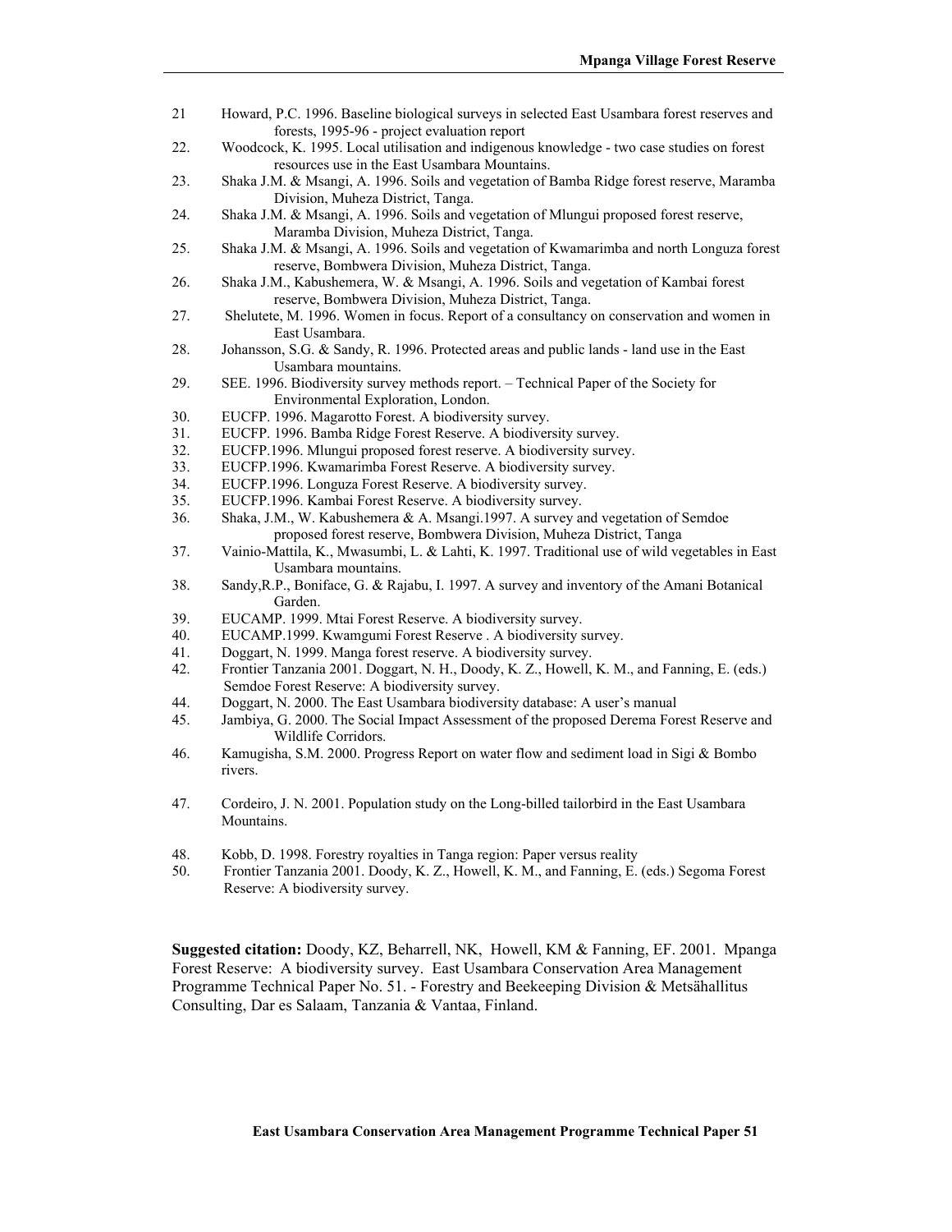21 Howard, P.C. 1996. Baseline biological surveys in selected East Usambara forest reserves and forests, 1995-96 - project evaluation report

22. Woodcock, K. 1995. Local utilisation and indigenous knowledge - two case studies on forest resources use in the East Usambara Mountains.

23. Shaka J.M. & Msangi, A. 1996. Soils and vegetation of Bamba Ridge forest reserve, Maramba Division, Muheza District, Tanga.

24. Shaka J.M. & Msangi, A. 1996. Soils and vegetation of Mlungui proposed forest reserve, Maramba Division, Muheza District, Tanga.

25. Shaka J.M. & Msangi, A. 1996. Soils and vegetation of Kwamarimba and north Longuza forest reserve, Bombwera Division, Muheza District, Tanga.

26. Shaka J.M., Kabushemera, W. & Msangi, A. 1996. Soils and vegetation of Kambai forest reserve, Bombwera Division, Muheza District, Tanga.

27. Shelutete, M. 1996. Women in focus. Report of a consultancy on conservation and women in East Usambara.

28. Johansson, S.G. & Sandy, R. 1996. Protected areas and public lands - land use in the East Usambara mountains.

29. SEE. 1996. Biodiversity survey methods report. – Technical Paper of the Society for Environmental Exploration, London.

30. EUCFP. 1996. Magarotto Forest. A biodiversity survey.

31. EUCFP. 1996. Bamba Ridge Forest Reserve. A biodiversity survey.

32. EUCFP.1996. Mlungui proposed forest reserve. A biodiversity survey.

33. EUCFP.1996. Kwamarimba Forest Reserve. A biodiversity survey.

34. EUCFP.1996. Longuza Forest Reserve. A biodiversity survey.

35. EUCFP.1996. Kambai Forest Reserve. A biodiversity survey.

36. Shaka, J.M., W. Kabushemera & A. Msangi.1997. A survey and vegetation of Semdoe proposed forest reserve, Bombwera Division, Muheza District, Tanga

37. Vainio-Mattila, K., Mwasumbi, L. & Lahti, K. 1997. Traditional use of wild vegetables in East Usambara mountains.

38. Sandy,R.P., Boniface, G. & Rajabu, I. 1997. A survey and inventory of the Amani Botanical Garden.

39. EUCAMP. 1999. Mtai Forest Reserve. A biodiversity survey.

40. EUCAMP.1999. Kwamgumi Forest Reserve . A biodiversity survey.

41. Doggart, N. 1999. Manga forest reserve. A biodiversity survey.

42. Frontier Tanzania 2001. Doggart, N. H., Doody, K. Z., Howell, K. M., and Fanning, E. (eds.) Semdoe Forest Reserve: A biodiversity survey.

44. Doggart, N. 2000. The East Usambara biodiversity database: A user's manual

45. Jambiya, G. 2000. The Social Impact Assessment of the proposed Derema Forest Reserve and Wildlife Corridors.

46. Kamugisha, S.M. 2000. Progress Report on water flow and sediment load in Sigi & Bombo rivers.

47. Cordeiro, J. N. 2001. Population study on the Long-billed tailorbird in the East Usambara Mountains.

48. Kobb, D. 1998. Forestry royalties in Tanga region: Paper versus reality

50. Frontier Tanzania 2001. Doody, K. Z., Howell, K. M., and Fanning, E. (eds.) Segoma Forest Reserve: A biodiversity survey.

**Suggested citation:** Doody, KZ, Beharrell, NK, Howell, KM & Fanning, EF. 2001. Mpanga Forest Reserve: A biodiversity survey. East Usambara Conservation Area Management Programme Technical Paper No. 51. - Forestry and Beekeeping Division & Metsähallitus Consulting, Dar es Salaam, Tanzania & Vantaa, Finland.